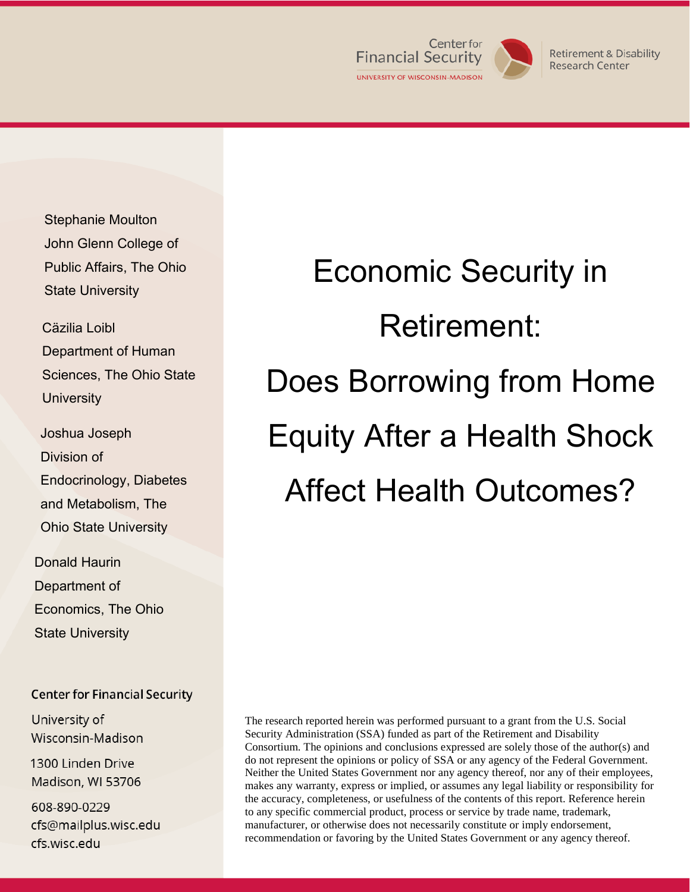Center for Financial Security
UNIVERSITY OF WISCONSIN-MADISON

Retirement & Disability Research Center

# Economic Security in Retirement: Does Borrowing from Home Equity After a Health Shock Affect Health Outcomes?

Stephanie Moulton
John Glenn College of Public Affairs, The Ohio State University

Cäzilia Loibl
Department of Human Sciences, The Ohio State University

Joshua Joseph
Division of Endocrinology, Diabetes and Metabolism, The Ohio State University

Donald Haurin
Department of Economics, The Ohio State University

**Center for Financial Security**

University of Wisconsin-Madison

1300 Linden Drive
Madison, WI 53706

608-890-0229
cfs@mailplus.wisc.edu
cfs.wisc.edu

The research reported herein was performed pursuant to a grant from the U.S. Social Security Administration (SSA) funded as part of the Retirement and Disability Consortium. The opinions and conclusions expressed are solely those of the author(s) and do not represent the opinions or policy of SSA or any agency of the Federal Government. Neither the United States Government nor any agency thereof, nor any of their employees, makes any warranty, express or implied, or assumes any legal liability or responsibility for the accuracy, completeness, or usefulness of the contents of this report. Reference herein to any specific commercial product, process or service by trade name, trademark, manufacturer, or otherwise does not necessarily constitute or imply endorsement, recommendation or favoring by the United States Government or any agency thereof.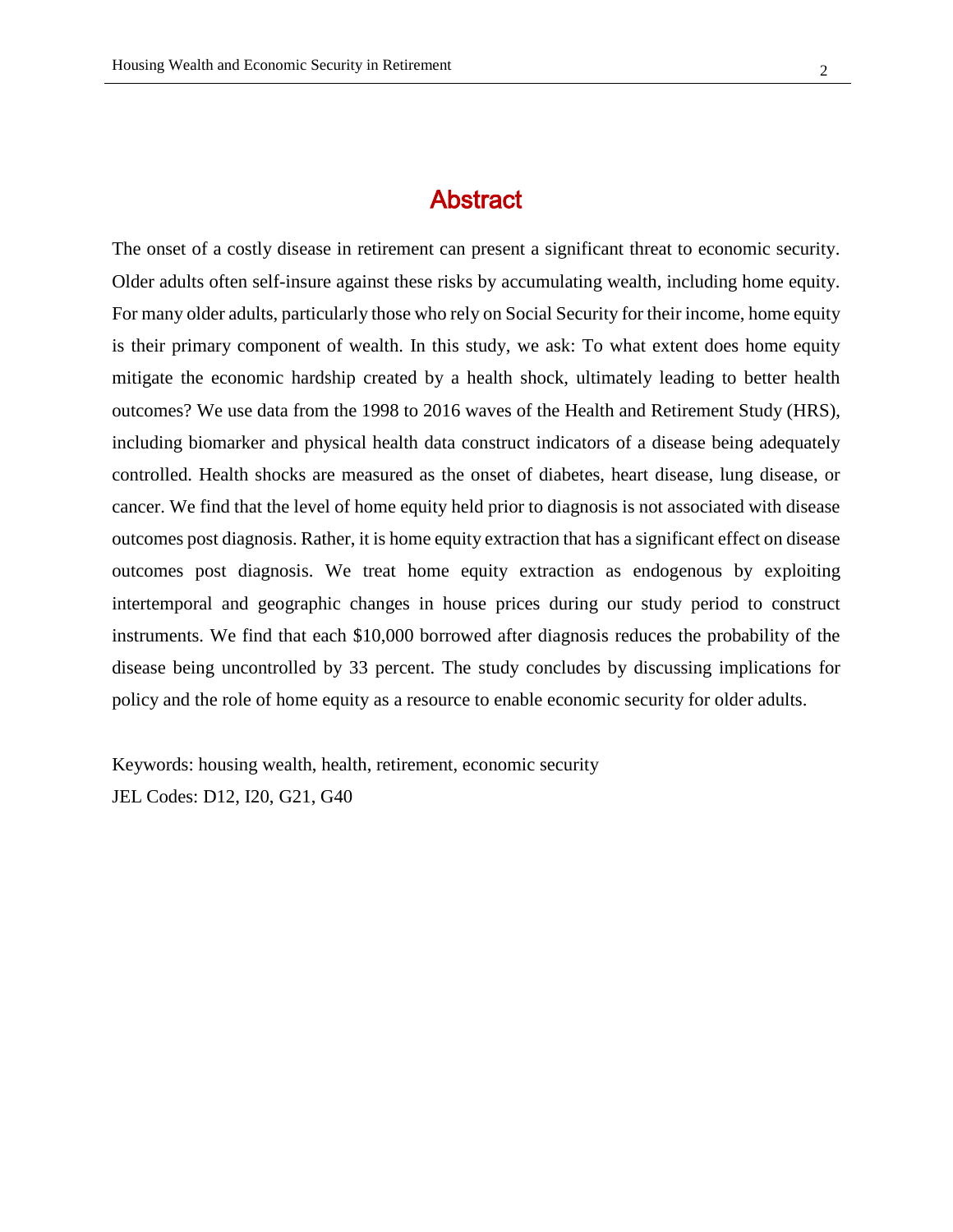# Abstract

The onset of a costly disease in retirement can present a significant threat to economic security. Older adults often self-insure against these risks by accumulating wealth, including home equity. For many older adults, particularly those who rely on Social Security for their income, home equity is their primary component of wealth. In this study, we ask: To what extent does home equity mitigate the economic hardship created by a health shock, ultimately leading to better health outcomes? We use data from the 1998 to 2016 waves of the Health and Retirement Study (HRS), including biomarker and physical health data construct indicators of a disease being adequately controlled. Health shocks are measured as the onset of diabetes, heart disease, lung disease, or cancer. We find that the level of home equity held prior to diagnosis is not associated with disease outcomes post diagnosis. Rather, it is home equity extraction that has a significant effect on disease outcomes post diagnosis. We treat home equity extraction as endogenous by exploiting intertemporal and geographic changes in house prices during our study period to construct instruments. We find that each $10,000 borrowed after diagnosis reduces the probability of the disease being uncontrolled by 33 percent. The study concludes by discussing implications for policy and the role of home equity as a resource to enable economic security for older adults.

Keywords: housing wealth, health, retirement, economic security

JEL Codes: D12, I20, G21, G40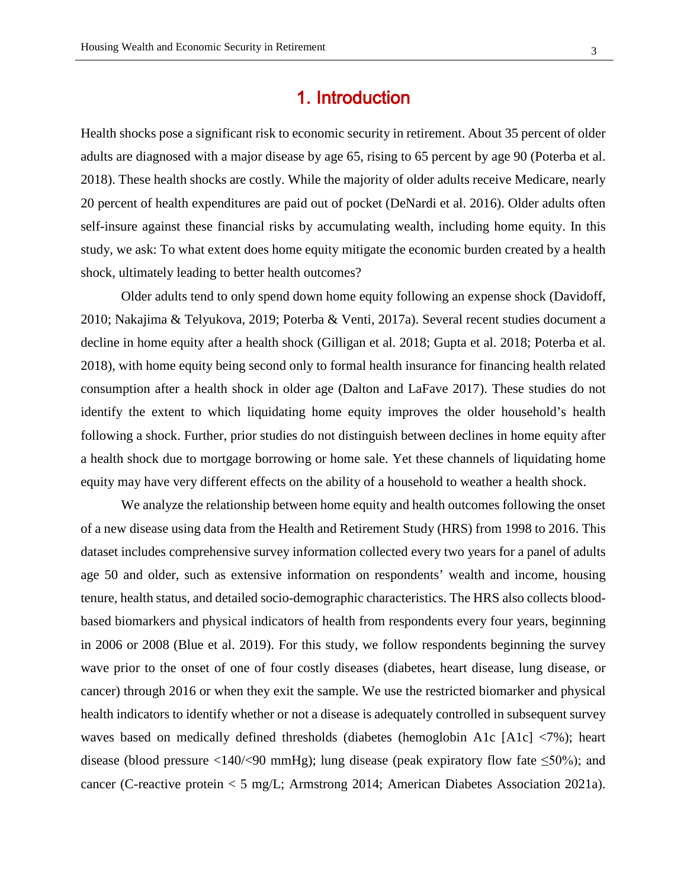# 1. Introduction

Health shocks pose a significant risk to economic security in retirement. About 35 percent of older adults are diagnosed with a major disease by age 65, rising to 65 percent by age 90 (Poterba et al. 2018). These health shocks are costly. While the majority of older adults receive Medicare, nearly 20 percent of health expenditures are paid out of pocket (DeNardi et al. 2016). Older adults often self-insure against these financial risks by accumulating wealth, including home equity. In this study, we ask: To what extent does home equity mitigate the economic burden created by a health shock, ultimately leading to better health outcomes?

Older adults tend to only spend down home equity following an expense shock (Davidoff, 2010; Nakajima & Telyukova, 2019; Poterba & Venti, 2017a). Several recent studies document a decline in home equity after a health shock (Gilligan et al. 2018; Gupta et al. 2018; Poterba et al. 2018), with home equity being second only to formal health insurance for financing health related consumption after a health shock in older age (Dalton and LaFave 2017). These studies do not identify the extent to which liquidating home equity improves the older household's health following a shock. Further, prior studies do not distinguish between declines in home equity after a health shock due to mortgage borrowing or home sale. Yet these channels of liquidating home equity may have very different effects on the ability of a household to weather a health shock.

We analyze the relationship between home equity and health outcomes following the onset of a new disease using data from the Health and Retirement Study (HRS) from 1998 to 2016. This dataset includes comprehensive survey information collected every two years for a panel of adults age 50 and older, such as extensive information on respondents' wealth and income, housing tenure, health status, and detailed socio-demographic characteristics. The HRS also collects blood-based biomarkers and physical indicators of health from respondents every four years, beginning in 2006 or 2008 (Blue et al. 2019). For this study, we follow respondents beginning the survey wave prior to the onset of one of four costly diseases (diabetes, heart disease, lung disease, or cancer) through 2016 or when they exit the sample. We use the restricted biomarker and physical health indicators to identify whether or not a disease is adequately controlled in subsequent survey waves based on medically defined thresholds (diabetes (hemoglobin A1c [A1c] <7%); heart disease (blood pressure <140/<90 mmHg); lung disease (peak expiratory flow fate ≤50%); and cancer (C-reactive protein < 5 mg/L; Armstrong 2014; American Diabetes Association 2021a).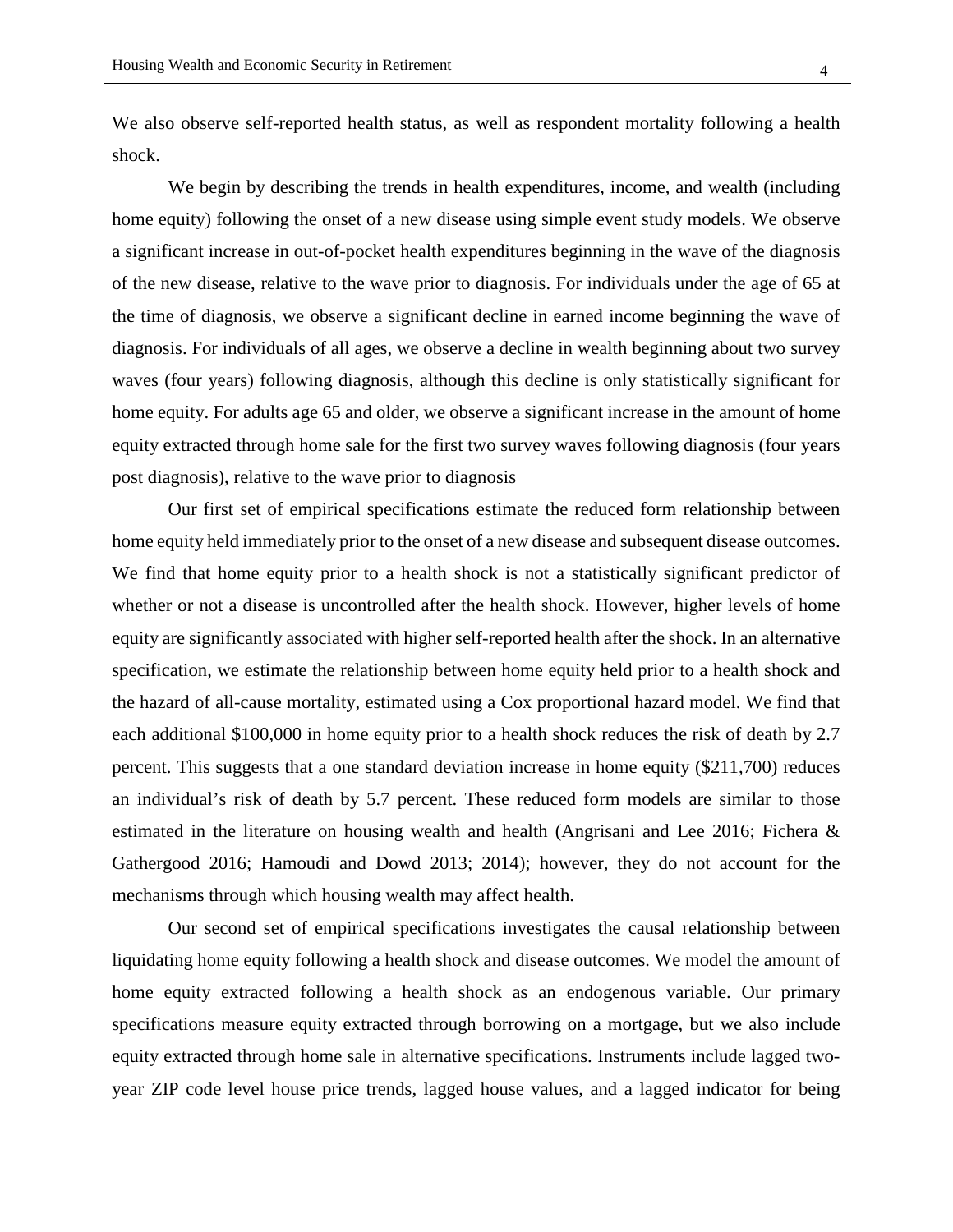We also observe self-reported health status, as well as respondent mortality following a health shock.

We begin by describing the trends in health expenditures, income, and wealth (including home equity) following the onset of a new disease using simple event study models. We observe a significant increase in out-of-pocket health expenditures beginning in the wave of the diagnosis of the new disease, relative to the wave prior to diagnosis. For individuals under the age of 65 at the time of diagnosis, we observe a significant decline in earned income beginning the wave of diagnosis. For individuals of all ages, we observe a decline in wealth beginning about two survey waves (four years) following diagnosis, although this decline is only statistically significant for home equity. For adults age 65 and older, we observe a significant increase in the amount of home equity extracted through home sale for the first two survey waves following diagnosis (four years post diagnosis), relative to the wave prior to diagnosis

Our first set of empirical specifications estimate the reduced form relationship between home equity held immediately prior to the onset of a new disease and subsequent disease outcomes. We find that home equity prior to a health shock is not a statistically significant predictor of whether or not a disease is uncontrolled after the health shock. However, higher levels of home equity are significantly associated with higher self-reported health after the shock. In an alternative specification, we estimate the relationship between home equity held prior to a health shock and the hazard of all-cause mortality, estimated using a Cox proportional hazard model. We find that each additional $100,000 in home equity prior to a health shock reduces the risk of death by 2.7 percent. This suggests that a one standard deviation increase in home equity ($211,700) reduces an individual's risk of death by 5.7 percent. These reduced form models are similar to those estimated in the literature on housing wealth and health (Angrisani and Lee 2016; Fichera & Gathergood 2016; Hamoudi and Dowd 2013; 2014); however, they do not account for the mechanisms through which housing wealth may affect health.

Our second set of empirical specifications investigates the causal relationship between liquidating home equity following a health shock and disease outcomes. We model the amount of home equity extracted following a health shock as an endogenous variable. Our primary specifications measure equity extracted through borrowing on a mortgage, but we also include equity extracted through home sale in alternative specifications. Instruments include lagged two-year ZIP code level house price trends, lagged house values, and a lagged indicator for being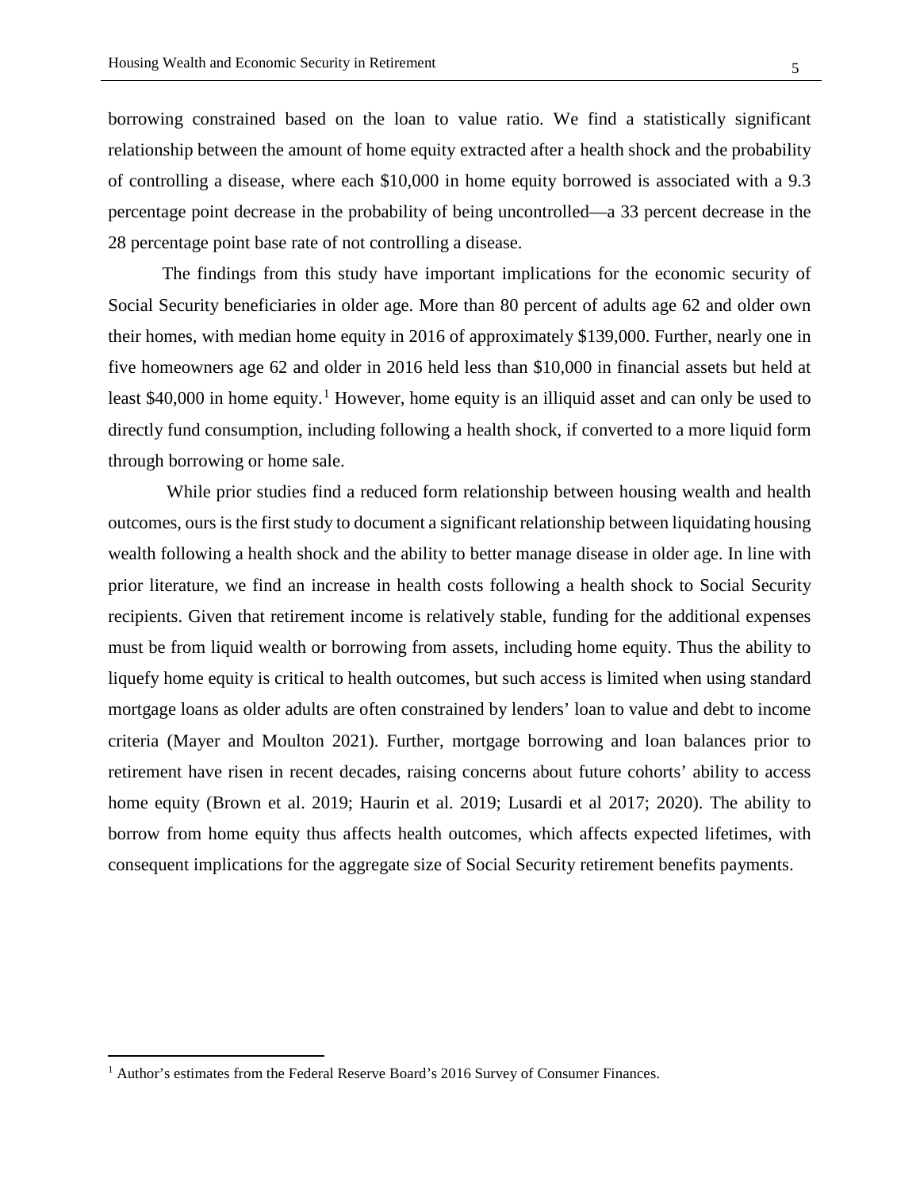borrowing constrained based on the loan to value ratio. We find a statistically significant relationship between the amount of home equity extracted after a health shock and the probability of controlling a disease, where each $10,000 in home equity borrowed is associated with a 9.3 percentage point decrease in the probability of being uncontrolled—a 33 percent decrease in the 28 percentage point base rate of not controlling a disease.

The findings from this study have important implications for the economic security of Social Security beneficiaries in older age. More than 80 percent of adults age 62 and older own their homes, with median home equity in 2016 of approximately $139,000. Further, nearly one in five homeowners age 62 and older in 2016 held less than $10,000 in financial assets but held at least $40,000 in home equity.[1] However, home equity is an illiquid asset and can only be used to directly fund consumption, including following a health shock, if converted to a more liquid form through borrowing or home sale.

While prior studies find a reduced form relationship between housing wealth and health outcomes, ours is the first study to document a significant relationship between liquidating housing wealth following a health shock and the ability to better manage disease in older age. In line with prior literature, we find an increase in health costs following a health shock to Social Security recipients. Given that retirement income is relatively stable, funding for the additional expenses must be from liquid wealth or borrowing from assets, including home equity. Thus the ability to liquefy home equity is critical to health outcomes, but such access is limited when using standard mortgage loans as older adults are often constrained by lenders' loan to value and debt to income criteria (Mayer and Moulton 2021). Further, mortgage borrowing and loan balances prior to retirement have risen in recent decades, raising concerns about future cohorts' ability to access home equity (Brown et al. 2019; Haurin et al. 2019; Lusardi et al 2017; 2020). The ability to borrow from home equity thus affects health outcomes, which affects expected lifetimes, with consequent implications for the aggregate size of Social Security retirement benefits payments.

[1] Author's estimates from the Federal Reserve Board's 2016 Survey of Consumer Finances.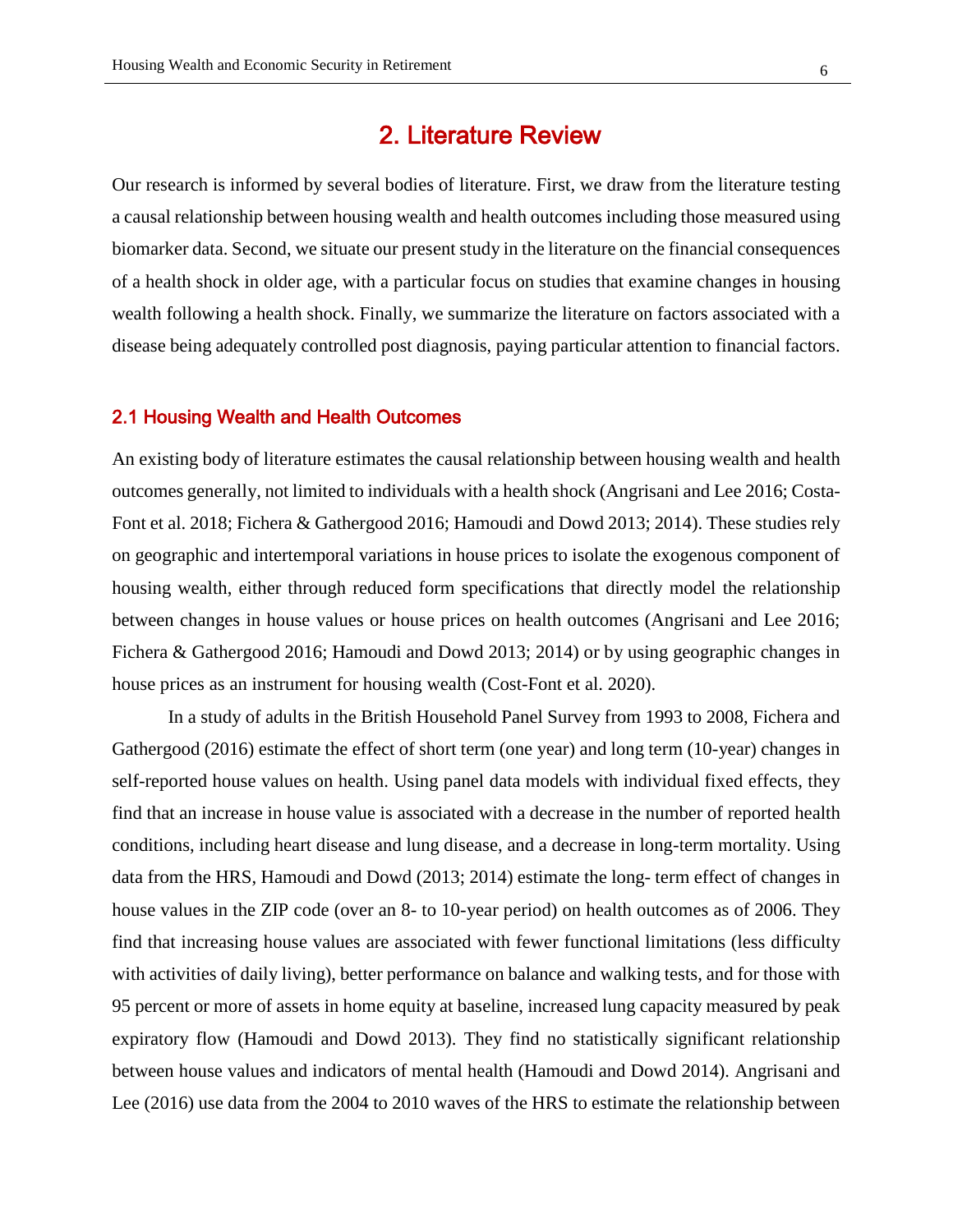## 2. Literature Review

Our research is informed by several bodies of literature. First, we draw from the literature testing a causal relationship between housing wealth and health outcomes including those measured using biomarker data. Second, we situate our present study in the literature on the financial consequences of a health shock in older age, with a particular focus on studies that examine changes in housing wealth following a health shock. Finally, we summarize the literature on factors associated with a disease being adequately controlled post diagnosis, paying particular attention to financial factors.

### 2.1 Housing Wealth and Health Outcomes

An existing body of literature estimates the causal relationship between housing wealth and health outcomes generally, not limited to individuals with a health shock (Angrisani and Lee 2016; Costa-Font et al. 2018; Fichera & Gathergood 2016; Hamoudi and Dowd 2013; 2014). These studies rely on geographic and intertemporal variations in house prices to isolate the exogenous component of housing wealth, either through reduced form specifications that directly model the relationship between changes in house values or house prices on health outcomes (Angrisani and Lee 2016; Fichera & Gathergood 2016; Hamoudi and Dowd 2013; 2014) or by using geographic changes in house prices as an instrument for housing wealth (Cost-Font et al. 2020).

In a study of adults in the British Household Panel Survey from 1993 to 2008, Fichera and Gathergood (2016) estimate the effect of short term (one year) and long term (10-year) changes in self-reported house values on health. Using panel data models with individual fixed effects, they find that an increase in house value is associated with a decrease in the number of reported health conditions, including heart disease and lung disease, and a decrease in long-term mortality. Using data from the HRS, Hamoudi and Dowd (2013; 2014) estimate the long- term effect of changes in house values in the ZIP code (over an 8- to 10-year period) on health outcomes as of 2006. They find that increasing house values are associated with fewer functional limitations (less difficulty with activities of daily living), better performance on balance and walking tests, and for those with 95 percent or more of assets in home equity at baseline, increased lung capacity measured by peak expiratory flow (Hamoudi and Dowd 2013). They find no statistically significant relationship between house values and indicators of mental health (Hamoudi and Dowd 2014). Angrisani and Lee (2016) use data from the 2004 to 2010 waves of the HRS to estimate the relationship between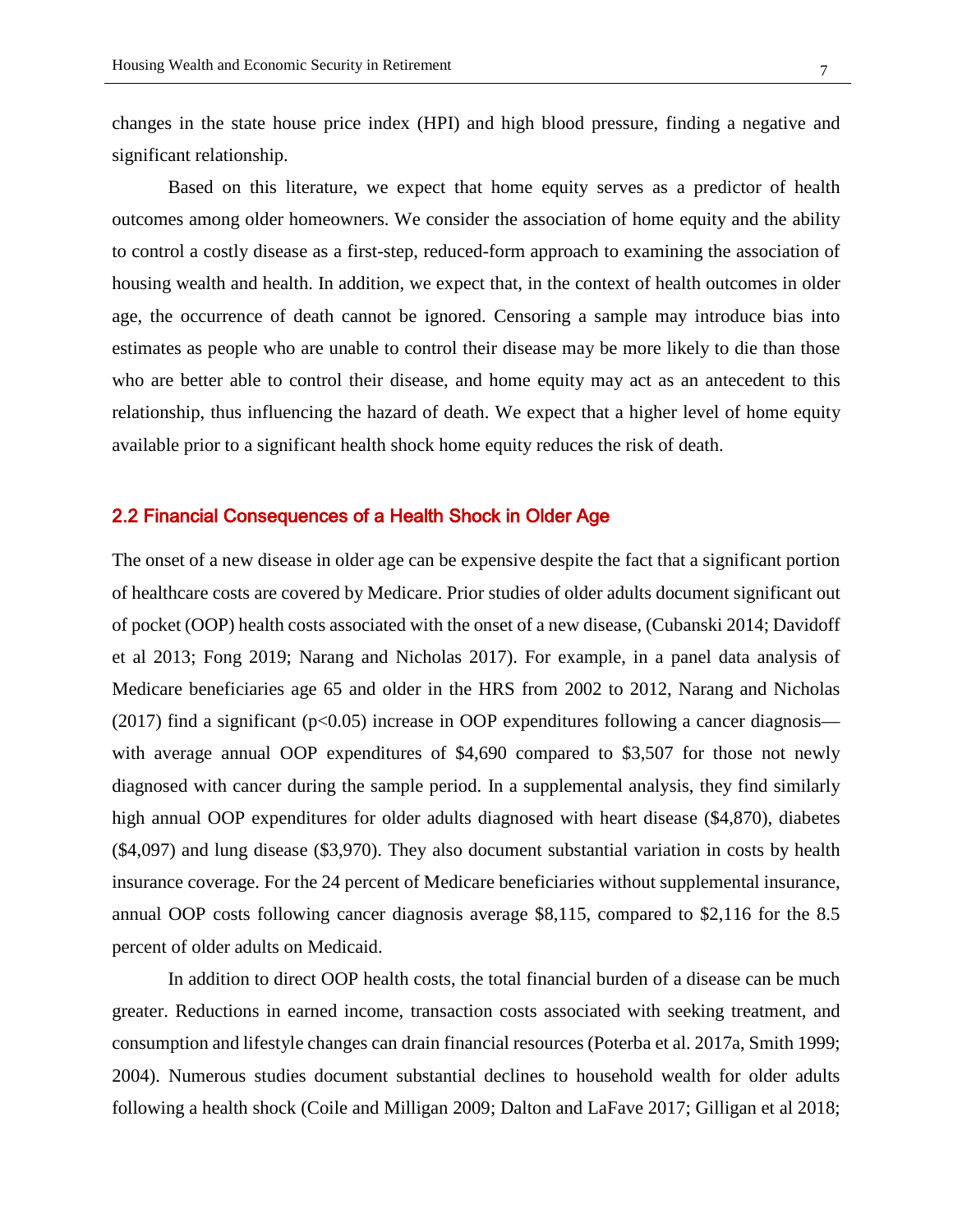changes in the state house price index (HPI) and high blood pressure, finding a negative and significant relationship.

Based on this literature, we expect that home equity serves as a predictor of health outcomes among older homeowners. We consider the association of home equity and the ability to control a costly disease as a first-step, reduced-form approach to examining the association of housing wealth and health. In addition, we expect that, in the context of health outcomes in older age, the occurrence of death cannot be ignored. Censoring a sample may introduce bias into estimates as people who are unable to control their disease may be more likely to die than those who are better able to control their disease, and home equity may act as an antecedent to this relationship, thus influencing the hazard of death. We expect that a higher level of home equity available prior to a significant health shock home equity reduces the risk of death.

## 2.2 Financial Consequences of a Health Shock in Older Age

The onset of a new disease in older age can be expensive despite the fact that a significant portion of healthcare costs are covered by Medicare. Prior studies of older adults document significant out of pocket (OOP) health costs associated with the onset of a new disease, (Cubanski 2014; Davidoff et al 2013; Fong 2019; Narang and Nicholas 2017). For example, in a panel data analysis of Medicare beneficiaries age 65 and older in the HRS from 2002 to 2012, Narang and Nicholas (2017) find a significant ($p<0.05$) increase in OOP expenditures following a cancer diagnosis—with average annual OOP expenditures of $4,690 compared to $3,507 for those not newly diagnosed with cancer during the sample period. In a supplemental analysis, they find similarly high annual OOP expenditures for older adults diagnosed with heart disease ($4,870), diabetes ($4,097) and lung disease ($3,970). They also document substantial variation in costs by health insurance coverage. For the 24 percent of Medicare beneficiaries without supplemental insurance, annual OOP costs following cancer diagnosis average $8,115, compared to $2,116 for the 8.5 percent of older adults on Medicaid.

In addition to direct OOP health costs, the total financial burden of a disease can be much greater. Reductions in earned income, transaction costs associated with seeking treatment, and consumption and lifestyle changes can drain financial resources (Poterba et al. 2017a, Smith 1999; 2004). Numerous studies document substantial declines to household wealth for older adults following a health shock (Coile and Milligan 2009; Dalton and LaFave 2017; Gilligan et al 2018;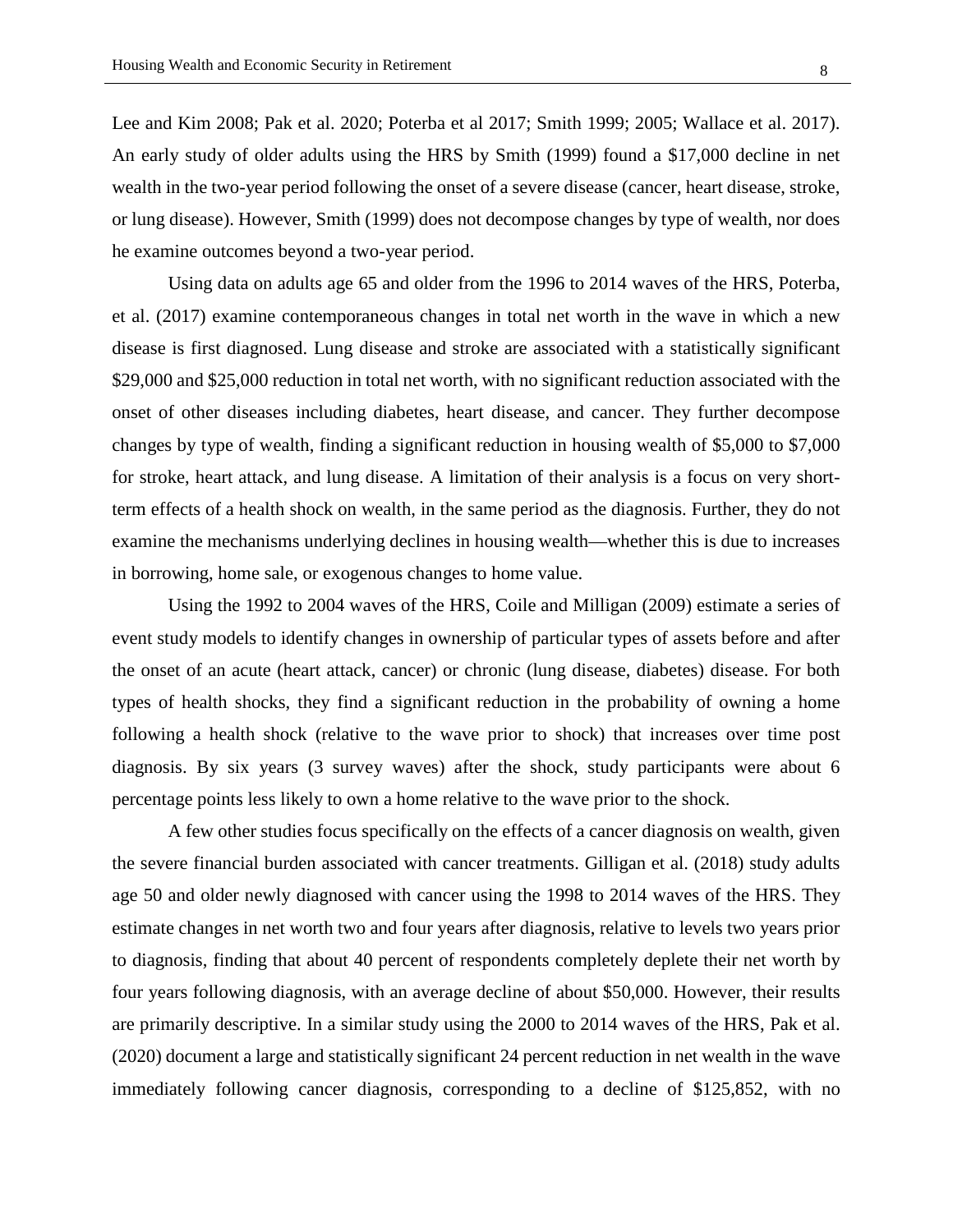Lee and Kim 2008; Pak et al. 2020; Poterba et al 2017; Smith 1999; 2005; Wallace et al. 2017). An early study of older adults using the HRS by Smith (1999) found a $17,000 decline in net wealth in the two-year period following the onset of a severe disease (cancer, heart disease, stroke, or lung disease). However, Smith (1999) does not decompose changes by type of wealth, nor does he examine outcomes beyond a two-year period.

Using data on adults age 65 and older from the 1996 to 2014 waves of the HRS, Poterba, et al. (2017) examine contemporaneous changes in total net worth in the wave in which a new disease is first diagnosed. Lung disease and stroke are associated with a statistically significant $29,000 and $25,000 reduction in total net worth, with no significant reduction associated with the onset of other diseases including diabetes, heart disease, and cancer. They further decompose changes by type of wealth, finding a significant reduction in housing wealth of $5,000 to $7,000 for stroke, heart attack, and lung disease. A limitation of their analysis is a focus on very short-term effects of a health shock on wealth, in the same period as the diagnosis. Further, they do not examine the mechanisms underlying declines in housing wealth—whether this is due to increases in borrowing, home sale, or exogenous changes to home value.

Using the 1992 to 2004 waves of the HRS, Coile and Milligan (2009) estimate a series of event study models to identify changes in ownership of particular types of assets before and after the onset of an acute (heart attack, cancer) or chronic (lung disease, diabetes) disease. For both types of health shocks, they find a significant reduction in the probability of owning a home following a health shock (relative to the wave prior to shock) that increases over time post diagnosis. By six years (3 survey waves) after the shock, study participants were about 6 percentage points less likely to own a home relative to the wave prior to the shock.

A few other studies focus specifically on the effects of a cancer diagnosis on wealth, given the severe financial burden associated with cancer treatments. Gilligan et al. (2018) study adults age 50 and older newly diagnosed with cancer using the 1998 to 2014 waves of the HRS. They estimate changes in net worth two and four years after diagnosis, relative to levels two years prior to diagnosis, finding that about 40 percent of respondents completely deplete their net worth by four years following diagnosis, with an average decline of about $50,000. However, their results are primarily descriptive. In a similar study using the 2000 to 2014 waves of the HRS, Pak et al. (2020) document a large and statistically significant 24 percent reduction in net wealth in the wave immediately following cancer diagnosis, corresponding to a decline of $125,852, with no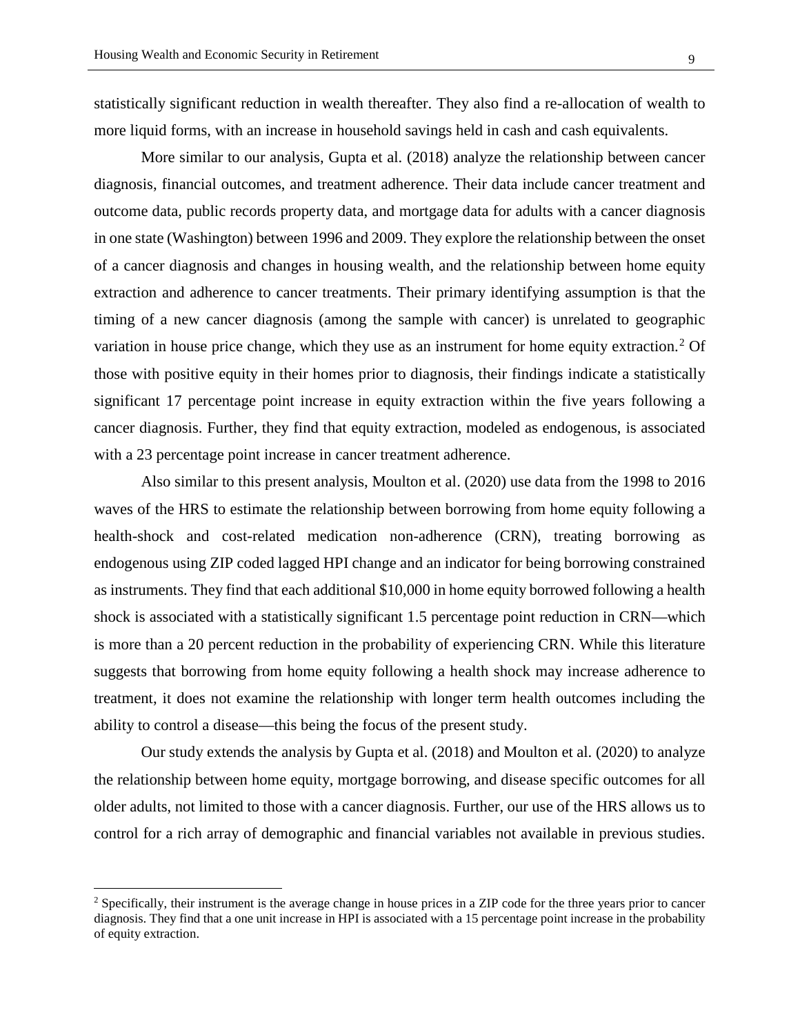statistically significant reduction in wealth thereafter. They also find a re-allocation of wealth to more liquid forms, with an increase in household savings held in cash and cash equivalents.

More similar to our analysis, Gupta et al. (2018) analyze the relationship between cancer diagnosis, financial outcomes, and treatment adherence. Their data include cancer treatment and outcome data, public records property data, and mortgage data for adults with a cancer diagnosis in one state (Washington) between 1996 and 2009. They explore the relationship between the onset of a cancer diagnosis and changes in housing wealth, and the relationship between home equity extraction and adherence to cancer treatments. Their primary identifying assumption is that the timing of a new cancer diagnosis (among the sample with cancer) is unrelated to geographic variation in house price change, which they use as an instrument for home equity extraction.[2] Of those with positive equity in their homes prior to diagnosis, their findings indicate a statistically significant 17 percentage point increase in equity extraction within the five years following a cancer diagnosis. Further, they find that equity extraction, modeled as endogenous, is associated with a 23 percentage point increase in cancer treatment adherence.

Also similar to this present analysis, Moulton et al. (2020) use data from the 1998 to 2016 waves of the HRS to estimate the relationship between borrowing from home equity following a health-shock and cost-related medication non-adherence (CRN), treating borrowing as endogenous using ZIP coded lagged HPI change and an indicator for being borrowing constrained as instruments. They find that each additional \$10,000 in home equity borrowed following a health shock is associated with a statistically significant 1.5 percentage point reduction in CRN—which is more than a 20 percent reduction in the probability of experiencing CRN. While this literature suggests that borrowing from home equity following a health shock may increase adherence to treatment, it does not examine the relationship with longer term health outcomes including the ability to control a disease—this being the focus of the present study.

Our study extends the analysis by Gupta et al. (2018) and Moulton et al. (2020) to analyze the relationship between home equity, mortgage borrowing, and disease specific outcomes for all older adults, not limited to those with a cancer diagnosis. Further, our use of the HRS allows us to control for a rich array of demographic and financial variables not available in previous studies.

---

[2] Specifically, their instrument is the average change in house prices in a ZIP code for the three years prior to cancer diagnosis. They find that a one unit increase in HPI is associated with a 15 percentage point increase in the probability of equity extraction.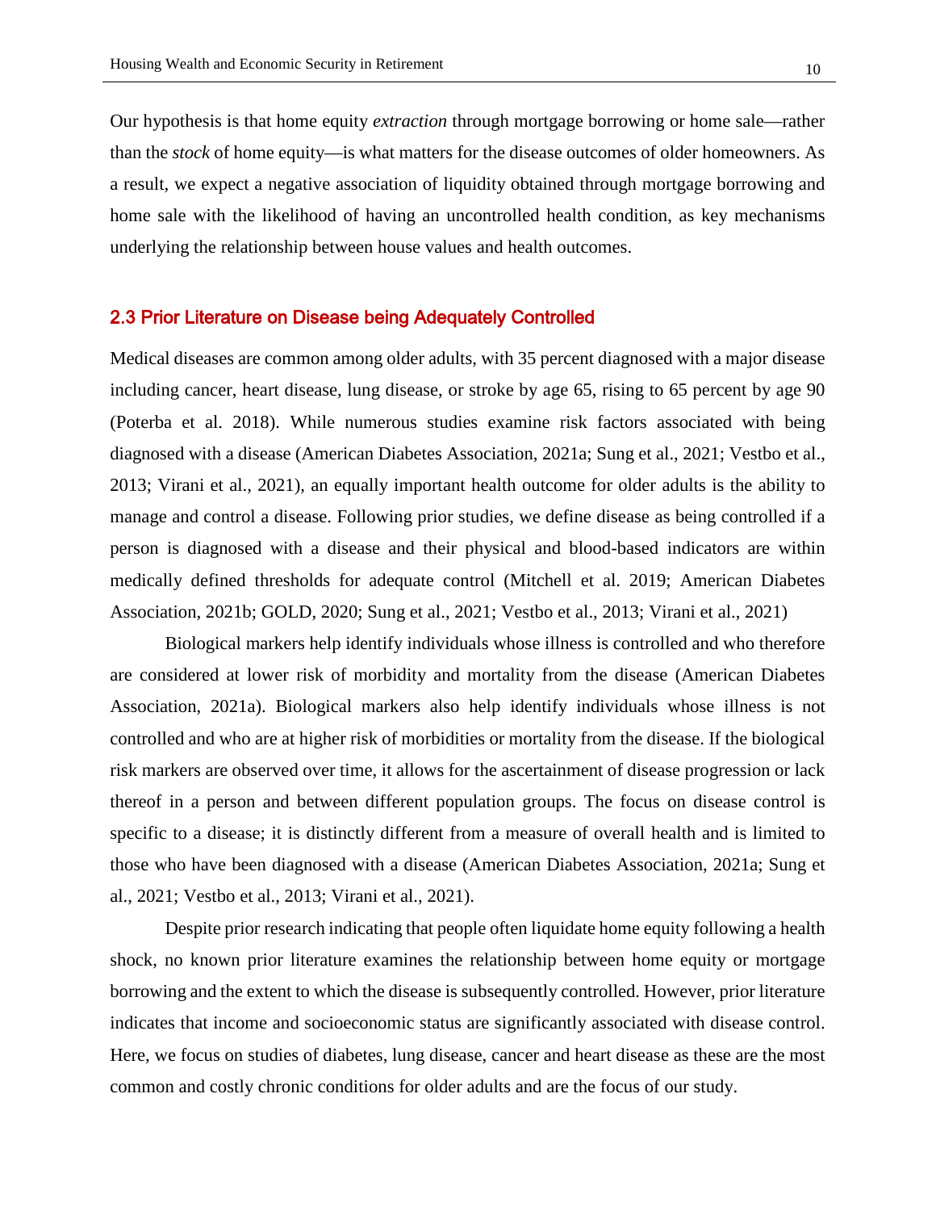Our hypothesis is that home equity *extraction* through mortgage borrowing or home sale—rather than the *stock* of home equity—is what matters for the disease outcomes of older homeowners. As a result, we expect a negative association of liquidity obtained through mortgage borrowing and home sale with the likelihood of having an uncontrolled health condition, as key mechanisms underlying the relationship between house values and health outcomes.

## 2.3 Prior Literature on Disease being Adequately Controlled

Medical diseases are common among older adults, with 35 percent diagnosed with a major disease including cancer, heart disease, lung disease, or stroke by age 65, rising to 65 percent by age 90 (Poterba et al. 2018). While numerous studies examine risk factors associated with being diagnosed with a disease (American Diabetes Association, 2021a; Sung et al., 2021; Vestbo et al., 2013; Virani et al., 2021), an equally important health outcome for older adults is the ability to manage and control a disease. Following prior studies, we define disease as being controlled if a person is diagnosed with a disease and their physical and blood-based indicators are within medically defined thresholds for adequate control (Mitchell et al. 2019; American Diabetes Association, 2021b; GOLD, 2020; Sung et al., 2021; Vestbo et al., 2013; Virani et al., 2021)

Biological markers help identify individuals whose illness is controlled and who therefore are considered at lower risk of morbidity and mortality from the disease (American Diabetes Association, 2021a). Biological markers also help identify individuals whose illness is not controlled and who are at higher risk of morbidities or mortality from the disease. If the biological risk markers are observed over time, it allows for the ascertainment of disease progression or lack thereof in a person and between different population groups. The focus on disease control is specific to a disease; it is distinctly different from a measure of overall health and is limited to those who have been diagnosed with a disease (American Diabetes Association, 2021a; Sung et al., 2021; Vestbo et al., 2013; Virani et al., 2021).

Despite prior research indicating that people often liquidate home equity following a health shock, no known prior literature examines the relationship between home equity or mortgage borrowing and the extent to which the disease is subsequently controlled. However, prior literature indicates that income and socioeconomic status are significantly associated with disease control. Here, we focus on studies of diabetes, lung disease, cancer and heart disease as these are the most common and costly chronic conditions for older adults and are the focus of our study.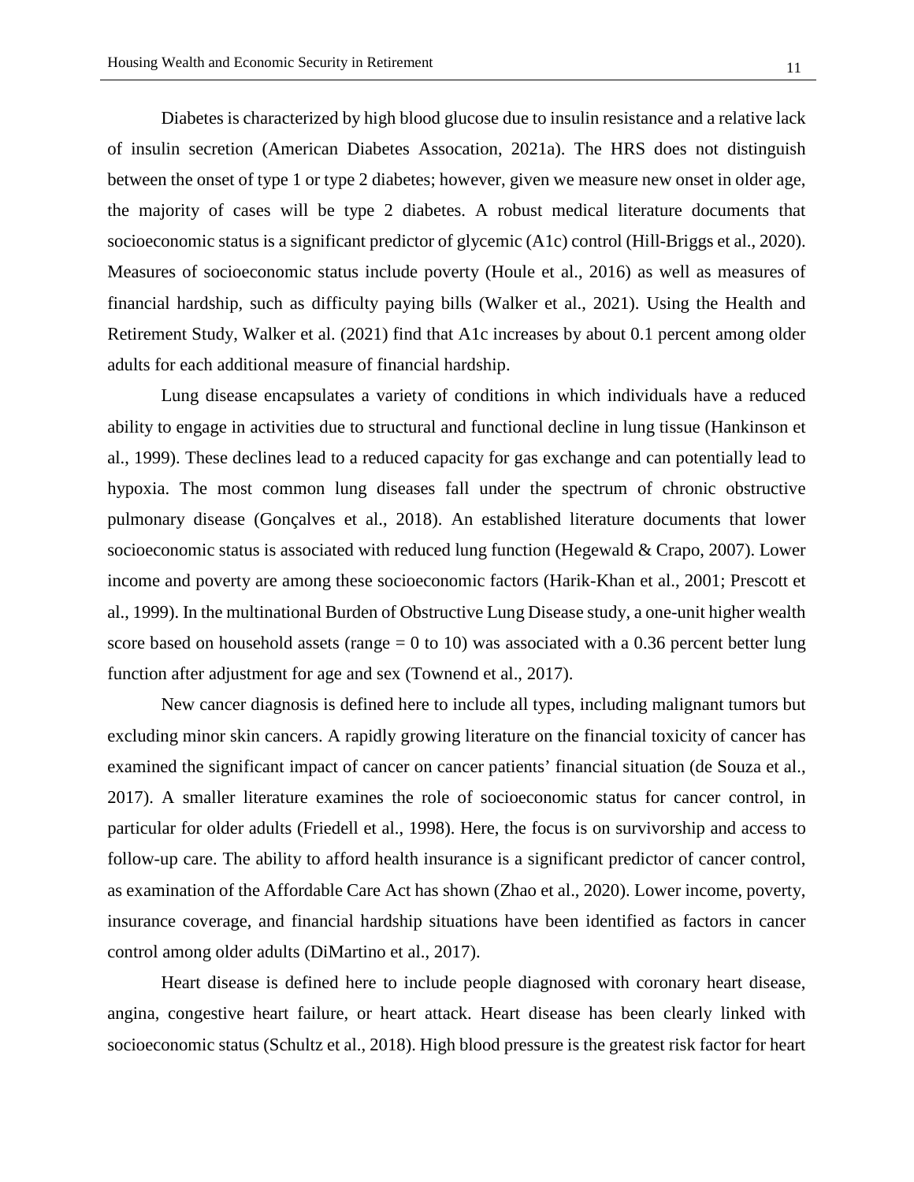Diabetes is characterized by high blood glucose due to insulin resistance and a relative lack of insulin secretion (American Diabetes Assocation, 2021a). The HRS does not distinguish between the onset of type 1 or type 2 diabetes; however, given we measure new onset in older age, the majority of cases will be type 2 diabetes. A robust medical literature documents that socioeconomic status is a significant predictor of glycemic (A1c) control (Hill-Briggs et al., 2020). Measures of socioeconomic status include poverty (Houle et al., 2016) as well as measures of financial hardship, such as difficulty paying bills (Walker et al., 2021). Using the Health and Retirement Study, Walker et al. (2021) find that A1c increases by about 0.1 percent among older adults for each additional measure of financial hardship.

Lung disease encapsulates a variety of conditions in which individuals have a reduced ability to engage in activities due to structural and functional decline in lung tissue (Hankinson et al., 1999). These declines lead to a reduced capacity for gas exchange and can potentially lead to hypoxia. The most common lung diseases fall under the spectrum of chronic obstructive pulmonary disease (Gonçalves et al., 2018). An established literature documents that lower socioeconomic status is associated with reduced lung function (Hegewald & Crapo, 2007). Lower income and poverty are among these socioeconomic factors (Harik-Khan et al., 2001; Prescott et al., 1999). In the multinational Burden of Obstructive Lung Disease study, a one-unit higher wealth score based on household assets (range = 0 to 10) was associated with a 0.36 percent better lung function after adjustment for age and sex (Townend et al., 2017).

New cancer diagnosis is defined here to include all types, including malignant tumors but excluding minor skin cancers. A rapidly growing literature on the financial toxicity of cancer has examined the significant impact of cancer on cancer patients' financial situation (de Souza et al., 2017). A smaller literature examines the role of socioeconomic status for cancer control, in particular for older adults (Friedell et al., 1998). Here, the focus is on survivorship and access to follow-up care. The ability to afford health insurance is a significant predictor of cancer control, as examination of the Affordable Care Act has shown (Zhao et al., 2020). Lower income, poverty, insurance coverage, and financial hardship situations have been identified as factors in cancer control among older adults (DiMartino et al., 2017).

Heart disease is defined here to include people diagnosed with coronary heart disease, angina, congestive heart failure, or heart attack. Heart disease has been clearly linked with socioeconomic status (Schultz et al., 2018). High blood pressure is the greatest risk factor for heart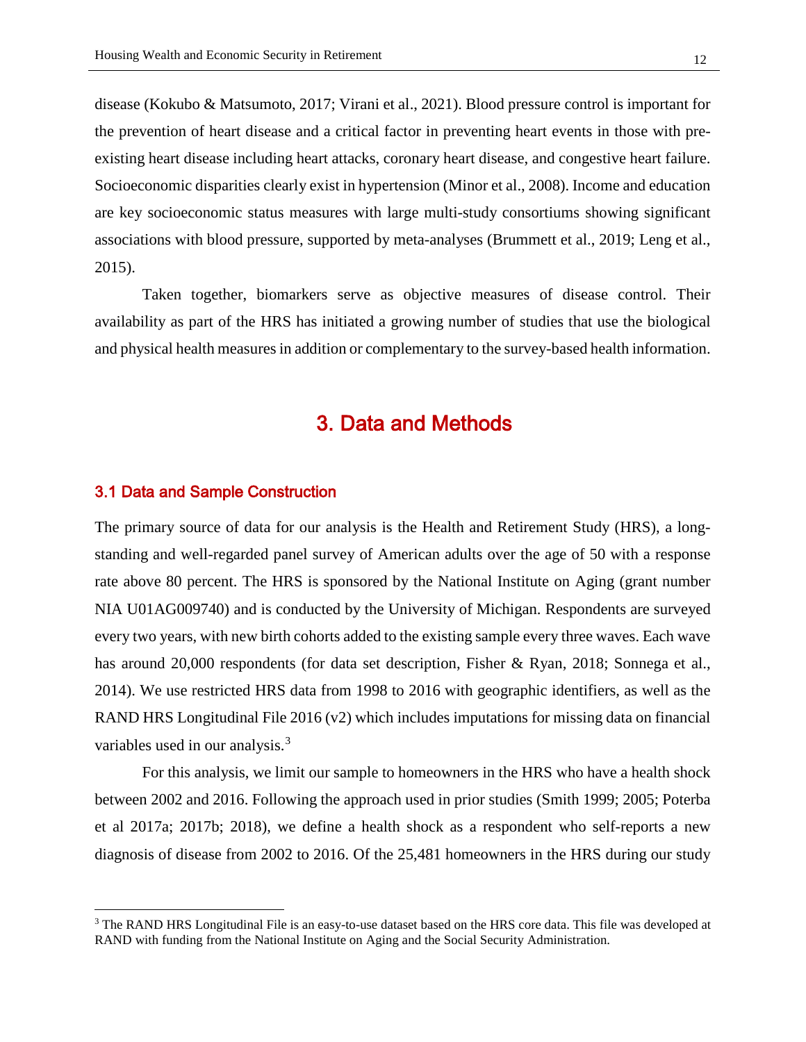disease (Kokubo & Matsumoto, 2017; Virani et al., 2021). Blood pressure control is important for the prevention of heart disease and a critical factor in preventing heart events in those with pre-existing heart disease including heart attacks, coronary heart disease, and congestive heart failure. Socioeconomic disparities clearly exist in hypertension (Minor et al., 2008). Income and education are key socioeconomic status measures with large multi-study consortiums showing significant associations with blood pressure, supported by meta-analyses (Brummett et al., 2019; Leng et al., 2015).

Taken together, biomarkers serve as objective measures of disease control. Their availability as part of the HRS has initiated a growing number of studies that use the biological and physical health measures in addition or complementary to the survey-based health information.

# 3. Data and Methods

## 3.1 Data and Sample Construction

The primary source of data for our analysis is the Health and Retirement Study (HRS), a long-standing and well-regarded panel survey of American adults over the age of 50 with a response rate above 80 percent. The HRS is sponsored by the National Institute on Aging (grant number NIA U01AG009740) and is conducted by the University of Michigan. Respondents are surveyed every two years, with new birth cohorts added to the existing sample every three waves. Each wave has around 20,000 respondents (for data set description, Fisher & Ryan, 2018; Sonnega et al., 2014). We use restricted HRS data from 1998 to 2016 with geographic identifiers, as well as the RAND HRS Longitudinal File 2016 (v2) which includes imputations for missing data on financial variables used in our analysis.[3]

For this analysis, we limit our sample to homeowners in the HRS who have a health shock between 2002 and 2016. Following the approach used in prior studies (Smith 1999; 2005; Poterba et al 2017a; 2017b; 2018), we define a health shock as a respondent who self-reports a new diagnosis of disease from 2002 to 2016. Of the 25,481 homeowners in the HRS during our study

[3] The RAND HRS Longitudinal File is an easy-to-use dataset based on the HRS core data. This file was developed at RAND with funding from the National Institute on Aging and the Social Security Administration.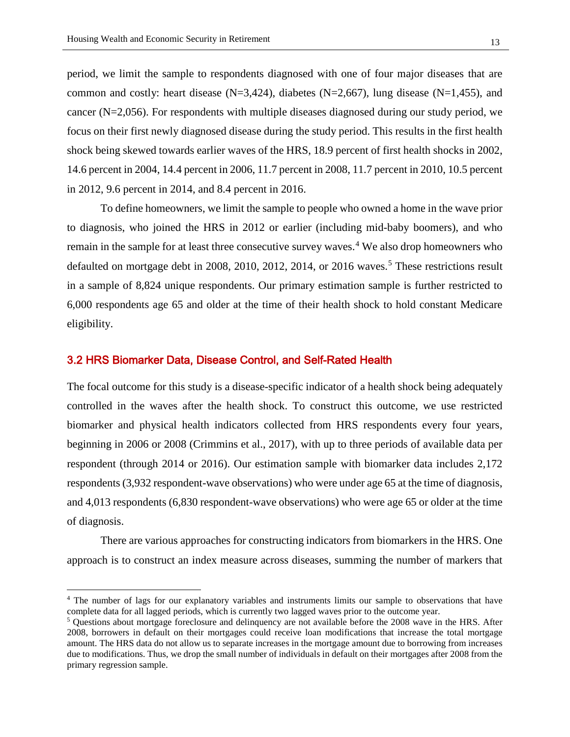period, we limit the sample to respondents diagnosed with one of four major diseases that are common and costly: heart disease (N=3,424), diabetes (N=2,667), lung disease (N=1,455), and cancer (N=2,056). For respondents with multiple diseases diagnosed during our study period, we focus on their first newly diagnosed disease during the study period. This results in the first health shock being skewed towards earlier waves of the HRS, 18.9 percent of first health shocks in 2002, 14.6 percent in 2004, 14.4 percent in 2006, 11.7 percent in 2008, 11.7 percent in 2010, 10.5 percent in 2012, 9.6 percent in 2014, and 8.4 percent in 2016.

To define homeowners, we limit the sample to people who owned a home in the wave prior to diagnosis, who joined the HRS in 2012 or earlier (including mid-baby boomers), and who remain in the sample for at least three consecutive survey waves.[4] We also drop homeowners who defaulted on mortgage debt in 2008, 2010, 2012, 2014, or 2016 waves.[5] These restrictions result in a sample of 8,824 unique respondents. Our primary estimation sample is further restricted to 6,000 respondents age 65 and older at the time of their health shock to hold constant Medicare eligibility.

## 3.2 HRS Biomarker Data, Disease Control, and Self-Rated Health

The focal outcome for this study is a disease-specific indicator of a health shock being adequately controlled in the waves after the health shock. To construct this outcome, we use restricted biomarker and physical health indicators collected from HRS respondents every four years, beginning in 2006 or 2008 (Crimmins et al., 2017), with up to three periods of available data per respondent (through 2014 or 2016). Our estimation sample with biomarker data includes 2,172 respondents (3,932 respondent-wave observations) who were under age 65 at the time of diagnosis, and 4,013 respondents (6,830 respondent-wave observations) who were age 65 or older at the time of diagnosis.

There are various approaches for constructing indicators from biomarkers in the HRS. One approach is to construct an index measure across diseases, summing the number of markers that

---

[4] The number of lags for our explanatory variables and instruments limits our sample to observations that have complete data for all lagged periods, which is currently two lagged waves prior to the outcome year.

[5] Questions about mortgage foreclosure and delinquency are not available before the 2008 wave in the HRS. After 2008, borrowers in default on their mortgages could receive loan modifications that increase the total mortgage amount. The HRS data do not allow us to separate increases in the mortgage amount due to borrowing from increases due to modifications. Thus, we drop the small number of individuals in default on their mortgages after 2008 from the primary regression sample.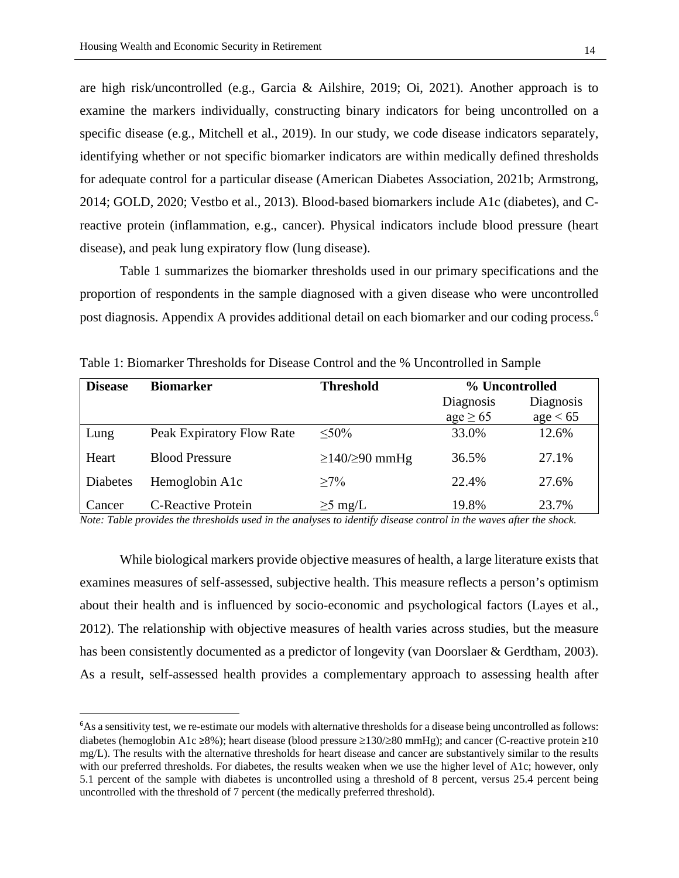are high risk/uncontrolled (e.g., Garcia & Ailshire, 2019; Oi, 2021). Another approach is to examine the markers individually, constructing binary indicators for being uncontrolled on a specific disease (e.g., Mitchell et al., 2019). In our study, we code disease indicators separately, identifying whether or not specific biomarker indicators are within medically defined thresholds for adequate control for a particular disease (American Diabetes Association, 2021b; Armstrong, 2014; GOLD, 2020; Vestbo et al., 2013). Blood-based biomarkers include A1c (diabetes), and C-reactive protein (inflammation, e.g., cancer). Physical indicators include blood pressure (heart disease), and peak lung expiratory flow (lung disease).

Table 1 summarizes the biomarker thresholds used in our primary specifications and the proportion of respondents in the sample diagnosed with a given disease who were uncontrolled post diagnosis. Appendix A provides additional detail on each biomarker and our coding process.[6]

Table 1: Biomarker Thresholds for Disease Control and the % Uncontrolled in Sample

| **Disease** | **Biomarker** | **Threshold** | **% Uncontrolled** | |
|---|---|---|---|---|
| | | | Diagnosis age ≥ 65 | Diagnosis age < 65 |
| Lung | Peak Expiratory Flow Rate | ≤50% | 33.0% | 12.6% |
| Heart | Blood Pressure | ≥140/≥90 mmHg | 36.5% | 27.1% |
| Diabetes | Hemoglobin A1c | ≥7% | 22.4% | 27.6% |
| Cancer | C-Reactive Protein | ≥5 mg/L | 19.8% | 23.7% |

*Note: Table provides the thresholds used in the analyses to identify disease control in the waves after the shock.*

While biological markers provide objective measures of health, a large literature exists that examines measures of self-assessed, subjective health. This measure reflects a person's optimism about their health and is influenced by socio-economic and psychological factors (Layes et al., 2012). The relationship with objective measures of health varies across studies, but the measure has been consistently documented as a predictor of longevity (van Doorslaer & Gerdtham, 2003). As a result, self-assessed health provides a complementary approach to assessing health after

[6] As a sensitivity test, we re-estimate our models with alternative thresholds for a disease being uncontrolled as follows: diabetes (hemoglobin A1c ≥8%); heart disease (blood pressure ≥130/≥80 mmHg); and cancer (C-reactive protein ≥10 mg/L). The results with the alternative thresholds for heart disease and cancer are substantively similar to the results with our preferred thresholds. For diabetes, the results weaken when we use the higher level of A1c; however, only 5.1 percent of the sample with diabetes is uncontrolled using a threshold of 8 percent, versus 25.4 percent being uncontrolled with the threshold of 7 percent (the medically preferred threshold).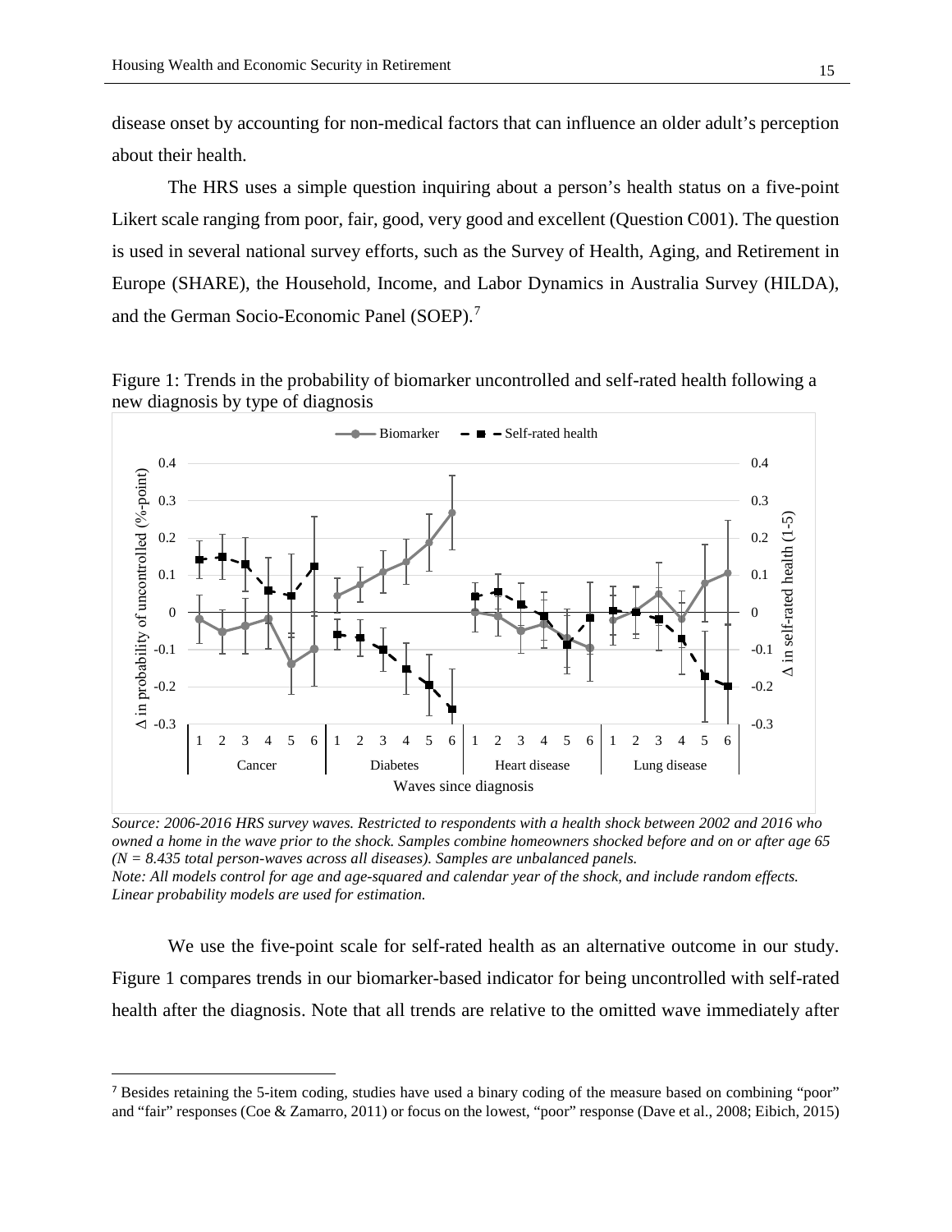disease onset by accounting for non-medical factors that can influence an older adult's perception about their health.

The HRS uses a simple question inquiring about a person's health status on a five-point Likert scale ranging from poor, fair, good, very good and excellent (Question C001). The question is used in several national survey efforts, such as the Survey of Health, Aging, and Retirement in Europe (SHARE), the Household, Income, and Labor Dynamics in Australia Survey (HILDA), and the German Socio-Economic Panel (SOEP).[7]

Figure 1: Trends in the probability of biomarker uncontrolled and self-rated health following a new diagnosis by type of diagnosis

*Source: 2006-2016 HRS survey waves. Restricted to respondents with a health shock between 2002 and 2016 who owned a home in the wave prior to the shock. Samples combine homeowners shocked before and on or after age 65 (N = 8.435 total person-waves across all diseases). Samples are unbalanced panels.*
*Note: All models control for age and age-squared and calendar year of the shock, and include random effects. Linear probability models are used for estimation.*

We use the five-point scale for self-rated health as an alternative outcome in our study. Figure 1 compares trends in our biomarker-based indicator for being uncontrolled with self-rated health after the diagnosis. Note that all trends are relative to the omitted wave immediately after

[7] Besides retaining the 5-item coding, studies have used a binary coding of the measure based on combining "poor" and "fair" responses (Coe & Zamarro, 2011) or focus on the lowest, "poor" response (Dave et al., 2008; Eibich, 2015)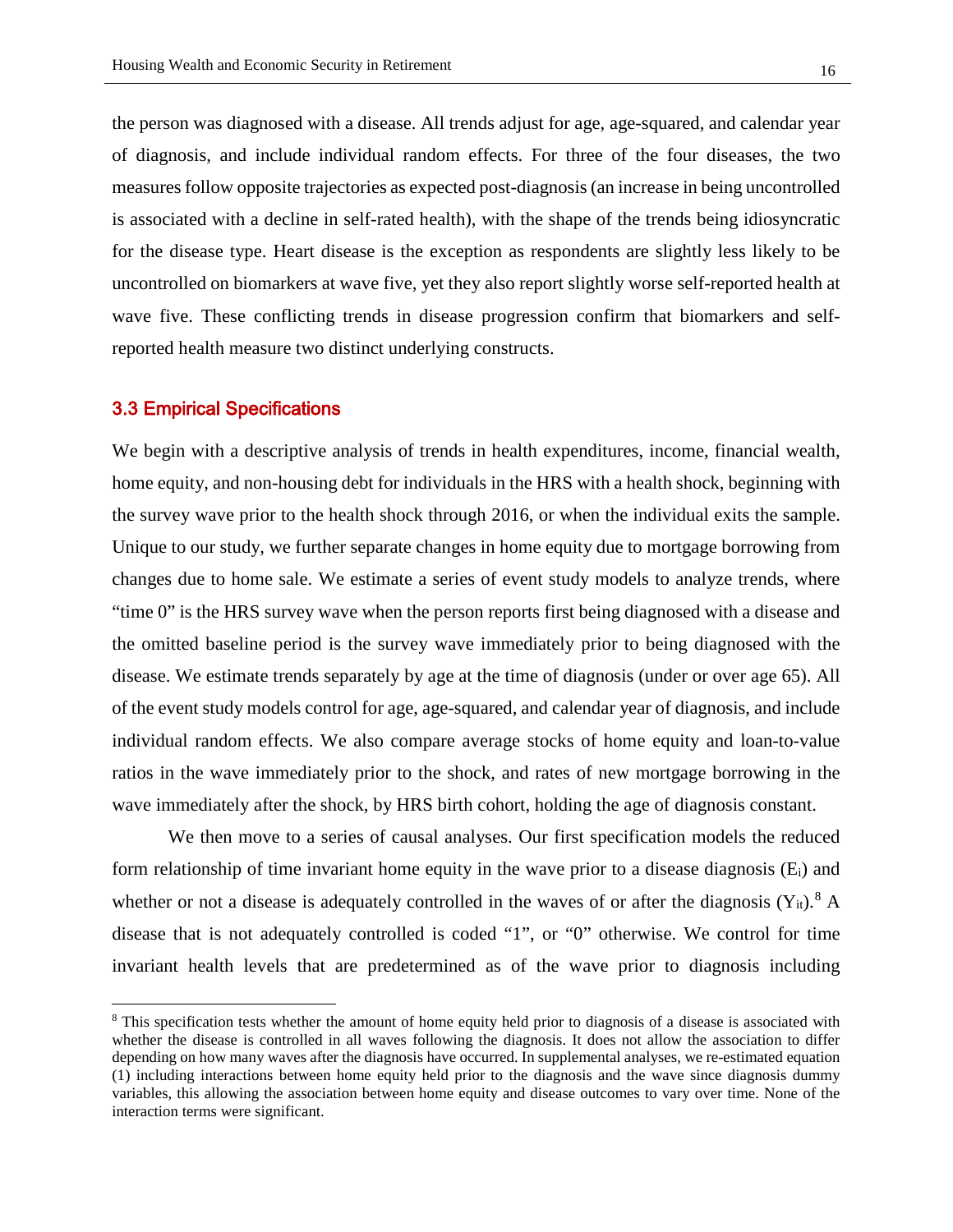the person was diagnosed with a disease. All trends adjust for age, age-squared, and calendar year of diagnosis, and include individual random effects. For three of the four diseases, the two measures follow opposite trajectories as expected post-diagnosis (an increase in being uncontrolled is associated with a decline in self-rated health), with the shape of the trends being idiosyncratic for the disease type. Heart disease is the exception as respondents are slightly less likely to be uncontrolled on biomarkers at wave five, yet they also report slightly worse self-reported health at wave five. These conflicting trends in disease progression confirm that biomarkers and self-reported health measure two distinct underlying constructs.

### 3.3 Empirical Specifications

We begin with a descriptive analysis of trends in health expenditures, income, financial wealth, home equity, and non-housing debt for individuals in the HRS with a health shock, beginning with the survey wave prior to the health shock through 2016, or when the individual exits the sample. Unique to our study, we further separate changes in home equity due to mortgage borrowing from changes due to home sale. We estimate a series of event study models to analyze trends, where "time 0" is the HRS survey wave when the person reports first being diagnosed with a disease and the omitted baseline period is the survey wave immediately prior to being diagnosed with the disease. We estimate trends separately by age at the time of diagnosis (under or over age 65). All of the event study models control for age, age-squared, and calendar year of diagnosis, and include individual random effects. We also compare average stocks of home equity and loan-to-value ratios in the wave immediately prior to the shock, and rates of new mortgage borrowing in the wave immediately after the shock, by HRS birth cohort, holding the age of diagnosis constant.

We then move to a series of causal analyses. Our first specification models the reduced form relationship of time invariant home equity in the wave prior to a disease diagnosis ($E_i$) and whether or not a disease is adequately controlled in the waves of or after the diagnosis ($Y_{it}$).[8] A disease that is not adequately controlled is coded "1", or "0" otherwise. We control for time invariant health levels that are predetermined as of the wave prior to diagnosis including

[8] This specification tests whether the amount of home equity held prior to diagnosis of a disease is associated with whether the disease is controlled in all waves following the diagnosis. It does not allow the association to differ depending on how many waves after the diagnosis have occurred. In supplemental analyses, we re-estimated equation (1) including interactions between home equity held prior to the diagnosis and the wave since diagnosis dummy variables, this allowing the association between home equity and disease outcomes to vary over time. None of the interaction terms were significant.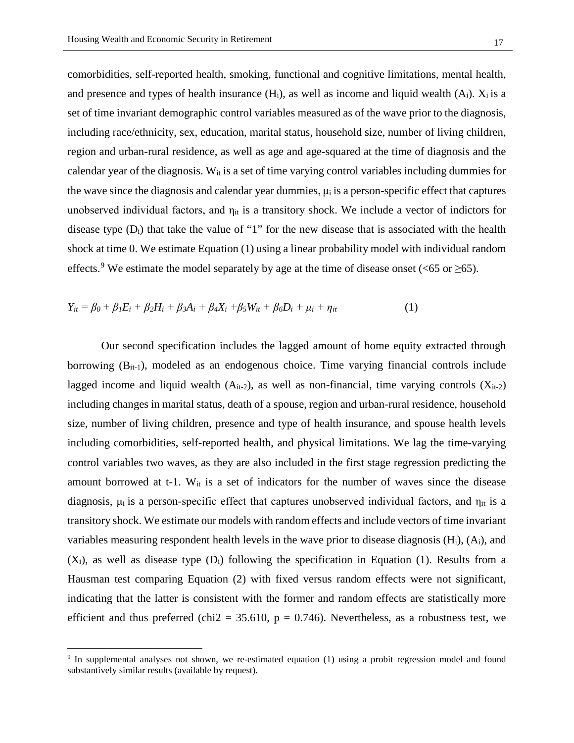comorbidities, self-reported health, smoking, functional and cognitive limitations, mental health, and presence and types of health insurance ($H_i$), as well as income and liquid wealth ($A_i$). $X_i$ is a set of time invariant demographic control variables measured as of the wave prior to the diagnosis, including race/ethnicity, sex, education, marital status, household size, number of living children, region and urban-rural residence, as well as age and age-squared at the time of diagnosis and the calendar year of the diagnosis. $W_{it}$ is a set of time varying control variables including dummies for the wave since the diagnosis and calendar year dummies, $\mu_i$ is a person-specific effect that captures unobserved individual factors, and $\eta_{it}$ is a transitory shock. We include a vector of indictors for disease type ($D_i$) that take the value of "1" for the new disease that is associated with the health shock at time 0. We estimate Equation (1) using a linear probability model with individual random effects.[9] We estimate the model separately by age at the time of disease onset (<65 or ≥65).

$$Y_{it} = \beta_0 + \beta_1 E_i + \beta_2 H_i + \beta_3 A_i + \beta_4 X_i + \beta_5 W_{it} + \beta_6 D_i + \mu_i + \eta_{it} \qquad (1)$$

Our second specification includes the lagged amount of home equity extracted through borrowing ($B_{it-1}$), modeled as an endogenous choice. Time varying financial controls include lagged income and liquid wealth ($A_{it-2}$), as well as non-financial, time varying controls ($X_{it-2}$) including changes in marital status, death of a spouse, region and urban-rural residence, household size, number of living children, presence and type of health insurance, and spouse health levels including comorbidities, self-reported health, and physical limitations. We lag the time-varying control variables two waves, as they are also included in the first stage regression predicting the amount borrowed at t-1. $W_{it}$ is a set of indicators for the number of waves since the disease diagnosis, $\mu_i$ is a person-specific effect that captures unobserved individual factors, and $\eta_{it}$ is a transitory shock. We estimate our models with random effects and include vectors of time invariant variables measuring respondent health levels in the wave prior to disease diagnosis ($H_i$), ($A_i$), and ($X_i$), as well as disease type ($D_i$) following the specification in Equation (1). Results from a Hausman test comparing Equation (2) with fixed versus random effects were not significant, indicating that the latter is consistent with the former and random effects are statistically more efficient and thus preferred (chi2 = 35.610, p = 0.746). Nevertheless, as a robustness test, we

[9] In supplemental analyses not shown, we re-estimated equation (1) using a probit regression model and found substantively similar results (available by request).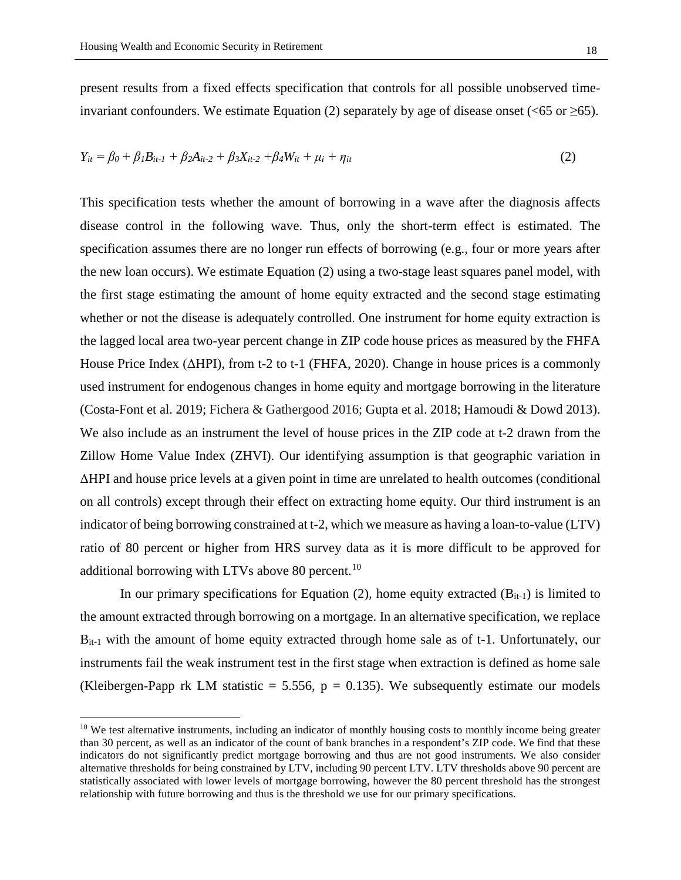present results from a fixed effects specification that controls for all possible unobserved time-invariant confounders. We estimate Equation (2) separately by age of disease onset (<65 or ≥65).

$$Y_{it} = \beta_0 + \beta_1 B_{it-1} + \beta_2 A_{it-2} + \beta_3 X_{it-2} + \beta_4 W_{it} + \mu_i + \eta_{it} \tag{2}$$

This specification tests whether the amount of borrowing in a wave after the diagnosis affects disease control in the following wave. Thus, only the short-term effect is estimated. The specification assumes there are no longer run effects of borrowing (e.g., four or more years after the new loan occurs). We estimate Equation (2) using a two-stage least squares panel model, with the first stage estimating the amount of home equity extracted and the second stage estimating whether or not the disease is adequately controlled. One instrument for home equity extraction is the lagged local area two-year percent change in ZIP code house prices as measured by the FHFA House Price Index (ΔHPI), from t-2 to t-1 (FHFA, 2020). Change in house prices is a commonly used instrument for endogenous changes in home equity and mortgage borrowing in the literature (Costa-Font et al. 2019; Fichera & Gathergood 2016; Gupta et al. 2018; Hamoudi & Dowd 2013). We also include as an instrument the level of house prices in the ZIP code at t-2 drawn from the Zillow Home Value Index (ZHVI). Our identifying assumption is that geographic variation in ΔHPI and house price levels at a given point in time are unrelated to health outcomes (conditional on all controls) except through their effect on extracting home equity. Our third instrument is an indicator of being borrowing constrained at t-2, which we measure as having a loan-to-value (LTV) ratio of 80 percent or higher from HRS survey data as it is more difficult to be approved for additional borrowing with LTVs above 80 percent.[10]

In our primary specifications for Equation (2), home equity extracted ($B_{it-1}$) is limited to the amount extracted through borrowing on a mortgage. In an alternative specification, we replace $B_{it-1}$ with the amount of home equity extracted through home sale as of t-1. Unfortunately, our instruments fail the weak instrument test in the first stage when extraction is defined as home sale (Kleibergen-Papp rk LM statistic = 5.556, $p = 0.135$). We subsequently estimate our models

[10] We test alternative instruments, including an indicator of monthly housing costs to monthly income being greater than 30 percent, as well as an indicator of the count of bank branches in a respondent's ZIP code. We find that these indicators do not significantly predict mortgage borrowing and thus are not good instruments. We also consider alternative thresholds for being constrained by LTV, including 90 percent LTV. LTV thresholds above 90 percent are statistically associated with lower levels of mortgage borrowing, however the 80 percent threshold has the strongest relationship with future borrowing and thus is the threshold we use for our primary specifications.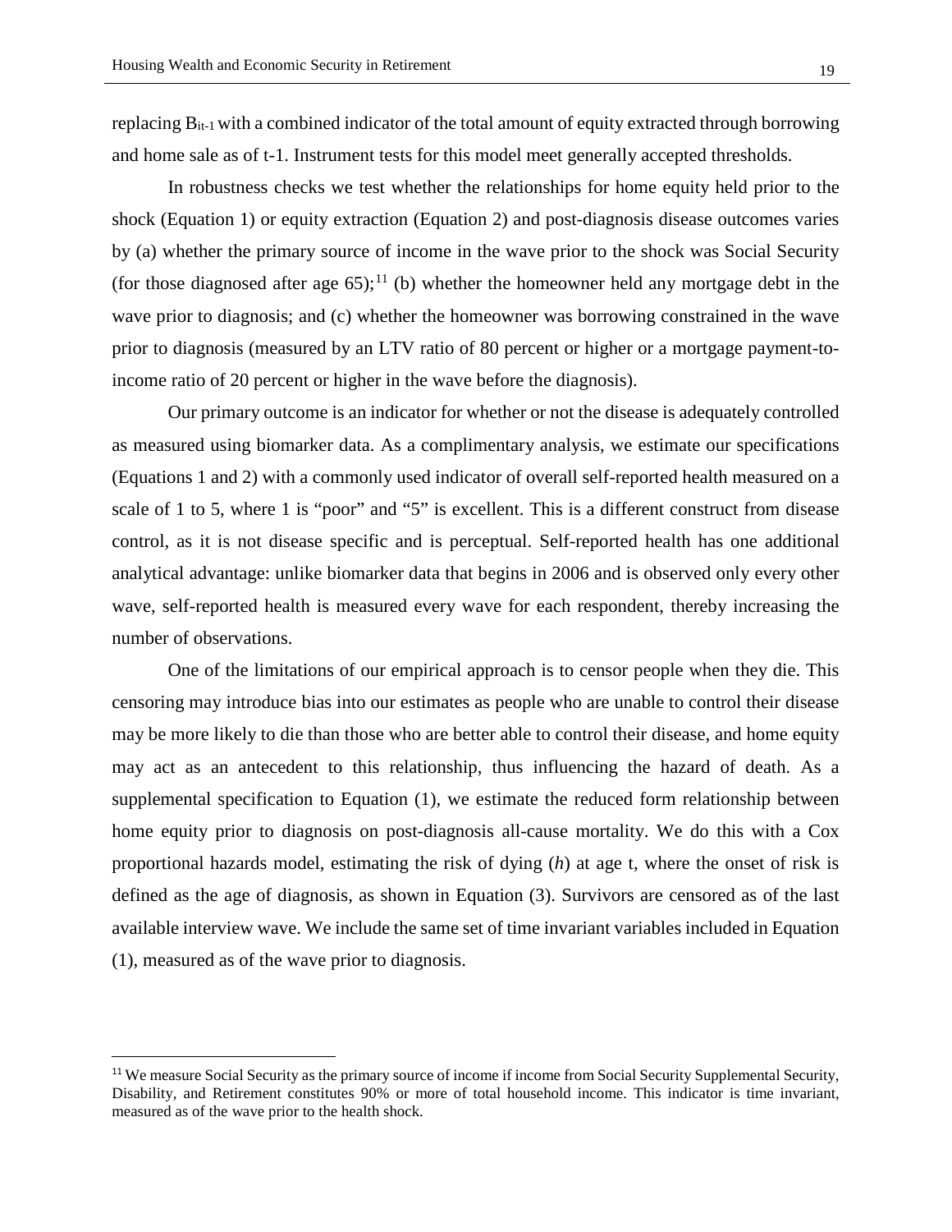replacing $B_{it-1}$ with a combined indicator of the total amount of equity extracted through borrowing and home sale as of t-1. Instrument tests for this model meet generally accepted thresholds.

In robustness checks we test whether the relationships for home equity held prior to the shock (Equation 1) or equity extraction (Equation 2) and post-diagnosis disease outcomes varies by (a) whether the primary source of income in the wave prior to the shock was Social Security (for those diagnosed after age 65);[11] (b) whether the homeowner held any mortgage debt in the wave prior to diagnosis; and (c) whether the homeowner was borrowing constrained in the wave prior to diagnosis (measured by an LTV ratio of 80 percent or higher or a mortgage payment-to-income ratio of 20 percent or higher in the wave before the diagnosis).

Our primary outcome is an indicator for whether or not the disease is adequately controlled as measured using biomarker data. As a complimentary analysis, we estimate our specifications (Equations 1 and 2) with a commonly used indicator of overall self-reported health measured on a scale of 1 to 5, where 1 is "poor" and "5" is excellent. This is a different construct from disease control, as it is not disease specific and is perceptual. Self-reported health has one additional analytical advantage: unlike biomarker data that begins in 2006 and is observed only every other wave, self-reported health is measured every wave for each respondent, thereby increasing the number of observations.

One of the limitations of our empirical approach is to censor people when they die. This censoring may introduce bias into our estimates as people who are unable to control their disease may be more likely to die than those who are better able to control their disease, and home equity may act as an antecedent to this relationship, thus influencing the hazard of death. As a supplemental specification to Equation (1), we estimate the reduced form relationship between home equity prior to diagnosis on post-diagnosis all-cause mortality. We do this with a Cox proportional hazards model, estimating the risk of dying ($h$) at age t, where the onset of risk is defined as the age of diagnosis, as shown in Equation (3). Survivors are censored as of the last available interview wave. We include the same set of time invariant variables included in Equation (1), measured as of the wave prior to diagnosis.

[11] We measure Social Security as the primary source of income if income from Social Security Supplemental Security, Disability, and Retirement constitutes 90% or more of total household income. This indicator is time invariant, measured as of the wave prior to the health shock.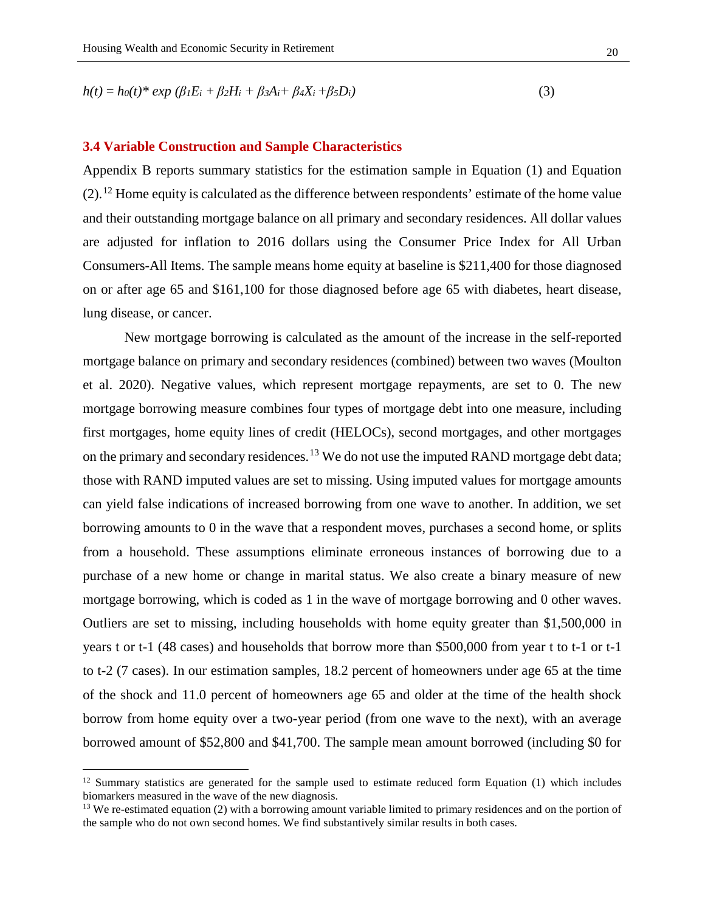$$h(t) = h_0(t) * \exp(\beta_1 E_i + \beta_2 H_i + \beta_3 A_i + \beta_4 X_i + \beta_5 D_i) \quad (3)$$

### 3.4 Variable Construction and Sample Characteristics

Appendix B reports summary statistics for the estimation sample in Equation (1) and Equation (2).[12] Home equity is calculated as the difference between respondents' estimate of the home value and their outstanding mortgage balance on all primary and secondary residences. All dollar values are adjusted for inflation to 2016 dollars using the Consumer Price Index for All Urban Consumers-All Items. The sample means home equity at baseline is $211,400 for those diagnosed on or after age 65 and $161,100 for those diagnosed before age 65 with diabetes, heart disease, lung disease, or cancer.

New mortgage borrowing is calculated as the amount of the increase in the self-reported mortgage balance on primary and secondary residences (combined) between two waves (Moulton et al. 2020). Negative values, which represent mortgage repayments, are set to 0. The new mortgage borrowing measure combines four types of mortgage debt into one measure, including first mortgages, home equity lines of credit (HELOCs), second mortgages, and other mortgages on the primary and secondary residences.[13] We do not use the imputed RAND mortgage debt data; those with RAND imputed values are set to missing. Using imputed values for mortgage amounts can yield false indications of increased borrowing from one wave to another. In addition, we set borrowing amounts to 0 in the wave that a respondent moves, purchases a second home, or splits from a household. These assumptions eliminate erroneous instances of borrowing due to a purchase of a new home or change in marital status. We also create a binary measure of new mortgage borrowing, which is coded as 1 in the wave of mortgage borrowing and 0 other waves. Outliers are set to missing, including households with home equity greater than $1,500,000 in years t or t-1 (48 cases) and households that borrow more than $500,000 from year t to t-1 or t-1 to t-2 (7 cases). In our estimation samples, 18.2 percent of homeowners under age 65 at the time of the shock and 11.0 percent of homeowners age 65 and older at the time of the health shock borrow from home equity over a two-year period (from one wave to the next), with an average borrowed amount of $52,800 and $41,700. The sample mean amount borrowed (including $0 for

---

[12] Summary statistics are generated for the sample used to estimate reduced form Equation (1) which includes biomarkers measured in the wave of the new diagnosis.

[13] We re-estimated equation (2) with a borrowing amount variable limited to primary residences and on the portion of the sample who do not own second homes. We find substantively similar results in both cases.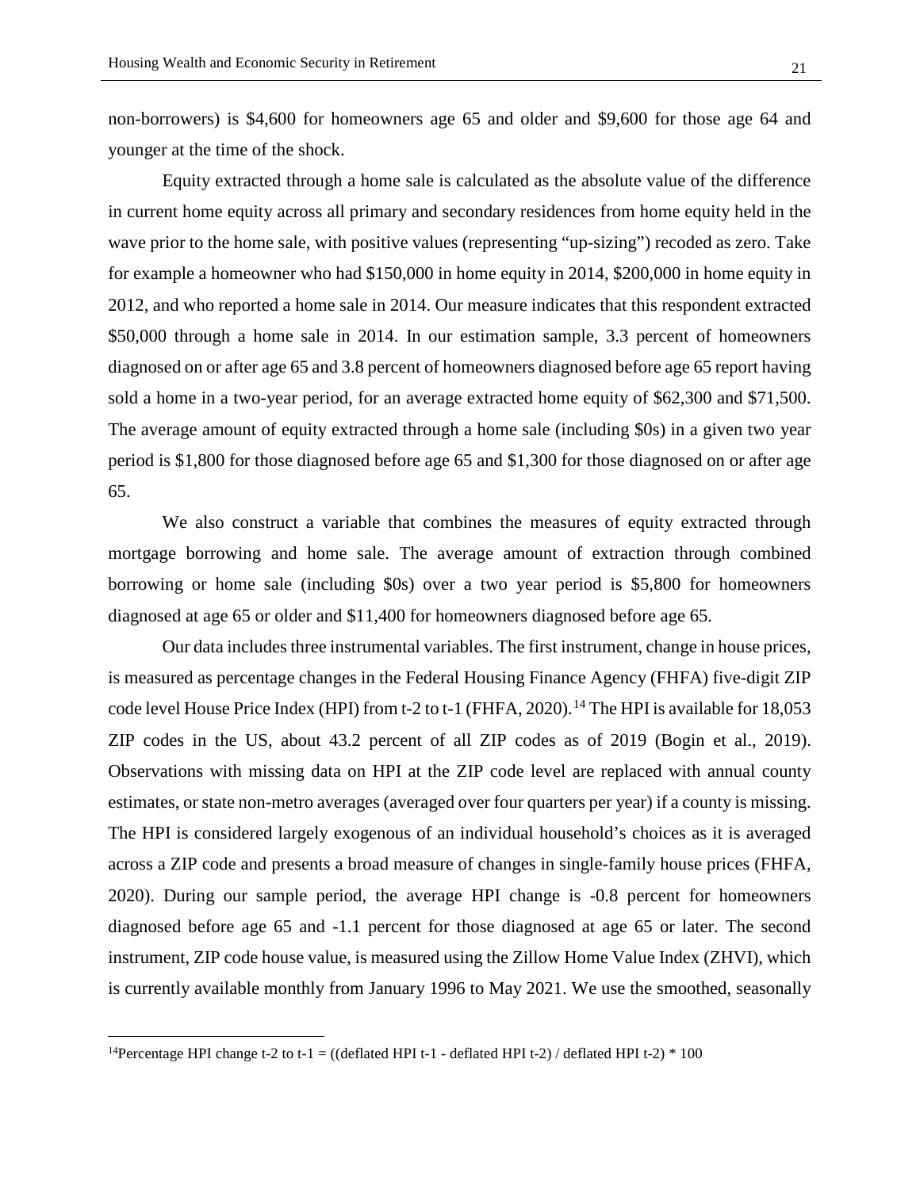non-borrowers) is \$4,600 for homeowners age 65 and older and \$9,600 for those age 64 and younger at the time of the shock.

Equity extracted through a home sale is calculated as the absolute value of the difference in current home equity across all primary and secondary residences from home equity held in the wave prior to the home sale, with positive values (representing "up-sizing") recoded as zero. Take for example a homeowner who had \$150,000 in home equity in 2014, \$200,000 in home equity in 2012, and who reported a home sale in 2014. Our measure indicates that this respondent extracted \$50,000 through a home sale in 2014. In our estimation sample, 3.3 percent of homeowners diagnosed on or after age 65 and 3.8 percent of homeowners diagnosed before age 65 report having sold a home in a two-year period, for an average extracted home equity of \$62,300 and \$71,500. The average amount of equity extracted through a home sale (including \$0s) in a given two year period is \$1,800 for those diagnosed before age 65 and \$1,300 for those diagnosed on or after age 65.

We also construct a variable that combines the measures of equity extracted through mortgage borrowing and home sale. The average amount of extraction through combined borrowing or home sale (including \$0s) over a two year period is \$5,800 for homeowners diagnosed at age 65 or older and \$11,400 for homeowners diagnosed before age 65.

Our data includes three instrumental variables. The first instrument, change in house prices, is measured as percentage changes in the Federal Housing Finance Agency (FHFA) five-digit ZIP code level House Price Index (HPI) from t-2 to t-1 (FHFA, 2020).[14] The HPI is available for 18,053 ZIP codes in the US, about 43.2 percent of all ZIP codes as of 2019 (Bogin et al., 2019). Observations with missing data on HPI at the ZIP code level are replaced with annual county estimates, or state non-metro averages (averaged over four quarters per year) if a county is missing. The HPI is considered largely exogenous of an individual household's choices as it is averaged across a ZIP code and presents a broad measure of changes in single-family house prices (FHFA, 2020). During our sample period, the average HPI change is -0.8 percent for homeowners diagnosed before age 65 and -1.1 percent for those diagnosed at age 65 or later. The second instrument, ZIP code house value, is measured using the Zillow Home Value Index (ZHVI), which is currently available monthly from January 1996 to May 2021. We use the smoothed, seasonally

[14] Percentage HPI change t-2 to t-1 = ((deflated HPI t-1 - deflated HPI t-2) / deflated HPI t-2) * 100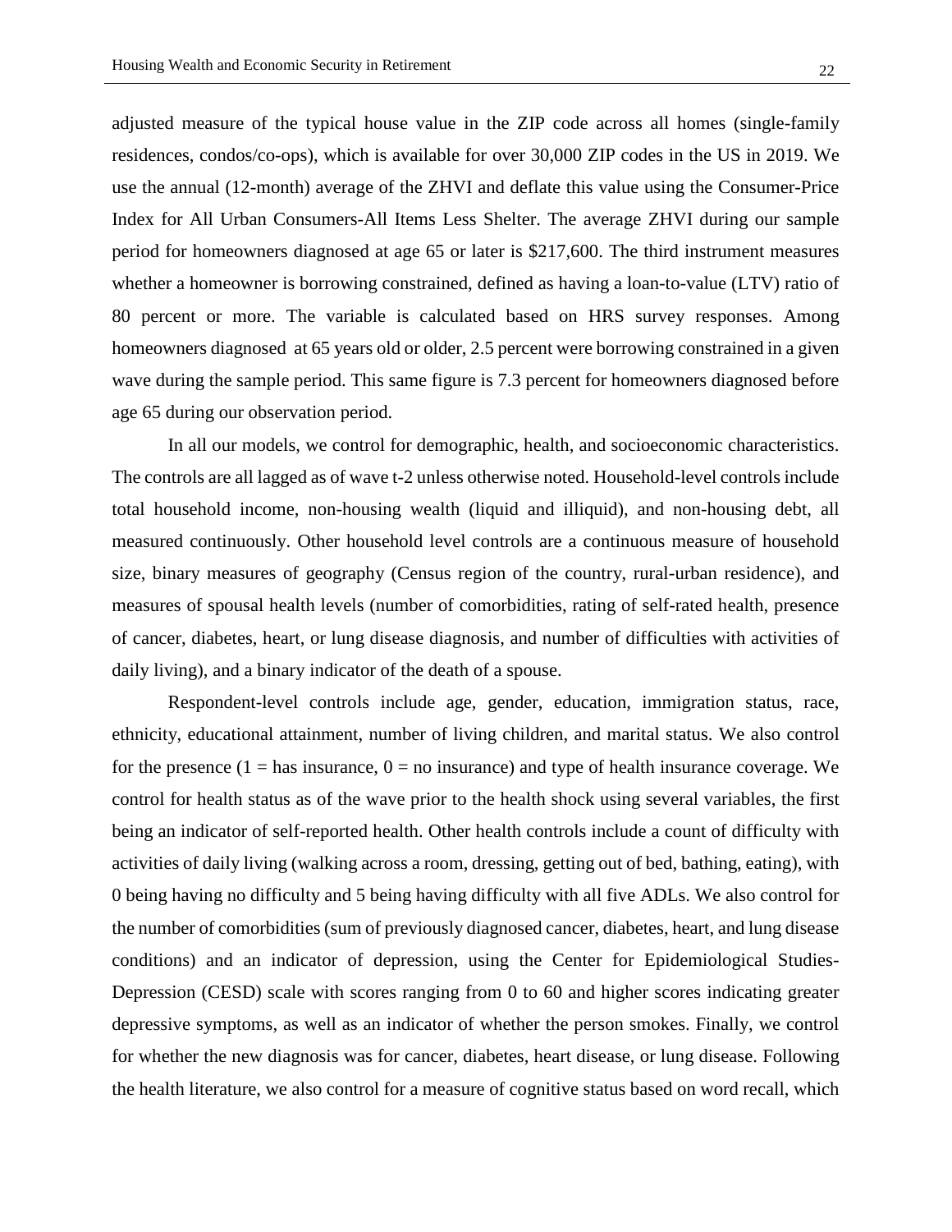adjusted measure of the typical house value in the ZIP code across all homes (single-family residences, condos/co-ops), which is available for over 30,000 ZIP codes in the US in 2019. We use the annual (12-month) average of the ZHVI and deflate this value using the Consumer-Price Index for All Urban Consumers-All Items Less Shelter. The average ZHVI during our sample period for homeowners diagnosed at age 65 or later is $217,600. The third instrument measures whether a homeowner is borrowing constrained, defined as having a loan-to-value (LTV) ratio of 80 percent or more. The variable is calculated based on HRS survey responses. Among homeowners diagnosed at 65 years old or older, 2.5 percent were borrowing constrained in a given wave during the sample period. This same figure is 7.3 percent for homeowners diagnosed before age 65 during our observation period.

In all our models, we control for demographic, health, and socioeconomic characteristics. The controls are all lagged as of wave t-2 unless otherwise noted. Household-level controls include total household income, non-housing wealth (liquid and illiquid), and non-housing debt, all measured continuously. Other household level controls are a continuous measure of household size, binary measures of geography (Census region of the country, rural-urban residence), and measures of spousal health levels (number of comorbidities, rating of self-rated health, presence of cancer, diabetes, heart, or lung disease diagnosis, and number of difficulties with activities of daily living), and a binary indicator of the death of a spouse.

Respondent-level controls include age, gender, education, immigration status, race, ethnicity, educational attainment, number of living children, and marital status. We also control for the presence (1 = has insurance, 0 = no insurance) and type of health insurance coverage. We control for health status as of the wave prior to the health shock using several variables, the first being an indicator of self-reported health. Other health controls include a count of difficulty with activities of daily living (walking across a room, dressing, getting out of bed, bathing, eating), with 0 being having no difficulty and 5 being having difficulty with all five ADLs. We also control for the number of comorbidities (sum of previously diagnosed cancer, diabetes, heart, and lung disease conditions) and an indicator of depression, using the Center for Epidemiological Studies-Depression (CESD) scale with scores ranging from 0 to 60 and higher scores indicating greater depressive symptoms, as well as an indicator of whether the person smokes. Finally, we control for whether the new diagnosis was for cancer, diabetes, heart disease, or lung disease. Following the health literature, we also control for a measure of cognitive status based on word recall, which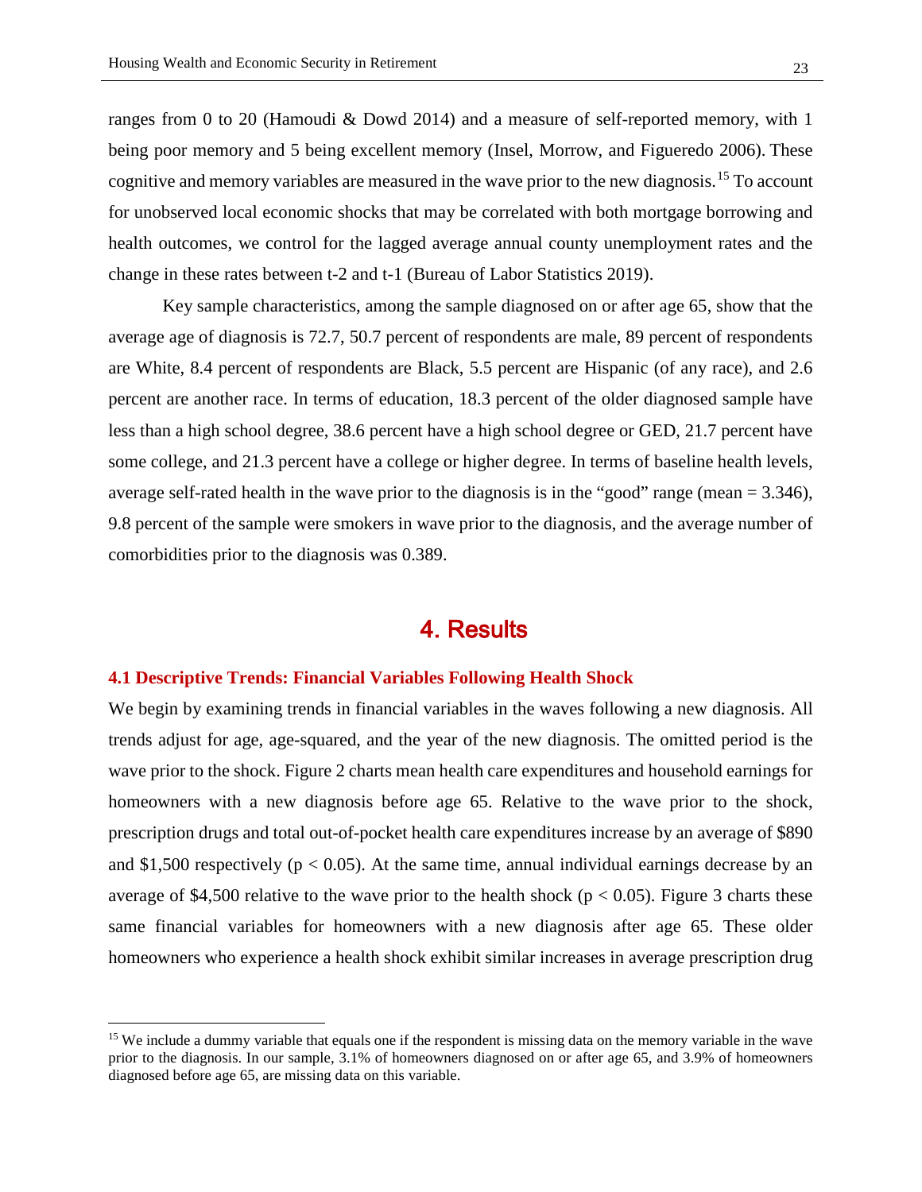ranges from 0 to 20 (Hamoudi & Dowd 2014) and a measure of self-reported memory, with 1 being poor memory and 5 being excellent memory (Insel, Morrow, and Figueredo 2006). These cognitive and memory variables are measured in the wave prior to the new diagnosis.[15] To account for unobserved local economic shocks that may be correlated with both mortgage borrowing and health outcomes, we control for the lagged average annual county unemployment rates and the change in these rates between t-2 and t-1 (Bureau of Labor Statistics 2019).

Key sample characteristics, among the sample diagnosed on or after age 65, show that the average age of diagnosis is 72.7, 50.7 percent of respondents are male, 89 percent of respondents are White, 8.4 percent of respondents are Black, 5.5 percent are Hispanic (of any race), and 2.6 percent are another race. In terms of education, 18.3 percent of the older diagnosed sample have less than a high school degree, 38.6 percent have a high school degree or GED, 21.7 percent have some college, and 21.3 percent have a college or higher degree. In terms of baseline health levels, average self-rated health in the wave prior to the diagnosis is in the "good" range (mean = 3.346), 9.8 percent of the sample were smokers in wave prior to the diagnosis, and the average number of comorbidities prior to the diagnosis was 0.389.

# 4. Results

### 4.1 Descriptive Trends: Financial Variables Following Health Shock

We begin by examining trends in financial variables in the waves following a new diagnosis. All trends adjust for age, age-squared, and the year of the new diagnosis. The omitted period is the wave prior to the shock. Figure 2 charts mean health care expenditures and household earnings for homeowners with a new diagnosis before age 65. Relative to the wave prior to the shock, prescription drugs and total out-of-pocket health care expenditures increase by an average of $890 and $1,500 respectively ($p < 0.05$). At the same time, annual individual earnings decrease by an average of $4,500 relative to the wave prior to the health shock ($p < 0.05$). Figure 3 charts these same financial variables for homeowners with a new diagnosis after age 65. These older homeowners who experience a health shock exhibit similar increases in average prescription drug

[15] We include a dummy variable that equals one if the respondent is missing data on the memory variable in the wave prior to the diagnosis. In our sample, 3.1% of homeowners diagnosed on or after age 65, and 3.9% of homeowners diagnosed before age 65, are missing data on this variable.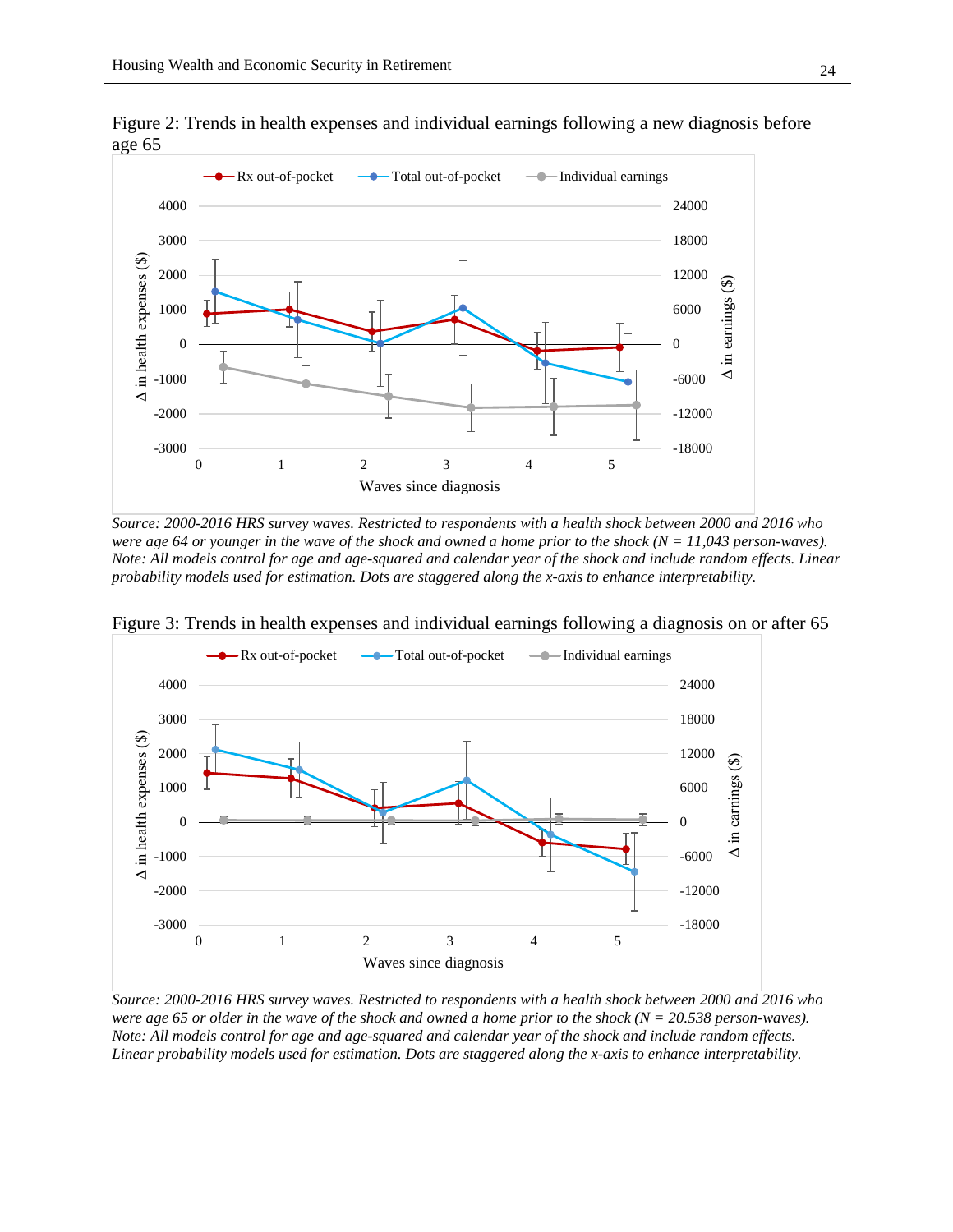Figure 2: Trends in health expenses and individual earnings following a new diagnosis before age 65

*Source: 2000-2016 HRS survey waves. Restricted to respondents with a health shock between 2000 and 2016 who were age 64 or younger in the wave of the shock and owned a home prior to the shock (N = 11,043 person-waves). Note: All models control for age and age-squared and calendar year of the shock and include random effects. Linear probability models used for estimation. Dots are staggered along the x-axis to enhance interpretability.*

Figure 3: Trends in health expenses and individual earnings following a diagnosis on or after 65

*Source: 2000-2016 HRS survey waves. Restricted to respondents with a health shock between 2000 and 2016 who were age 65 or older in the wave of the shock and owned a home prior to the shock (N = 20.538 person-waves). Note: All models control for age and age-squared and calendar year of the shock and include random effects. Linear probability models used for estimation. Dots are staggered along the x-axis to enhance interpretability.*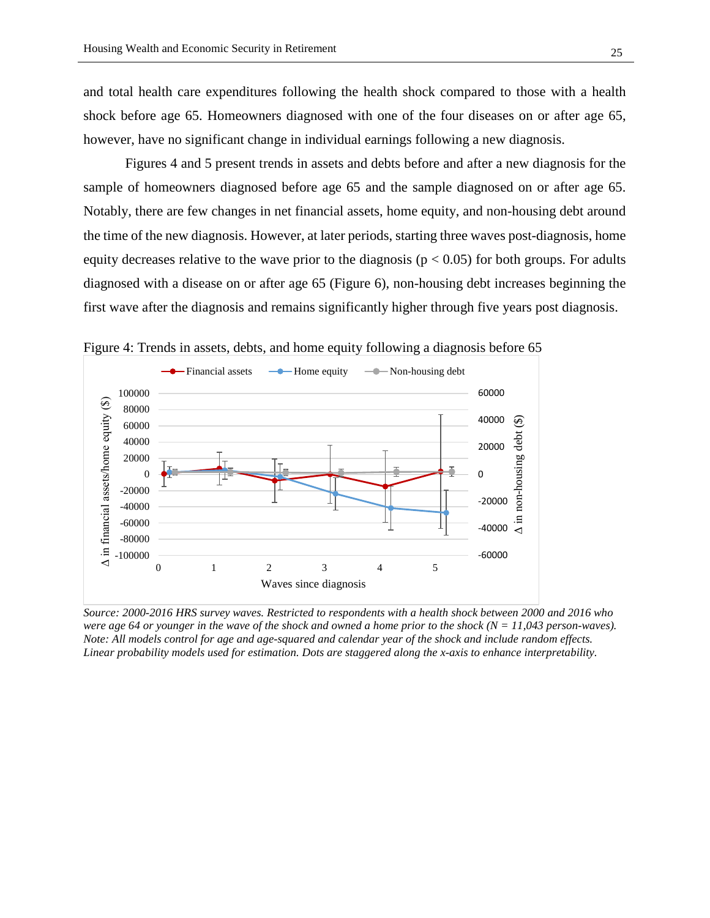and total health care expenditures following the health shock compared to those with a health shock before age 65. Homeowners diagnosed with one of the four diseases on or after age 65, however, have no significant change in individual earnings following a new diagnosis.

Figures 4 and 5 present trends in assets and debts before and after a new diagnosis for the sample of homeowners diagnosed before age 65 and the sample diagnosed on or after age 65. Notably, there are few changes in net financial assets, home equity, and non-housing debt around the time of the new diagnosis. However, at later periods, starting three waves post-diagnosis, home equity decreases relative to the wave prior to the diagnosis ($p < 0.05$) for both groups. For adults diagnosed with a disease on or after age 65 (Figure 6), non-housing debt increases beginning the first wave after the diagnosis and remains significantly higher through five years post diagnosis.

Figure 4: Trends in assets, debts, and home equity following a diagnosis before 65

Financial assets
Home equity
Non-housing debt

Δ in financial assets/home equity ($)
100000
80000
60000
40000
20000
0
-20000
-40000
-60000
-80000
-100000

Δ in non-housing debt ($)
60000
40000
20000
0
-20000
-40000
-60000

0
1
2
3
4
5
Waves since diagnosis

*Source: 2000-2016 HRS survey waves. Restricted to respondents with a health shock between 2000 and 2016 who were age 64 or younger in the wave of the shock and owned a home prior to the shock (N = 11,043 person-waves). Note: All models control for age and age-squared and calendar year of the shock and include random effects. Linear probability models used for estimation. Dots are staggered along the x-axis to enhance interpretability.*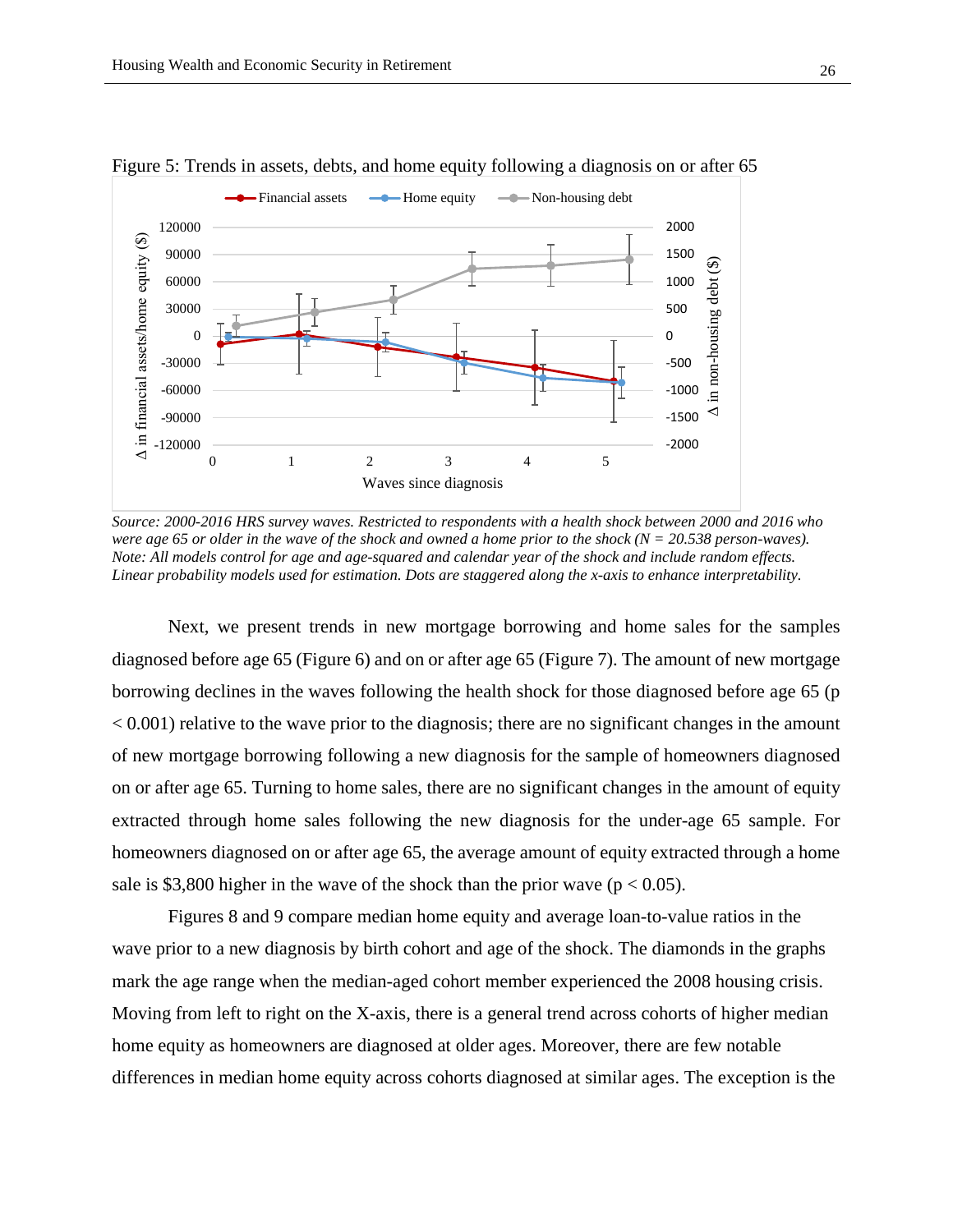Figure 5: Trends in assets, debts, and home equity following a diagnosis on or after 65

*Source: 2000-2016 HRS survey waves. Restricted to respondents with a health shock between 2000 and 2016 who were age 65 or older in the wave of the shock and owned a home prior to the shock (N = 20.538 person-waves). Note: All models control for age and age-squared and calendar year of the shock and include random effects. Linear probability models used for estimation. Dots are staggered along the x-axis to enhance interpretability.*

Next, we present trends in new mortgage borrowing and home sales for the samples diagnosed before age 65 (Figure 6) and on or after age 65 (Figure 7). The amount of new mortgage borrowing declines in the waves following the health shock for those diagnosed before age 65 ($p < 0.001$) relative to the wave prior to the diagnosis; there are no significant changes in the amount of new mortgage borrowing following a new diagnosis for the sample of homeowners diagnosed on or after age 65. Turning to home sales, there are no significant changes in the amount of equity extracted through home sales following the new diagnosis for the under-age 65 sample. For homeowners diagnosed on or after age 65, the average amount of equity extracted through a home sale is \$3,800 higher in the wave of the shock than the prior wave ($p < 0.05$).

Figures 8 and 9 compare median home equity and average loan-to-value ratios in the wave prior to a new diagnosis by birth cohort and age of the shock. The diamonds in the graphs mark the age range when the median-aged cohort member experienced the 2008 housing crisis. Moving from left to right on the X-axis, there is a general trend across cohorts of higher median home equity as homeowners are diagnosed at older ages. Moreover, there are few notable differences in median home equity across cohorts diagnosed at similar ages. The exception is the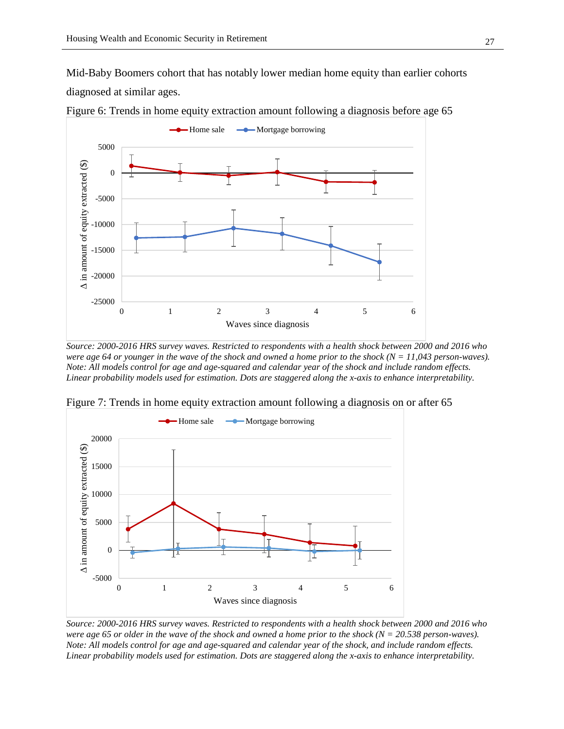Mid-Baby Boomers cohort that has notably lower median home equity than earlier cohorts diagnosed at similar ages.

Figure 6: Trends in home equity extraction amount following a diagnosis before age 65

*Source: 2000-2016 HRS survey waves. Restricted to respondents with a health shock between 2000 and 2016 who were age 64 or younger in the wave of the shock and owned a home prior to the shock (N = 11,043 person-waves). Note: All models control for age and age-squared and calendar year of the shock and include random effects. Linear probability models used for estimation. Dots are staggered along the x-axis to enhance interpretability.*

Figure 7: Trends in home equity extraction amount following a diagnosis on or after 65

*Source: 2000-2016 HRS survey waves. Restricted to respondents with a health shock between 2000 and 2016 who were age 65 or older in the wave of the shock and owned a home prior to the shock (N = 20.538 person-waves). Note: All models control for age and age-squared and calendar year of the shock, and include random effects. Linear probability models used for estimation. Dots are staggered along the x-axis to enhance interpretability.*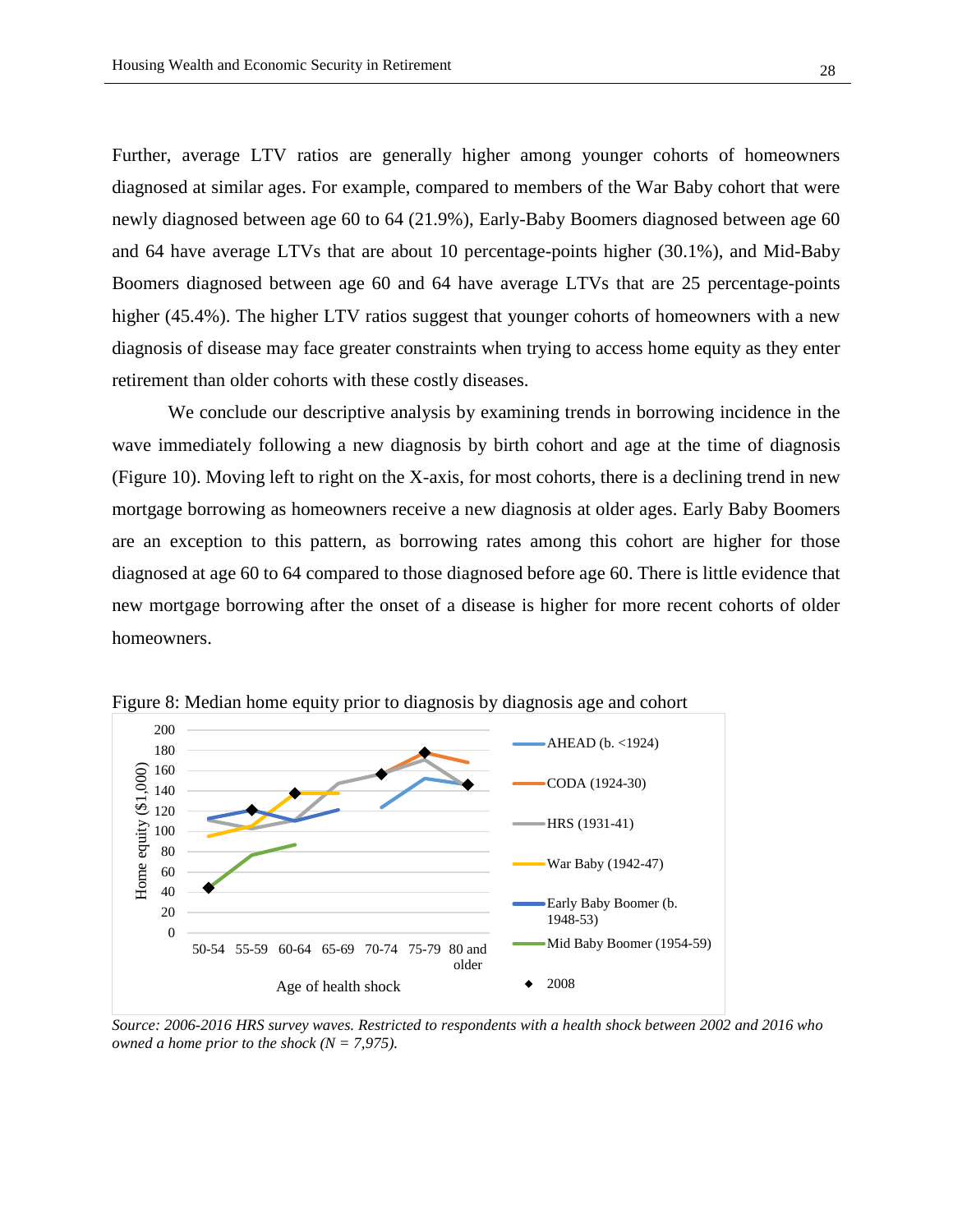Further, average LTV ratios are generally higher among younger cohorts of homeowners diagnosed at similar ages. For example, compared to members of the War Baby cohort that were newly diagnosed between age 60 to 64 (21.9%), Early-Baby Boomers diagnosed between age 60 and 64 have average LTVs that are about 10 percentage-points higher (30.1%), and Mid-Baby Boomers diagnosed between age 60 and 64 have average LTVs that are 25 percentage-points higher (45.4%). The higher LTV ratios suggest that younger cohorts of homeowners with a new diagnosis of disease may face greater constraints when trying to access home equity as they enter retirement than older cohorts with these costly diseases.

We conclude our descriptive analysis by examining trends in borrowing incidence in the wave immediately following a new diagnosis by birth cohort and age at the time of diagnosis (Figure 10). Moving left to right on the X-axis, for most cohorts, there is a declining trend in new mortgage borrowing as homeowners receive a new diagnosis at older ages. Early Baby Boomers are an exception to this pattern, as borrowing rates among this cohort are higher for those diagnosed at age 60 to 64 compared to those diagnosed before age 60. There is little evidence that new mortgage borrowing after the onset of a disease is higher for more recent cohorts of older homeowners.

Figure 8: Median home equity prior to diagnosis by diagnosis age and cohort

*Source: 2006-2016 HRS survey waves. Restricted to respondents with a health shock between 2002 and 2016 who owned a home prior to the shock (N = 7,975).*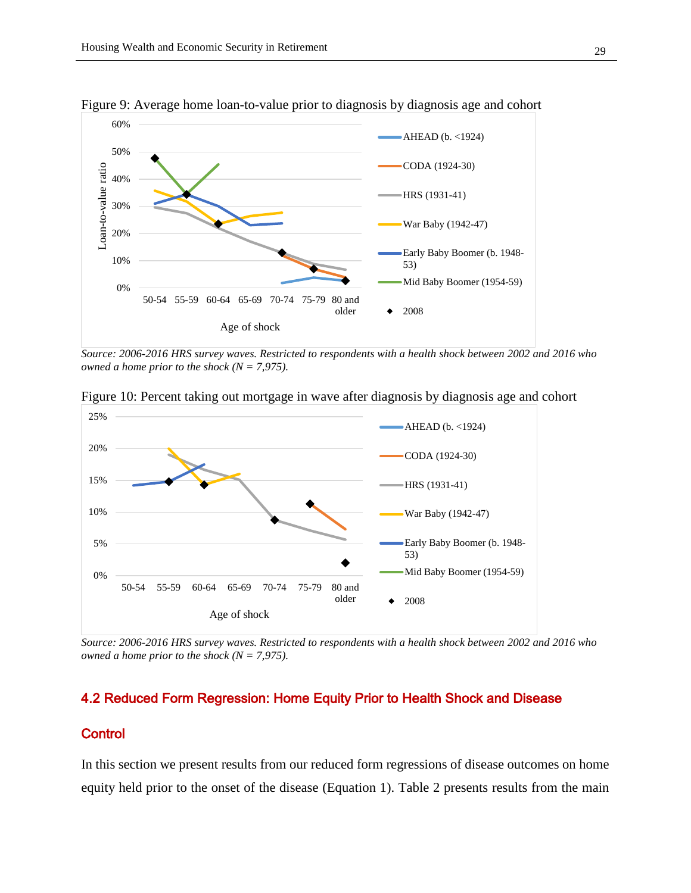Figure 9: Average home loan-to-value prior to diagnosis by diagnosis age and cohort

*Source: 2006-2016 HRS survey waves. Restricted to respondents with a health shock between 2002 and 2016 who owned a home prior to the shock (N = 7,975).*

Figure 10: Percent taking out mortgage in wave after diagnosis by diagnosis age and cohort

*Source: 2006-2016 HRS survey waves. Restricted to respondents with a health shock between 2002 and 2016 who owned a home prior to the shock (N = 7,975).*

## 4.2 Reduced Form Regression: Home Equity Prior to Health Shock and Disease

### Control

In this section we present results from our reduced form regressions of disease outcomes on home equity held prior to the onset of the disease (Equation 1). Table 2 presents results from the main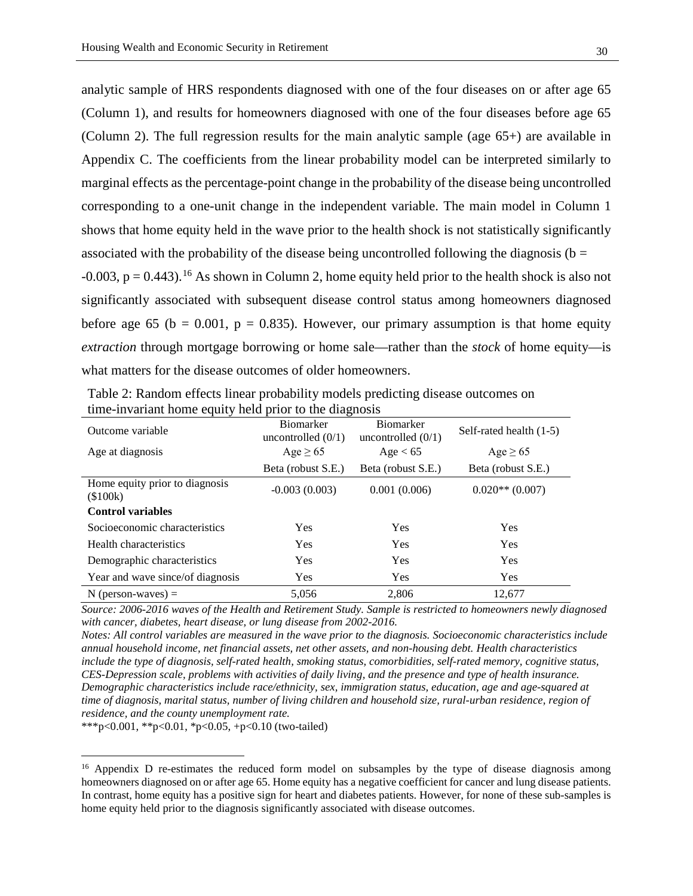analytic sample of HRS respondents diagnosed with one of the four diseases on or after age 65 (Column 1), and results for homeowners diagnosed with one of the four diseases before age 65 (Column 2). The full regression results for the main analytic sample (age 65+) are available in Appendix C. The coefficients from the linear probability model can be interpreted similarly to marginal effects as the percentage-point change in the probability of the disease being uncontrolled corresponding to a one-unit change in the independent variable. The main model in Column 1 shows that home equity held in the wave prior to the health shock is not statistically significantly associated with the probability of the disease being uncontrolled following the diagnosis (b = -0.003, p = 0.443).[16] As shown in Column 2, home equity held prior to the health shock is also not significantly associated with subsequent disease control status among homeowners diagnosed before age 65 (b = 0.001, p = 0.835). However, our primary assumption is that home equity *extraction* through mortgage borrowing or home sale—rather than the *stock* of home equity—is what matters for the disease outcomes of older homeowners.

Table 2: Random effects linear probability models predicting disease outcomes on time-invariant home equity held prior to the diagnosis

| Outcome variable | Biomarker uncontrolled (0/1) | Biomarker uncontrolled (0/1) | Self-rated health (1-5) |
|---|---|---|---|
| Age at diagnosis | Age ≥ 65 | Age < 65 | Age ≥ 65 |
| | Beta (robust S.E.) | Beta (robust S.E.) | Beta (robust S.E.) |
| Home equity prior to diagnosis ($100k) | -0.003 (0.003) | 0.001 (0.006) | 0.020** (0.007) |
| **Control variables** | | | |
| Socioeconomic characteristics | Yes | Yes | Yes |
| Health characteristics | Yes | Yes | Yes |
| Demographic characteristics | Yes | Yes | Yes |
| Year and wave since/of diagnosis | Yes | Yes | Yes |
| N (person-waves) = | 5,056 | 2,806 | 12,677 |

*Source: 2006-2016 waves of the Health and Retirement Study. Sample is restricted to homeowners newly diagnosed with cancer, diabetes, heart disease, or lung disease from 2002-2016.*

*Notes: All control variables are measured in the wave prior to the diagnosis. Socioeconomic characteristics include annual household income, net financial assets, net other assets, and non-housing debt. Health characteristics include the type of diagnosis, self-rated health, smoking status, comorbidities, self-rated memory, cognitive status, CES-Depression scale, problems with activities of daily living, and the presence and type of health insurance. Demographic characteristics include race/ethnicity, sex, immigration status, education, age and age-squared at time of diagnosis, marital status, number of living children and household size, rural-urban residence, region of residence, and the county unemployment rate.*

***p<0.001, **p<0.01, *p<0.05, +p<0.10 (two-tailed)

[16] Appendix D re-estimates the reduced form model on subsamples by the type of disease diagnosis among homeowners diagnosed on or after age 65. Home equity has a negative coefficient for cancer and lung disease patients. In contrast, home equity has a positive sign for heart and diabetes patients. However, for none of these sub-samples is home equity held prior to the diagnosis significantly associated with disease outcomes.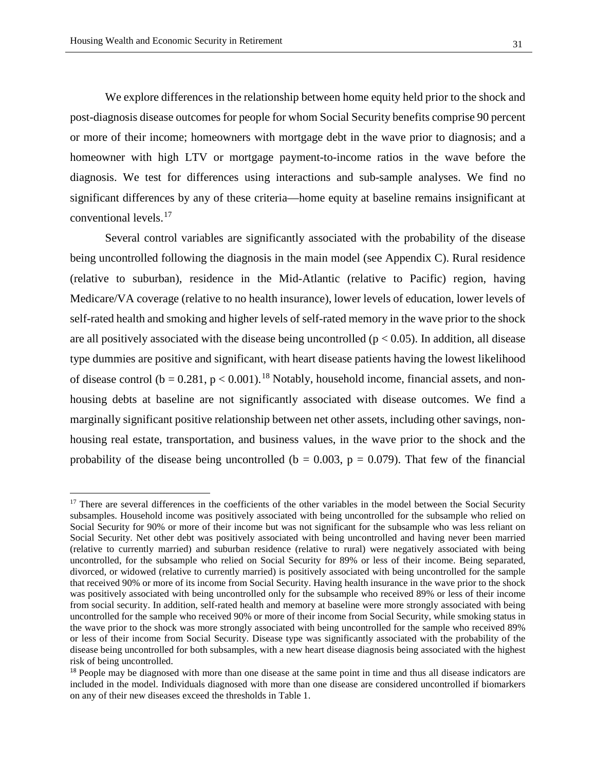We explore differences in the relationship between home equity held prior to the shock and post-diagnosis disease outcomes for people for whom Social Security benefits comprise 90 percent or more of their income; homeowners with mortgage debt in the wave prior to diagnosis; and a homeowner with high LTV or mortgage payment-to-income ratios in the wave before the diagnosis. We test for differences using interactions and sub-sample analyses. We find no significant differences by any of these criteria—home equity at baseline remains insignificant at conventional levels.[17]

Several control variables are significantly associated with the probability of the disease being uncontrolled following the diagnosis in the main model (see Appendix C). Rural residence (relative to suburban), residence in the Mid-Atlantic (relative to Pacific) region, having Medicare/VA coverage (relative to no health insurance), lower levels of education, lower levels of self-rated health and smoking and higher levels of self-rated memory in the wave prior to the shock are all positively associated with the disease being uncontrolled ($p < 0.05$). In addition, all disease type dummies are positive and significant, with heart disease patients having the lowest likelihood of disease control ($b = 0.281$, $p < 0.001$).[18] Notably, household income, financial assets, and non-housing debts at baseline are not significantly associated with disease outcomes. We find a marginally significant positive relationship between net other assets, including other savings, non-housing real estate, transportation, and business values, in the wave prior to the shock and the probability of the disease being uncontrolled ($b = 0.003$, $p = 0.079$). That few of the financial

---

[17] There are several differences in the coefficients of the other variables in the model between the Social Security subsamples. Household income was positively associated with being uncontrolled for the subsample who relied on Social Security for 90% or more of their income but was not significant for the subsample who was less reliant on Social Security. Net other debt was positively associated with being uncontrolled and having never been married (relative to currently married) and suburban residence (relative to rural) were negatively associated with being uncontrolled, for the subsample who relied on Social Security for 89% or less of their income. Being separated, divorced, or widowed (relative to currently married) is positively associated with being uncontrolled for the sample that received 90% or more of its income from Social Security. Having health insurance in the wave prior to the shock was positively associated with being uncontrolled only for the subsample who received 89% or less of their income from social security. In addition, self-rated health and memory at baseline were more strongly associated with being uncontrolled for the sample who received 90% or more of their income from Social Security, while smoking status in the wave prior to the shock was more strongly associated with being uncontrolled for the sample who received 89% or less of their income from Social Security. Disease type was significantly associated with the probability of the disease being uncontrolled for both subsamples, with a new heart disease diagnosis being associated with the highest risk of being uncontrolled.

[18] People may be diagnosed with more than one disease at the same point in time and thus all disease indicators are included in the model. Individuals diagnosed with more than one disease are considered uncontrolled if biomarkers on any of their new diseases exceed the thresholds in Table 1.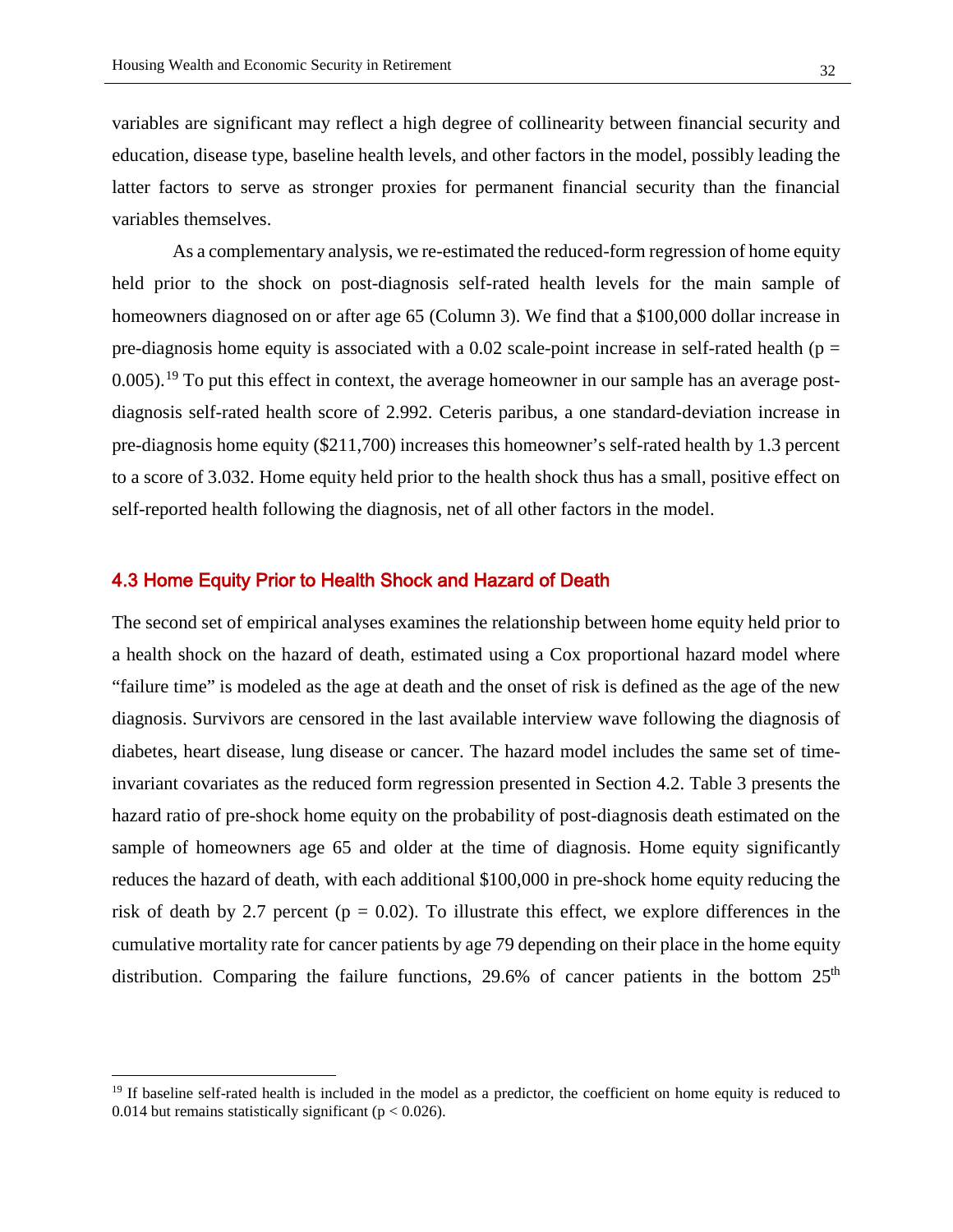variables are significant may reflect a high degree of collinearity between financial security and education, disease type, baseline health levels, and other factors in the model, possibly leading the latter factors to serve as stronger proxies for permanent financial security than the financial variables themselves.

As a complementary analysis, we re-estimated the reduced-form regression of home equity held prior to the shock on post-diagnosis self-rated health levels for the main sample of homeowners diagnosed on or after age 65 (Column 3). We find that a $100,000 dollar increase in pre-diagnosis home equity is associated with a 0.02 scale-point increase in self-rated health ($p = 0.005$).[19] To put this effect in context, the average homeowner in our sample has an average post-diagnosis self-rated health score of 2.992. Ceteris paribus, a one standard-deviation increase in pre-diagnosis home equity ($211,700) increases this homeowner's self-rated health by 1.3 percent to a score of 3.032. Home equity held prior to the health shock thus has a small, positive effect on self-reported health following the diagnosis, net of all other factors in the model.

### 4.3 Home Equity Prior to Health Shock and Hazard of Death

The second set of empirical analyses examines the relationship between home equity held prior to a health shock on the hazard of death, estimated using a Cox proportional hazard model where "failure time" is modeled as the age at death and the onset of risk is defined as the age of the new diagnosis. Survivors are censored in the last available interview wave following the diagnosis of diabetes, heart disease, lung disease or cancer. The hazard model includes the same set of time-invariant covariates as the reduced form regression presented in Section 4.2. Table 3 presents the hazard ratio of pre-shock home equity on the probability of post-diagnosis death estimated on the sample of homeowners age 65 and older at the time of diagnosis. Home equity significantly reduces the hazard of death, with each additional $100,000 in pre-shock home equity reducing the risk of death by 2.7 percent ($p = 0.02$). To illustrate this effect, we explore differences in the cumulative mortality rate for cancer patients by age 79 depending on their place in the home equity distribution. Comparing the failure functions, 29.6% of cancer patients in the bottom 25th

---

[19] If baseline self-rated health is included in the model as a predictor, the coefficient on home equity is reduced to 0.014 but remains statistically significant ($p < 0.026$).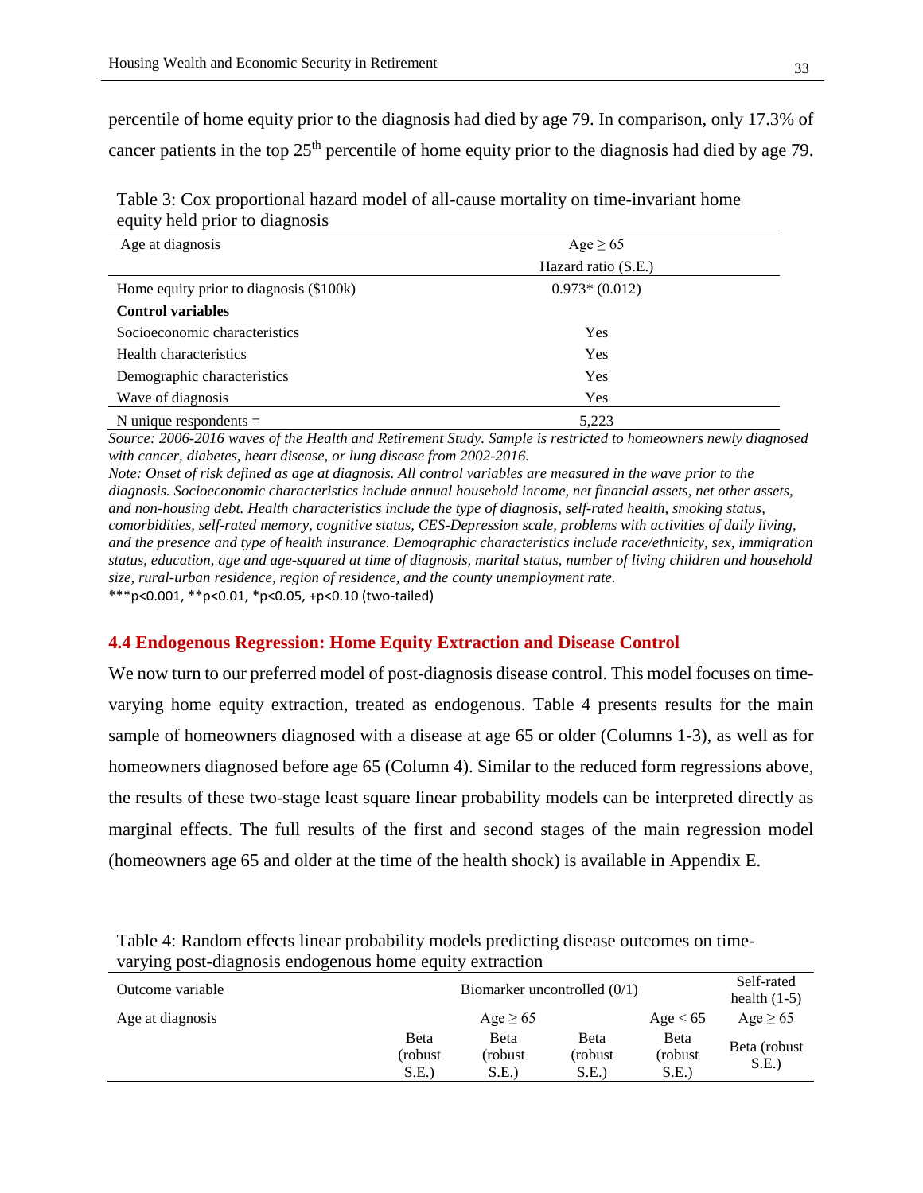percentile of home equity prior to the diagnosis had died by age 79. In comparison, only 17.3% of cancer patients in the top 25th percentile of home equity prior to the diagnosis had died by age 79.

Table 3: Cox proportional hazard model of all-cause mortality on time-invariant home equity held prior to diagnosis

| Age at diagnosis | Age ≥ 65 |
|---|---|
| | Hazard ratio (S.E.) |
| Home equity prior to diagnosis ($100k) | 0.973* (0.012) |
| **Control variables** | |
| Socioeconomic characteristics | Yes |
| Health characteristics | Yes |
| Demographic characteristics | Yes |
| Wave of diagnosis | Yes |
| N unique respondents = | 5,223 |

*Source: 2006-2016 waves of the Health and Retirement Study. Sample is restricted to homeowners newly diagnosed with cancer, diabetes, heart disease, or lung disease from 2002-2016.*
*Note: Onset of risk defined as age at diagnosis. All control variables are measured in the wave prior to the diagnosis. Socioeconomic characteristics include annual household income, net financial assets, net other assets, and non-housing debt. Health characteristics include the type of diagnosis, self-rated health, smoking status, comorbidities, self-rated memory, cognitive status, CES-Depression scale, problems with activities of daily living, and the presence and type of health insurance. Demographic characteristics include race/ethnicity, sex, immigration status, education, age and age-squared at time of diagnosis, marital status, number of living children and household size, rural-urban residence, region of residence, and the county unemployment rate.*
***p<0.001, **p<0.01, *p<0.05, +p<0.10 (two-tailed)

### 4.4 Endogenous Regression: Home Equity Extraction and Disease Control

We now turn to our preferred model of post-diagnosis disease control. This model focuses on time-varying home equity extraction, treated as endogenous. Table 4 presents results for the main sample of homeowners diagnosed with a disease at age 65 or older (Columns 1-3), as well as for homeowners diagnosed before age 65 (Column 4). Similar to the reduced form regressions above, the results of these two-stage least square linear probability models can be interpreted directly as marginal effects. The full results of the first and second stages of the main regression model (homeowners age 65 and older at the time of the health shock) is available in Appendix E.

Table 4: Random effects linear probability models predicting disease outcomes on time-varying post-diagnosis endogenous home equity extraction

| Outcome variable | Biomarker uncontrolled (0/1) | | | | Self-rated health (1-5) |
|---|---|---|---|---|---|
| Age at diagnosis | Age ≥ 65 | | | Age < 65 | Age ≥ 65 |
| | Beta (robust S.E.) | Beta (robust S.E.) | Beta (robust S.E.) | Beta (robust S.E.) | Beta (robust S.E.) |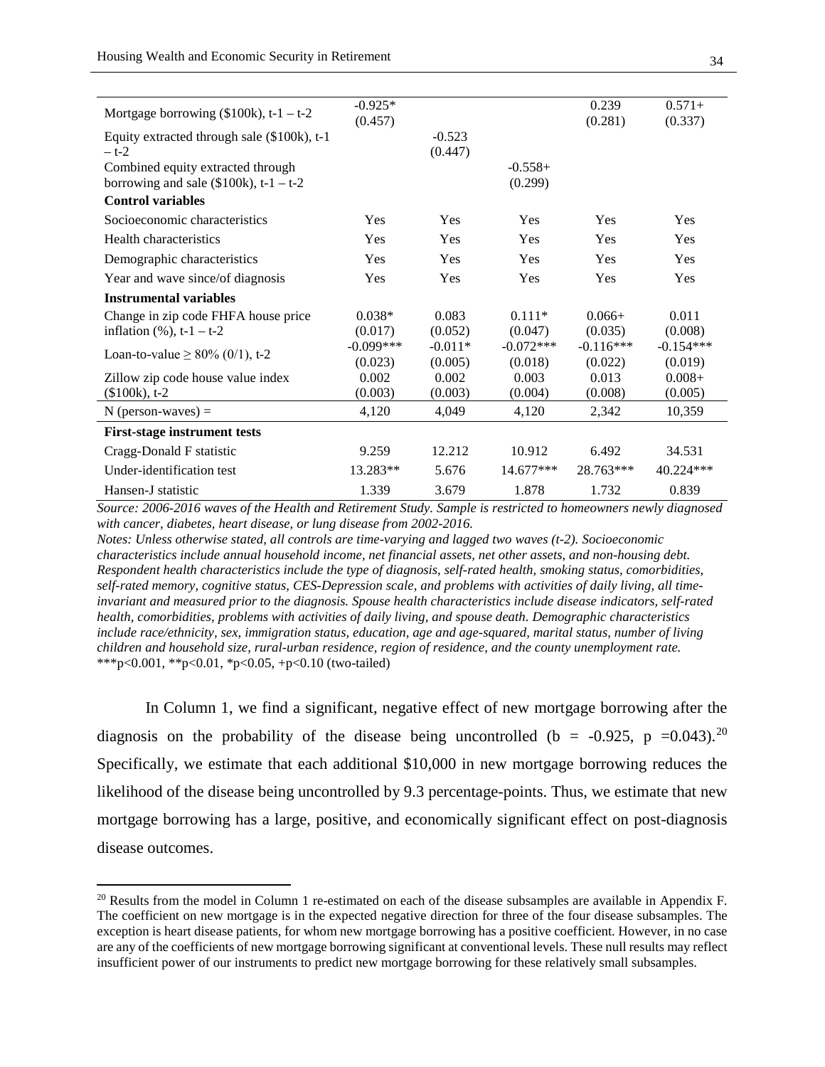| | | | | | |
|---|---|---|---|---|---|
| Mortgage borrowing ($100k), t-1 – t-2 | -0.925* (0.457) | | | 0.239 (0.281) | 0.571+ (0.337) |
| Equity extracted through sale ($100k), t-1 – t-2 | | -0.523 (0.447) | | | |
| Combined equity extracted through borrowing and sale ($100k), t-1 – t-2 | | | -0.558+ (0.299) | | |
| **Control variables** | | | | | |
| Socioeconomic characteristics | Yes | Yes | Yes | Yes | Yes |
| Health characteristics | Yes | Yes | Yes | Yes | Yes |
| Demographic characteristics | Yes | Yes | Yes | Yes | Yes |
| Year and wave since/of diagnosis | Yes | Yes | Yes | Yes | Yes |
| **Instrumental variables** | | | | | |
| Change in zip code FHFA house price inflation (%), t-1 – t-2 | 0.038* (0.017) | 0.083 (0.052) | 0.111* (0.047) | 0.066+ (0.035) | 0.011 (0.008) |
| Loan-to-value ≥ 80% (0/1), t-2 | -0.099*** (0.023) | -0.011* (0.005) | -0.072*** (0.018) | -0.116*** (0.022) | -0.154*** (0.019) |
| Zillow zip code house value index ($100k), t-2 | 0.002 (0.003) | 0.002 (0.003) | 0.003 (0.004) | 0.013 (0.008) | 0.008+ (0.005) |
| N (person-waves) = | 4,120 | 4,049 | 4,120 | 2,342 | 10,359 |
| **First-stage instrument tests** | | | | | |
| Cragg-Donald F statistic | 9.259 | 12.212 | 10.912 | 6.492 | 34.531 |
| Under-identification test | 13.283** | 5.676 | 14.677*** | 28.763*** | 40.224*** |
| Hansen-J statistic | 1.339 | 3.679 | 1.878 | 1.732 | 0.839 |

*Source: 2006-2016 waves of the Health and Retirement Study. Sample is restricted to homeowners newly diagnosed with cancer, diabetes, heart disease, or lung disease from 2002-2016.*

*Notes: Unless otherwise stated, all controls are time-varying and lagged two waves (t-2). Socioeconomic characteristics include annual household income, net financial assets, net other assets, and non-housing debt. Respondent health characteristics include the type of diagnosis, self-rated health, smoking status, comorbidities, self-rated memory, cognitive status, CES-Depression scale, and problems with activities of daily living, all time-invariant and measured prior to the diagnosis. Spouse health characteristics include disease indicators, self-rated health, comorbidities, problems with activities of daily living, and spouse death. Demographic characteristics include race/ethnicity, sex, immigration status, education, age and age-squared, marital status, number of living children and household size, rural-urban residence, region of residence, and the county unemployment rate.*
***p<0.001, **p<0.01, *p<0.05, +p<0.10 (two-tailed)

In Column 1, we find a significant, negative effect of new mortgage borrowing after the diagnosis on the probability of the disease being uncontrolled (b = -0.925, p =0.043).[20] Specifically, we estimate that each additional $10,000 in new mortgage borrowing reduces the likelihood of the disease being uncontrolled by 9.3 percentage-points. Thus, we estimate that new mortgage borrowing has a large, positive, and economically significant effect on post-diagnosis disease outcomes.

[20] Results from the model in Column 1 re-estimated on each of the disease subsamples are available in Appendix F. The coefficient on new mortgage is in the expected negative direction for three of the four disease subsamples. The exception is heart disease patients, for whom new mortgage borrowing has a positive coefficient. However, in no case are any of the coefficients of new mortgage borrowing significant at conventional levels. These null results may reflect insufficient power of our instruments to predict new mortgage borrowing for these relatively small subsamples.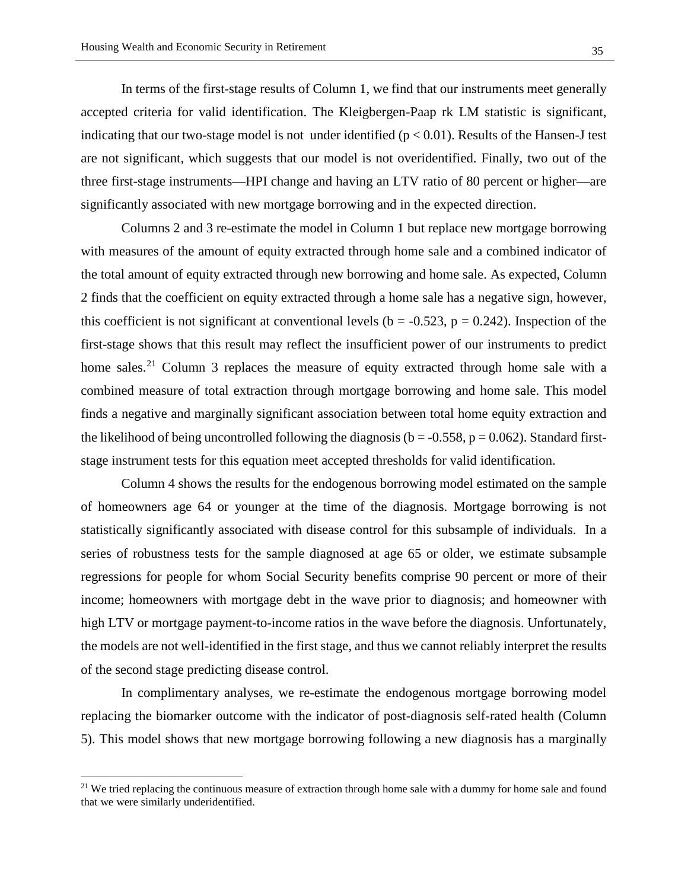In terms of the first-stage results of Column 1, we find that our instruments meet generally accepted criteria for valid identification. The Kleigbergen-Paap rk LM statistic is significant, indicating that our two-stage model is not under identified ($p < 0.01$). Results of the Hansen-J test are not significant, which suggests that our model is not overidentified. Finally, two out of the three first-stage instruments—HPI change and having an LTV ratio of 80 percent or higher—are significantly associated with new mortgage borrowing and in the expected direction.

Columns 2 and 3 re-estimate the model in Column 1 but replace new mortgage borrowing with measures of the amount of equity extracted through home sale and a combined indicator of the total amount of equity extracted through new borrowing and home sale. As expected, Column 2 finds that the coefficient on equity extracted through a home sale has a negative sign, however, this coefficient is not significant at conventional levels ($b = -0.523$, $p = 0.242$). Inspection of the first-stage shows that this result may reflect the insufficient power of our instruments to predict home sales.[21] Column 3 replaces the measure of equity extracted through home sale with a combined measure of total extraction through mortgage borrowing and home sale. This model finds a negative and marginally significant association between total home equity extraction and the likelihood of being uncontrolled following the diagnosis ($b = -0.558$, $p = 0.062$). Standard first-stage instrument tests for this equation meet accepted thresholds for valid identification.

Column 4 shows the results for the endogenous borrowing model estimated on the sample of homeowners age 64 or younger at the time of the diagnosis. Mortgage borrowing is not statistically significantly associated with disease control for this subsample of individuals. In a series of robustness tests for the sample diagnosed at age 65 or older, we estimate subsample regressions for people for whom Social Security benefits comprise 90 percent or more of their income; homeowners with mortgage debt in the wave prior to diagnosis; and homeowner with high LTV or mortgage payment-to-income ratios in the wave before the diagnosis. Unfortunately, the models are not well-identified in the first stage, and thus we cannot reliably interpret the results of the second stage predicting disease control.

In complimentary analyses, we re-estimate the endogenous mortgage borrowing model replacing the biomarker outcome with the indicator of post-diagnosis self-rated health (Column 5). This model shows that new mortgage borrowing following a new diagnosis has a marginally

[21] We tried replacing the continuous measure of extraction through home sale with a dummy for home sale and found that we were similarly underidentified.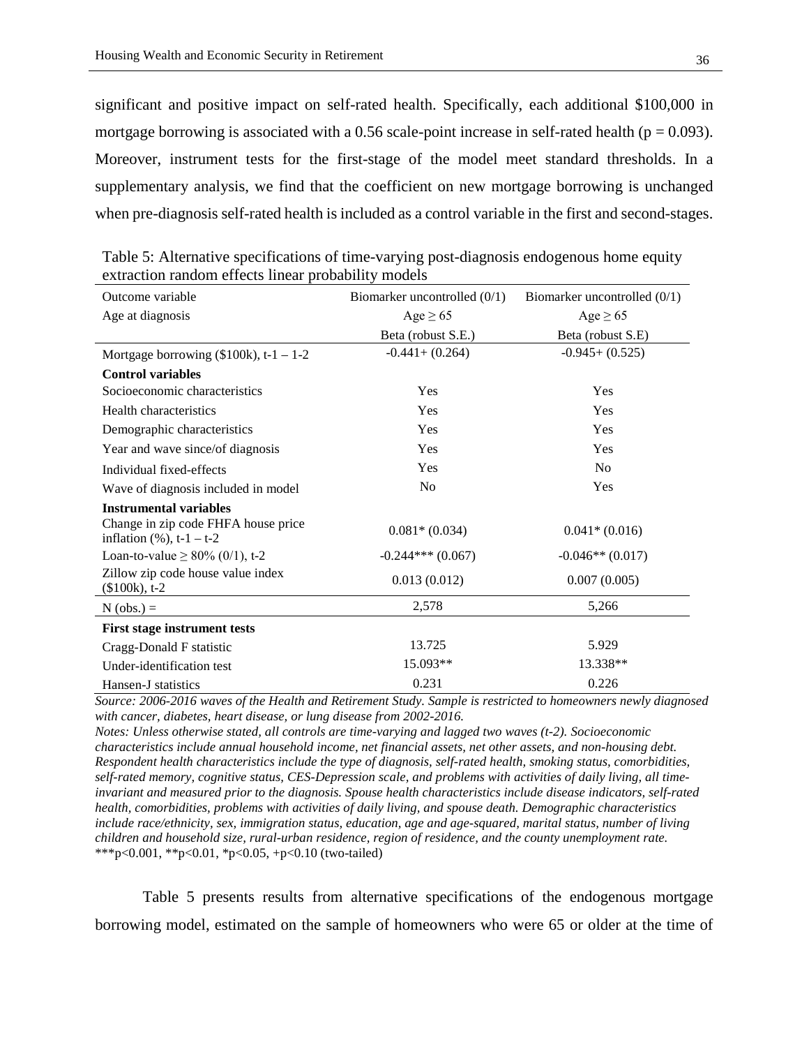significant and positive impact on self-rated health. Specifically, each additional \$100,000 in mortgage borrowing is associated with a 0.56 scale-point increase in self-rated health ($p = 0.093$). Moreover, instrument tests for the first-stage of the model meet standard thresholds. In a supplementary analysis, we find that the coefficient on new mortgage borrowing is unchanged when pre-diagnosis self-rated health is included as a control variable in the first and second-stages.

Table 5: Alternative specifications of time-varying post-diagnosis endogenous home equity extraction random effects linear probability models

| Outcome variable | Biomarker uncontrolled (0/1) | Biomarker uncontrolled (0/1) |
|---|---|---|
| Age at diagnosis | Age ≥ 65 | Age ≥ 65 |
| | Beta (robust S.E.) | Beta (robust S.E) |
| Mortgage borrowing (\$100k), t-1 – 1-2 | -0.441+ (0.264) | -0.945+ (0.525) |
| **Control variables** | | |
| Socioeconomic characteristics | Yes | Yes |
| Health characteristics | Yes | Yes |
| Demographic characteristics | Yes | Yes |
| Year and wave since/of diagnosis | Yes | Yes |
| Individual fixed-effects | Yes | No |
| Wave of diagnosis included in model | No | Yes |
| **Instrumental variables** | | |
| Change in zip code FHFA house price inflation (%), t-1 – t-2 | 0.081* (0.034) | 0.041* (0.016) |
| Loan-to-value ≥ 80% (0/1), t-2 | -0.244*** (0.067) | -0.046** (0.017) |
| Zillow zip code house value index (\$100k), t-2 | 0.013 (0.012) | 0.007 (0.005) |
| N (obs.) = | 2,578 | 5,266 |
| **First stage instrument tests** | | |
| Cragg-Donald F statistic | 13.725 | 5.929 |
| Under-identification test | 15.093** | 13.338** |
| Hansen-J statistics | 0.231 | 0.226 |

*Source: 2006-2016 waves of the Health and Retirement Study. Sample is restricted to homeowners newly diagnosed with cancer, diabetes, heart disease, or lung disease from 2002-2016.*

*Notes: Unless otherwise stated, all controls are time-varying and lagged two waves (t-2). Socioeconomic characteristics include annual household income, net financial assets, net other assets, and non-housing debt. Respondent health characteristics include the type of diagnosis, self-rated health, smoking status, comorbidities, self-rated memory, cognitive status, CES-Depression scale, and problems with activities of daily living, all time-invariant and measured prior to the diagnosis. Spouse health characteristics include disease indicators, self-rated health, comorbidities, problems with activities of daily living, and spouse death. Demographic characteristics include race/ethnicity, sex, immigration status, education, age and age-squared, marital status, number of living children and household size, rural-urban residence, region of residence, and the county unemployment rate.*
***p<0.001, **p<0.01, *p<0.05, +p<0.10 (two-tailed)

Table 5 presents results from alternative specifications of the endogenous mortgage borrowing model, estimated on the sample of homeowners who were 65 or older at the time of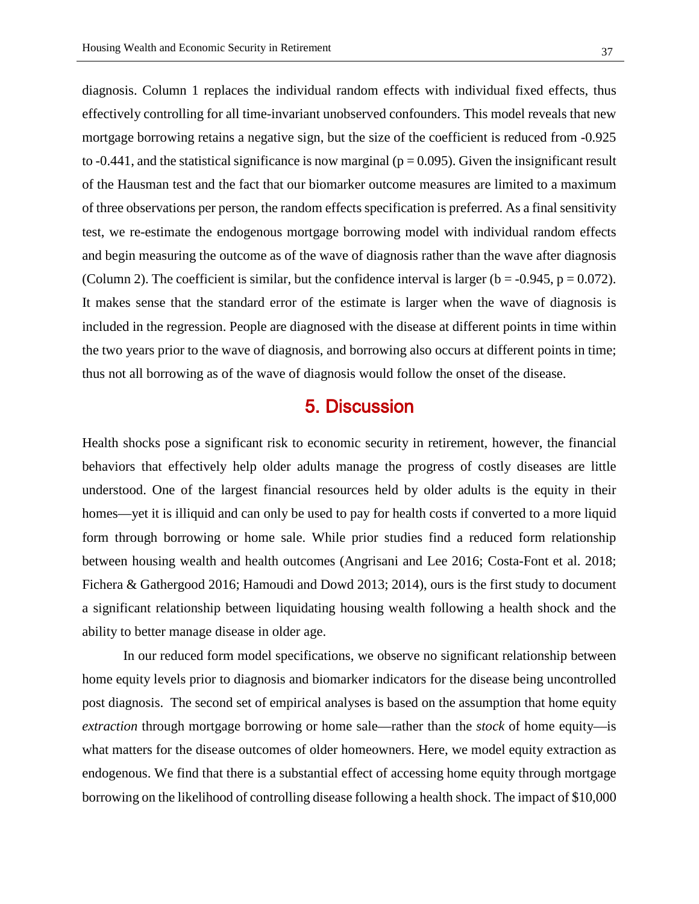diagnosis. Column 1 replaces the individual random effects with individual fixed effects, thus effectively controlling for all time-invariant unobserved confounders. This model reveals that new mortgage borrowing retains a negative sign, but the size of the coefficient is reduced from -0.925 to -0.441, and the statistical significance is now marginal ($p = 0.095$). Given the insignificant result of the Hausman test and the fact that our biomarker outcome measures are limited to a maximum of three observations per person, the random effects specification is preferred. As a final sensitivity test, we re-estimate the endogenous mortgage borrowing model with individual random effects and begin measuring the outcome as of the wave of diagnosis rather than the wave after diagnosis (Column 2). The coefficient is similar, but the confidence interval is larger ($b = -0.945$, $p = 0.072$). It makes sense that the standard error of the estimate is larger when the wave of diagnosis is included in the regression. People are diagnosed with the disease at different points in time within the two years prior to the wave of diagnosis, and borrowing also occurs at different points in time; thus not all borrowing as of the wave of diagnosis would follow the onset of the disease.

## 5. Discussion

Health shocks pose a significant risk to economic security in retirement, however, the financial behaviors that effectively help older adults manage the progress of costly diseases are little understood. One of the largest financial resources held by older adults is the equity in their homes—yet it is illiquid and can only be used to pay for health costs if converted to a more liquid form through borrowing or home sale. While prior studies find a reduced form relationship between housing wealth and health outcomes (Angrisani and Lee 2016; Costa-Font et al. 2018; Fichera & Gathergood 2016; Hamoudi and Dowd 2013; 2014), ours is the first study to document a significant relationship between liquidating housing wealth following a health shock and the ability to better manage disease in older age.

In our reduced form model specifications, we observe no significant relationship between home equity levels prior to diagnosis and biomarker indicators for the disease being uncontrolled post diagnosis. The second set of empirical analyses is based on the assumption that home equity *extraction* through mortgage borrowing or home sale—rather than the *stock* of home equity—is what matters for the disease outcomes of older homeowners. Here, we model equity extraction as endogenous. We find that there is a substantial effect of accessing home equity through mortgage borrowing on the likelihood of controlling disease following a health shock. The impact of $10,000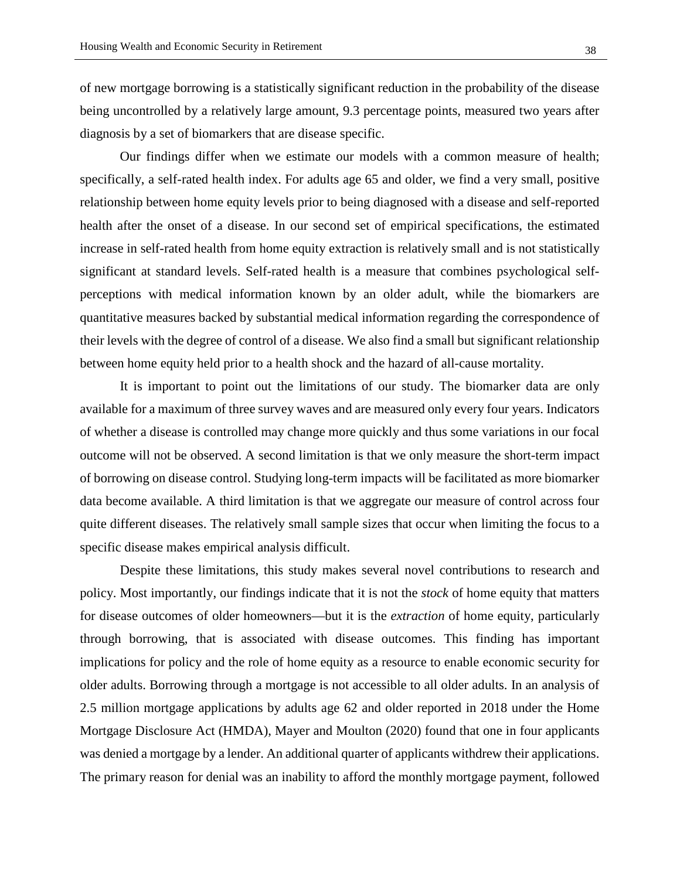of new mortgage borrowing is a statistically significant reduction in the probability of the disease being uncontrolled by a relatively large amount, 9.3 percentage points, measured two years after diagnosis by a set of biomarkers that are disease specific.

Our findings differ when we estimate our models with a common measure of health; specifically, a self-rated health index. For adults age 65 and older, we find a very small, positive relationship between home equity levels prior to being diagnosed with a disease and self-reported health after the onset of a disease. In our second set of empirical specifications, the estimated increase in self-rated health from home equity extraction is relatively small and is not statistically significant at standard levels. Self-rated health is a measure that combines psychological self-perceptions with medical information known by an older adult, while the biomarkers are quantitative measures backed by substantial medical information regarding the correspondence of their levels with the degree of control of a disease. We also find a small but significant relationship between home equity held prior to a health shock and the hazard of all-cause mortality.

It is important to point out the limitations of our study. The biomarker data are only available for a maximum of three survey waves and are measured only every four years. Indicators of whether a disease is controlled may change more quickly and thus some variations in our focal outcome will not be observed. A second limitation is that we only measure the short-term impact of borrowing on disease control. Studying long-term impacts will be facilitated as more biomarker data become available. A third limitation is that we aggregate our measure of control across four quite different diseases. The relatively small sample sizes that occur when limiting the focus to a specific disease makes empirical analysis difficult.

Despite these limitations, this study makes several novel contributions to research and policy. Most importantly, our findings indicate that it is not the *stock* of home equity that matters for disease outcomes of older homeowners—but it is the *extraction* of home equity, particularly through borrowing, that is associated with disease outcomes. This finding has important implications for policy and the role of home equity as a resource to enable economic security for older adults. Borrowing through a mortgage is not accessible to all older adults. In an analysis of 2.5 million mortgage applications by adults age 62 and older reported in 2018 under the Home Mortgage Disclosure Act (HMDA), Mayer and Moulton (2020) found that one in four applicants was denied a mortgage by a lender. An additional quarter of applicants withdrew their applications. The primary reason for denial was an inability to afford the monthly mortgage payment, followed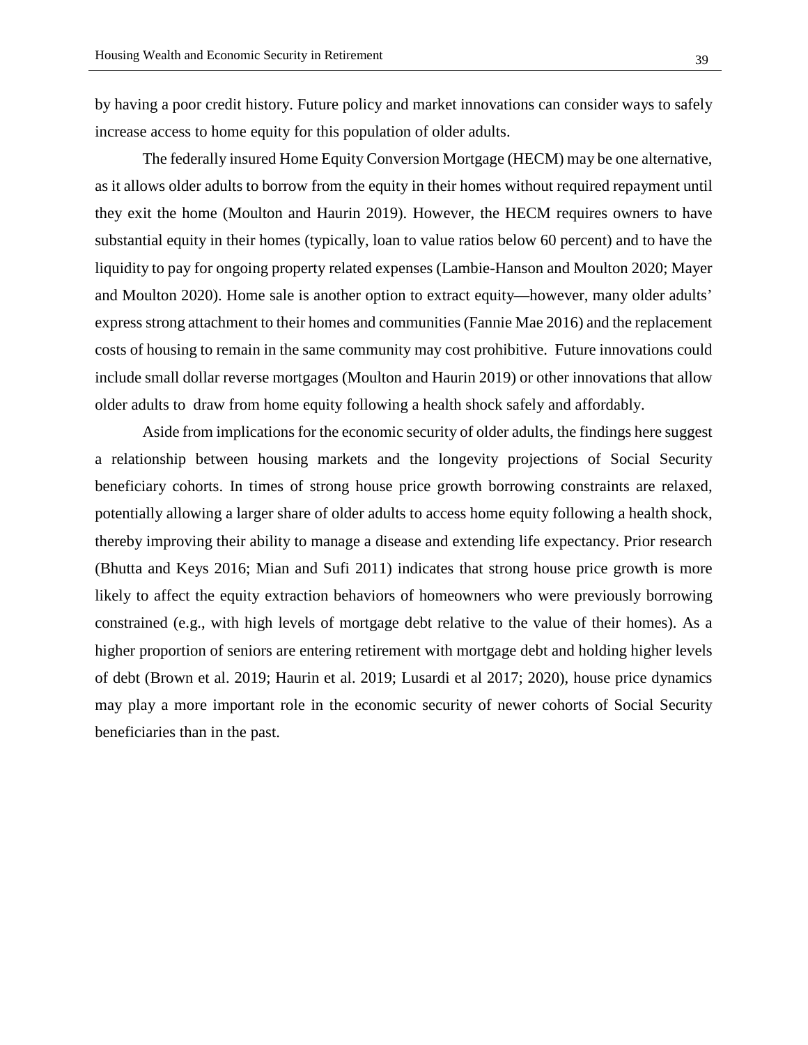by having a poor credit history. Future policy and market innovations can consider ways to safely increase access to home equity for this population of older adults.

The federally insured Home Equity Conversion Mortgage (HECM) may be one alternative, as it allows older adults to borrow from the equity in their homes without required repayment until they exit the home (Moulton and Haurin 2019). However, the HECM requires owners to have substantial equity in their homes (typically, loan to value ratios below 60 percent) and to have the liquidity to pay for ongoing property related expenses (Lambie-Hanson and Moulton 2020; Mayer and Moulton 2020). Home sale is another option to extract equity—however, many older adults' express strong attachment to their homes and communities (Fannie Mae 2016) and the replacement costs of housing to remain in the same community may cost prohibitive. Future innovations could include small dollar reverse mortgages (Moulton and Haurin 2019) or other innovations that allow older adults to draw from home equity following a health shock safely and affordably.

Aside from implications for the economic security of older adults, the findings here suggest a relationship between housing markets and the longevity projections of Social Security beneficiary cohorts. In times of strong house price growth borrowing constraints are relaxed, potentially allowing a larger share of older adults to access home equity following a health shock, thereby improving their ability to manage a disease and extending life expectancy. Prior research (Bhutta and Keys 2016; Mian and Sufi 2011) indicates that strong house price growth is more likely to affect the equity extraction behaviors of homeowners who were previously borrowing constrained (e.g., with high levels of mortgage debt relative to the value of their homes). As a higher proportion of seniors are entering retirement with mortgage debt and holding higher levels of debt (Brown et al. 2019; Haurin et al. 2019; Lusardi et al 2017; 2020), house price dynamics may play a more important role in the economic security of newer cohorts of Social Security beneficiaries than in the past.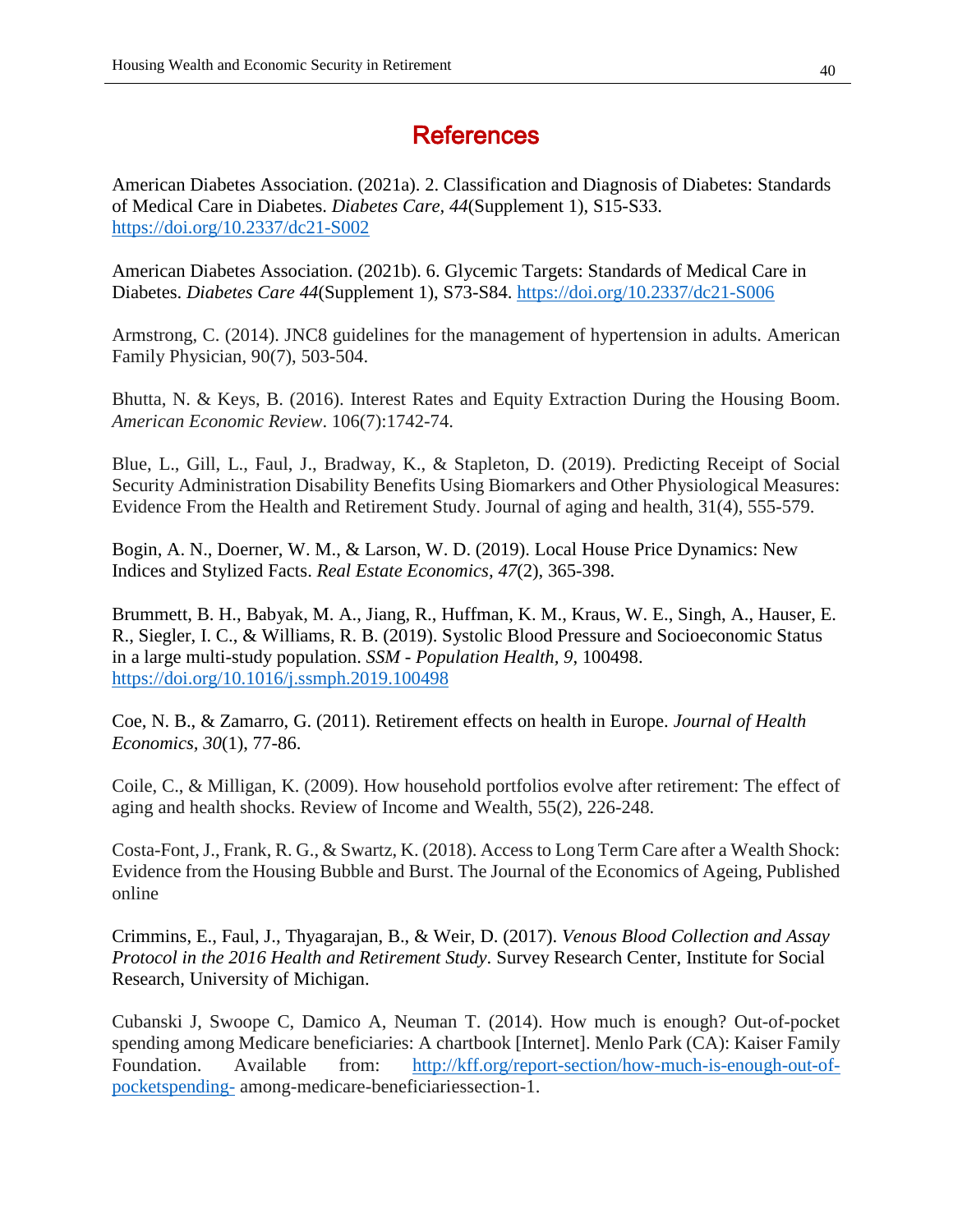# References

American Diabetes Association. (2021a). 2. Classification and Diagnosis of Diabetes: Standards of Medical Care in Diabetes. *Diabetes Care, 44*(Supplement 1), S15-S33. https://doi.org/10.2337/dc21-S002

American Diabetes Association. (2021b). 6. Glycemic Targets: Standards of Medical Care in Diabetes. *Diabetes Care 44*(Supplement 1), S73-S84. https://doi.org/10.2337/dc21-S006

Armstrong, C. (2014). JNC8 guidelines for the management of hypertension in adults. American Family Physician, 90(7), 503-504.

Bhutta, N. & Keys, B. (2016). Interest Rates and Equity Extraction During the Housing Boom. *American Economic Review*. 106(7):1742-74.

Blue, L., Gill, L., Faul, J., Bradway, K., & Stapleton, D. (2019). Predicting Receipt of Social Security Administration Disability Benefits Using Biomarkers and Other Physiological Measures: Evidence From the Health and Retirement Study. Journal of aging and health, 31(4), 555-579.

Bogin, A. N., Doerner, W. M., & Larson, W. D. (2019). Local House Price Dynamics: New Indices and Stylized Facts. *Real Estate Economics, 47*(2), 365-398.

Brummett, B. H., Babyak, M. A., Jiang, R., Huffman, K. M., Kraus, W. E., Singh, A., Hauser, E. R., Siegler, I. C., & Williams, R. B. (2019). Systolic Blood Pressure and Socioeconomic Status in a large multi-study population. *SSM - Population Health, 9*, 100498. https://doi.org/10.1016/j.ssmph.2019.100498

Coe, N. B., & Zamarro, G. (2011). Retirement effects on health in Europe. *Journal of Health Economics, 30*(1), 77-86.

Coile, C., & Milligan, K. (2009). How household portfolios evolve after retirement: The effect of aging and health shocks. Review of Income and Wealth, 55(2), 226-248.

Costa-Font, J., Frank, R. G., & Swartz, K. (2018). Access to Long Term Care after a Wealth Shock: Evidence from the Housing Bubble and Burst. The Journal of the Economics of Ageing, Published online

Crimmins, E., Faul, J., Thyagarajan, B., & Weir, D. (2017). *Venous Blood Collection and Assay Protocol in the 2016 Health and Retirement Study*. Survey Research Center, Institute for Social Research, University of Michigan.

Cubanski J, Swoope C, Damico A, Neuman T. (2014). How much is enough? Out-of-pocket spending among Medicare beneficiaries: A chartbook [Internet]. Menlo Park (CA): Kaiser Family Foundation. Available from: http://kff.org/report-section/how-much-is-enough-out-of-pocketspending- among-medicare-beneficiariessection-1.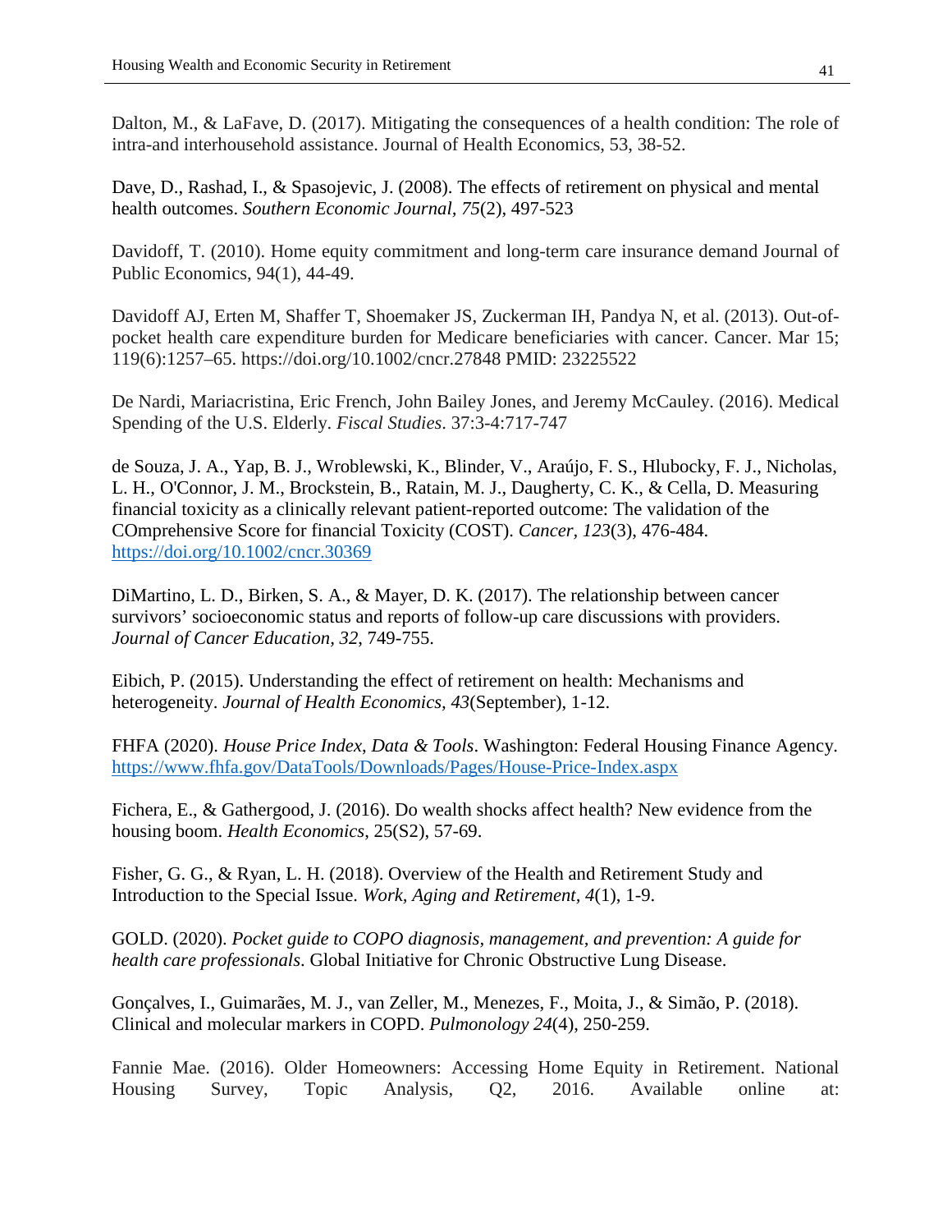Dalton, M., & LaFave, D. (2017). Mitigating the consequences of a health condition: The role of intra-and interhousehold assistance. Journal of Health Economics, 53, 38-52.

Dave, D., Rashad, I., & Spasojevic, J. (2008). The effects of retirement on physical and mental health outcomes. *Southern Economic Journal*, *75*(2), 497-523

Davidoff, T. (2010). Home equity commitment and long-term care insurance demand Journal of Public Economics, 94(1), 44-49.

Davidoff AJ, Erten M, Shaffer T, Shoemaker JS, Zuckerman IH, Pandya N, et al. (2013). Out-of-pocket health care expenditure burden for Medicare beneficiaries with cancer. Cancer. Mar 15; 119(6):1257–65. https://doi.org/10.1002/cncr.27848 PMID: 23225522

De Nardi, Mariacristina, Eric French, John Bailey Jones, and Jeremy McCauley. (2016). Medical Spending of the U.S. Elderly. *Fiscal Studies*. 37:3-4:717-747

de Souza, J. A., Yap, B. J., Wroblewski, K., Blinder, V., Araújo, F. S., Hlubocky, F. J., Nicholas, L. H., O'Connor, J. M., Brockstein, B., Ratain, M. J., Daugherty, C. K., & Cella, D. Measuring financial toxicity as a clinically relevant patient-reported outcome: The validation of the COmprehensive Score for financial Toxicity (COST). *Cancer*, *123*(3), 476-484. https://doi.org/10.1002/cncr.30369

DiMartino, L. D., Birken, S. A., & Mayer, D. K. (2017). The relationship between cancer survivors' socioeconomic status and reports of follow-up care discussions with providers. *Journal of Cancer Education, 32*, 749-755.

Eibich, P. (2015). Understanding the effect of retirement on health: Mechanisms and heterogeneity. *Journal of Health Economics, 43*(September), 1-12.

FHFA (2020). *House Price Index, Data & Tools*. Washington: Federal Housing Finance Agency. https://www.fhfa.gov/DataTools/Downloads/Pages/House-Price-Index.aspx

Fichera, E., & Gathergood, J. (2016). Do wealth shocks affect health? New evidence from the housing boom. *Health Economics*, 25(S2), 57-69.

Fisher, G. G., & Ryan, L. H. (2018). Overview of the Health and Retirement Study and Introduction to the Special Issue. *Work, Aging and Retirement, 4*(1), 1-9.

GOLD. (2020). *Pocket guide to COPO diagnosis, management, and prevention: A guide for health care professionals*. Global Initiative for Chronic Obstructive Lung Disease.

Gonçalves, I., Guimarães, M. J., van Zeller, M., Menezes, F., Moita, J., & Simão, P. (2018). Clinical and molecular markers in COPD. *Pulmonology 24*(4), 250-259.

Fannie Mae. (2016). Older Homeowners: Accessing Home Equity in Retirement. National Housing Survey, Topic Analysis, Q2, 2016. Available online at: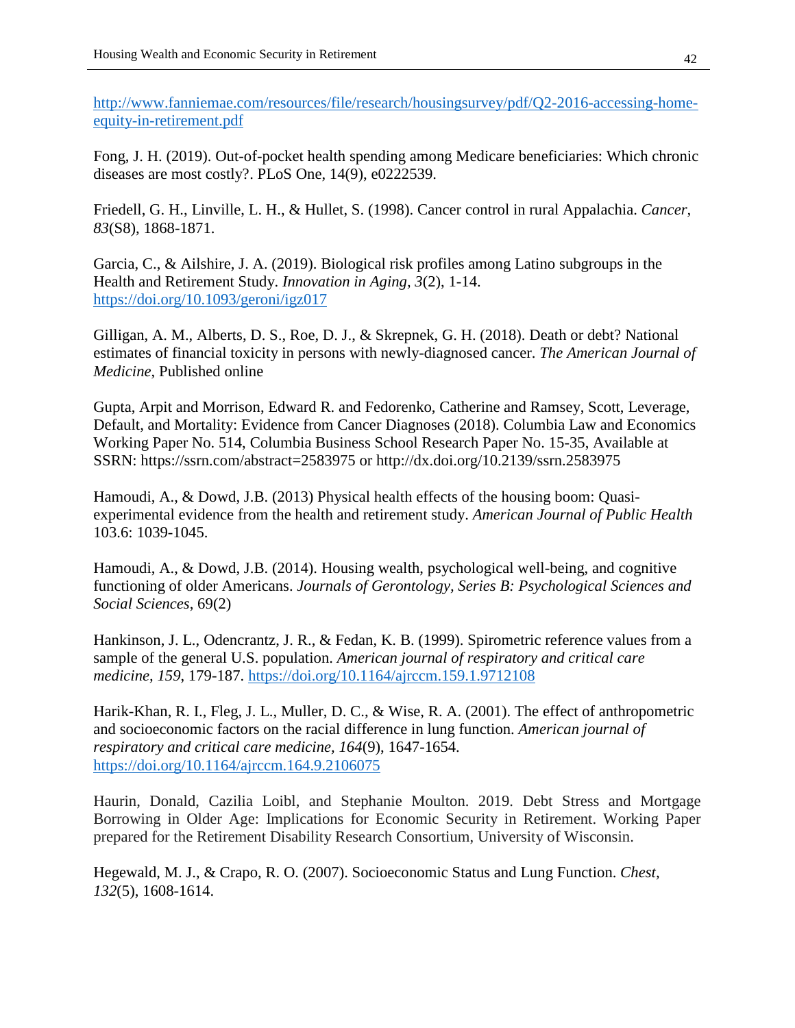http://www.fanniemae.com/resources/file/research/housingsurvey/pdf/Q2-2016-accessing-home-equity-in-retirement.pdf

Fong, J. H. (2019). Out-of-pocket health spending among Medicare beneficiaries: Which chronic diseases are most costly?. PLoS One, 14(9), e0222539.

Friedell, G. H., Linville, L. H., & Hullet, S. (1998). Cancer control in rural Appalachia. *Cancer, 83*(S8), 1868-1871.

Garcia, C., & Ailshire, J. A. (2019). Biological risk profiles among Latino subgroups in the Health and Retirement Study. *Innovation in Aging, 3*(2), 1-14. https://doi.org/10.1093/geroni/igz017

Gilligan, A. M., Alberts, D. S., Roe, D. J., & Skrepnek, G. H. (2018). Death or debt? National estimates of financial toxicity in persons with newly-diagnosed cancer. *The American Journal of Medicine*, Published online

Gupta, Arpit and Morrison, Edward R. and Fedorenko, Catherine and Ramsey, Scott, Leverage, Default, and Mortality: Evidence from Cancer Diagnoses (2018). Columbia Law and Economics Working Paper No. 514, Columbia Business School Research Paper No. 15-35, Available at SSRN: https://ssrn.com/abstract=2583975 or http://dx.doi.org/10.2139/ssrn.2583975

Hamoudi, A., & Dowd, J.B. (2013) Physical health effects of the housing boom: Quasi-experimental evidence from the health and retirement study. *American Journal of Public Health* 103.6: 1039-1045.

Hamoudi, A., & Dowd, J.B. (2014). Housing wealth, psychological well-being, and cognitive functioning of older Americans. *Journals of Gerontology, Series B: Psychological Sciences and Social Sciences*, 69(2)

Hankinson, J. L., Odencrantz, J. R., & Fedan, K. B. (1999). Spirometric reference values from a sample of the general U.S. population. *American journal of respiratory and critical care medicine, 159*, 179-187. https://doi.org/10.1164/ajrccm.159.1.9712108

Harik-Khan, R. I., Fleg, J. L., Muller, D. C., & Wise, R. A. (2001). The effect of anthropometric and socioeconomic factors on the racial difference in lung function. *American journal of respiratory and critical care medicine, 164*(9), 1647-1654. https://doi.org/10.1164/ajrccm.164.9.2106075

Haurin, Donald, Cazilia Loibl, and Stephanie Moulton. 2019. Debt Stress and Mortgage Borrowing in Older Age: Implications for Economic Security in Retirement. Working Paper prepared for the Retirement Disability Research Consortium, University of Wisconsin.

Hegewald, M. J., & Crapo, R. O. (2007). Socioeconomic Status and Lung Function. *Chest, 132*(5), 1608-1614.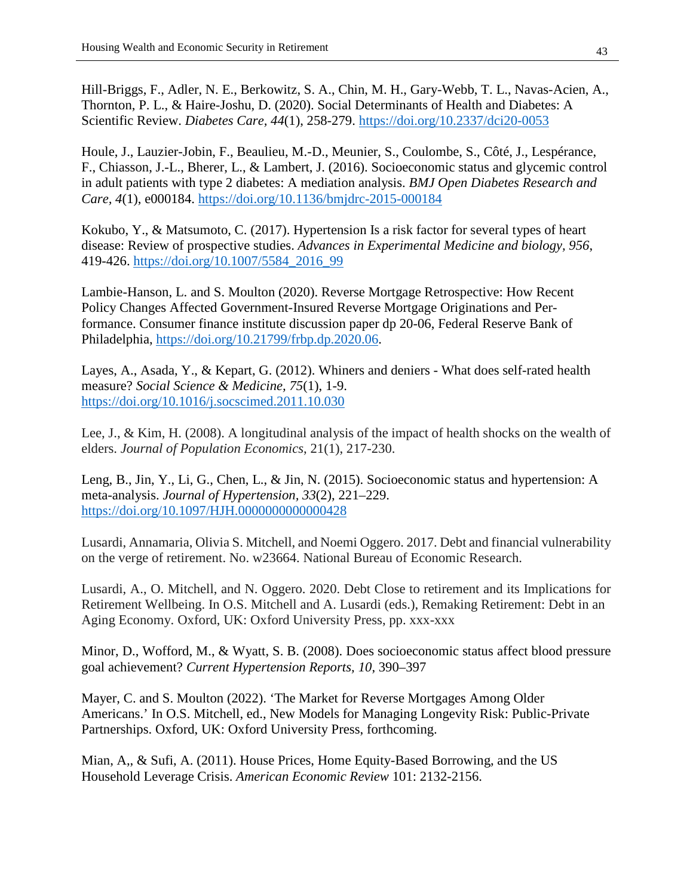Hill-Briggs, F., Adler, N. E., Berkowitz, S. A., Chin, M. H., Gary-Webb, T. L., Navas-Acien, A., Thornton, P. L., & Haire-Joshu, D. (2020). Social Determinants of Health and Diabetes: A Scientific Review. *Diabetes Care, 44*(1), 258-279. https://doi.org/10.2337/dci20-0053

Houle, J., Lauzier-Jobin, F., Beaulieu, M.-D., Meunier, S., Coulombe, S., Côté, J., Lespérance, F., Chiasson, J.-L., Bherer, L., & Lambert, J. (2016). Socioeconomic status and glycemic control in adult patients with type 2 diabetes: A mediation analysis. *BMJ Open Diabetes Research and Care, 4*(1), e000184. https://doi.org/10.1136/bmjdrc-2015-000184

Kokubo, Y., & Matsumoto, C. (2017). Hypertension Is a risk factor for several types of heart disease: Review of prospective studies. *Advances in Experimental Medicine and biology, 956*, 419-426. https://doi.org/10.1007/5584_2016_99

Lambie-Hanson, L. and S. Moulton (2020). Reverse Mortgage Retrospective: How Recent Policy Changes Affected Government-Insured Reverse Mortgage Originations and Per-formance. Consumer finance institute discussion paper dp 20-06, Federal Reserve Bank of Philadelphia, https://doi.org/10.21799/frbp.dp.2020.06.

Layes, A., Asada, Y., & Kepart, G. (2012). Whiners and deniers - What does self-rated health measure? *Social Science & Medicine, 75*(1), 1-9. https://doi.org/10.1016/j.socscimed.2011.10.030

Lee, J., & Kim, H. (2008). A longitudinal analysis of the impact of health shocks on the wealth of elders. *Journal of Population Economics*, 21(1), 217-230.

Leng, B., Jin, Y., Li, G., Chen, L., & Jin, N. (2015). Socioeconomic status and hypertension: A meta-analysis. *Journal of Hypertension, 33*(2), 221–229. https://doi.org/10.1097/HJH.0000000000000428

Lusardi, Annamaria, Olivia S. Mitchell, and Noemi Oggero. 2017. Debt and financial vulnerability on the verge of retirement. No. w23664. National Bureau of Economic Research.

Lusardi, A., O. Mitchell, and N. Oggero. 2020. Debt Close to retirement and its Implications for Retirement Wellbeing. In O.S. Mitchell and A. Lusardi (eds.), Remaking Retirement: Debt in an Aging Economy. Oxford, UK: Oxford University Press, pp. xxx-xxx

Minor, D., Wofford, M., & Wyatt, S. B. (2008). Does socioeconomic status affect blood pressure goal achievement? *Current Hypertension Reports, 10*, 390–397

Mayer, C. and S. Moulton (2022). 'The Market for Reverse Mortgages Among Older Americans.' In O.S. Mitchell, ed., New Models for Managing Longevity Risk: Public-Private Partnerships. Oxford, UK: Oxford University Press, forthcoming.

Mian, A,, & Sufi, A. (2011). House Prices, Home Equity-Based Borrowing, and the US Household Leverage Crisis. *American Economic Review* 101: 2132-2156.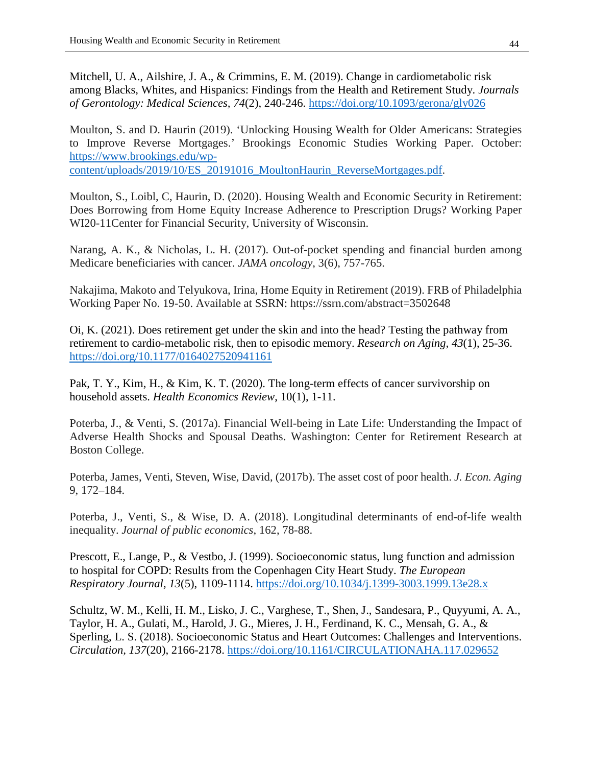Mitchell, U. A., Ailshire, J. A., & Crimmins, E. M. (2019). Change in cardiometabolic risk among Blacks, Whites, and Hispanics: Findings from the Health and Retirement Study. *Journals of Gerontology: Medical Sciences, 74*(2), 240-246. https://doi.org/10.1093/gerona/gly026

Moulton, S. and D. Haurin (2019). 'Unlocking Housing Wealth for Older Americans: Strategies to Improve Reverse Mortgages.' Brookings Economic Studies Working Paper. October: https://www.brookings.edu/wp-content/uploads/2019/10/ES_20191016_MoultonHaurin_ReverseMortgages.pdf.

Moulton, S., Loibl, C, Haurin, D. (2020). Housing Wealth and Economic Security in Retirement: Does Borrowing from Home Equity Increase Adherence to Prescription Drugs? Working Paper WI20-11Center for Financial Security, University of Wisconsin.

Narang, A. K., & Nicholas, L. H. (2017). Out-of-pocket spending and financial burden among Medicare beneficiaries with cancer. *JAMA oncology*, 3(6), 757-765.

Nakajima, Makoto and Telyukova, Irina, Home Equity in Retirement (2019). FRB of Philadelphia Working Paper No. 19-50. Available at SSRN: https://ssrn.com/abstract=3502648

Oi, K. (2021). Does retirement get under the skin and into the head? Testing the pathway from retirement to cardio-metabolic risk, then to episodic memory. *Research on Aging, 43*(1), 25-36. https://doi.org/10.1177/0164027520941161

Pak, T. Y., Kim, H., & Kim, K. T. (2020). The long-term effects of cancer survivorship on household assets. *Health Economics Review*, 10(1), 1-11.

Poterba, J., & Venti, S. (2017a). Financial Well-being in Late Life: Understanding the Impact of Adverse Health Shocks and Spousal Deaths. Washington: Center for Retirement Research at Boston College.

Poterba, James, Venti, Steven, Wise, David, (2017b). The asset cost of poor health. *J. Econ. Aging* 9, 172–184.

Poterba, J., Venti, S., & Wise, D. A. (2018). Longitudinal determinants of end-of-life wealth inequality. *Journal of public economics*, 162, 78-88.

Prescott, E., Lange, P., & Vestbo, J. (1999). Socioeconomic status, lung function and admission to hospital for COPD: Results from the Copenhagen City Heart Study. *The European Respiratory Journal, 13*(5), 1109-1114. https://doi.org/10.1034/j.1399-3003.1999.13e28.x

Schultz, W. M., Kelli, H. M., Lisko, J. C., Varghese, T., Shen, J., Sandesara, P., Quyyumi, A. A., Taylor, H. A., Gulati, M., Harold, J. G., Mieres, J. H., Ferdinand, K. C., Mensah, G. A., & Sperling, L. S. (2018). Socioeconomic Status and Heart Outcomes: Challenges and Interventions. *Circulation, 137*(20), 2166-2178. https://doi.org/10.1161/CIRCULATIONAHA.117.029652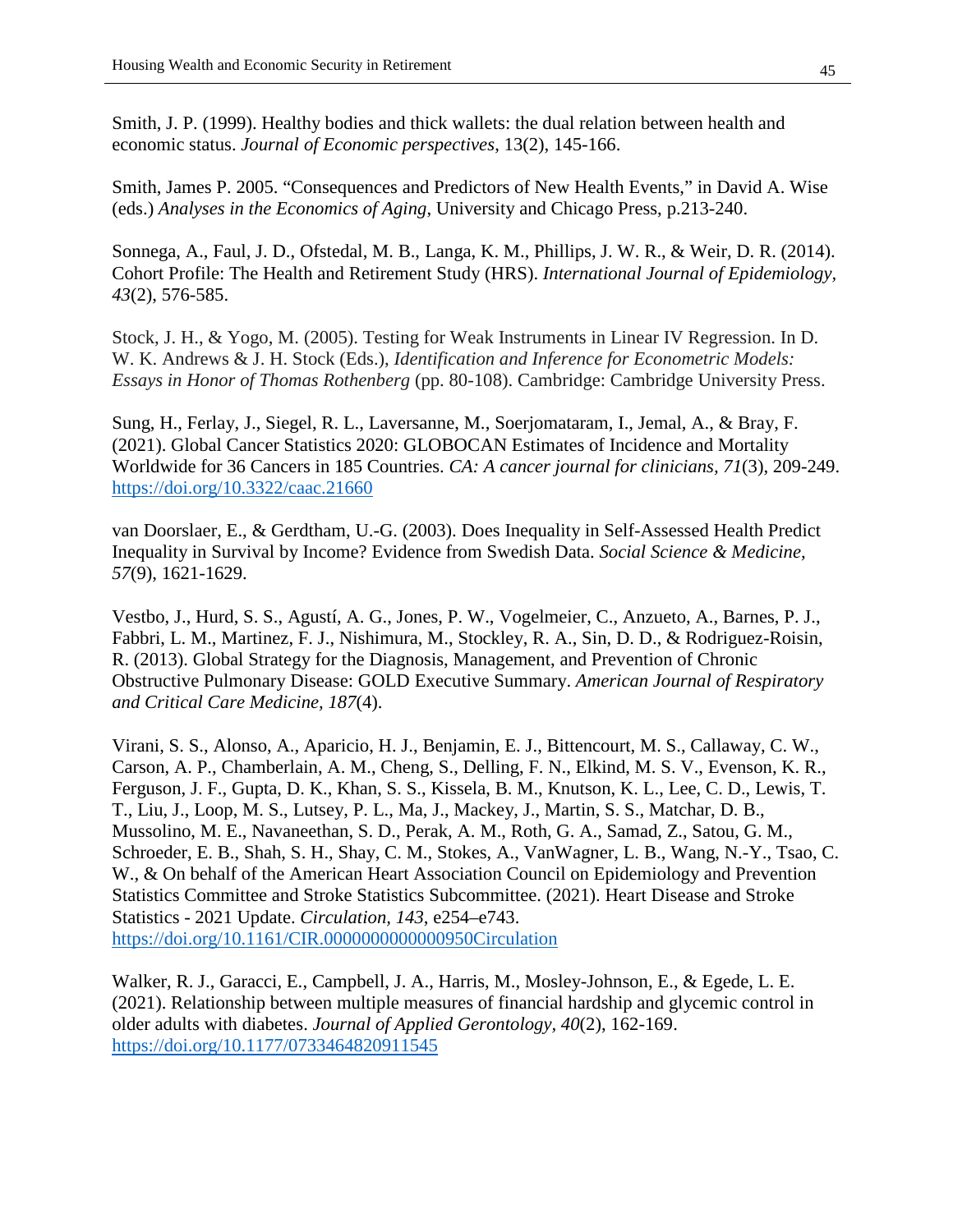Smith, J. P. (1999). Healthy bodies and thick wallets: the dual relation between health and economic status. *Journal of Economic perspectives*, 13(2), 145-166.

Smith, James P. 2005. "Consequences and Predictors of New Health Events," in David A. Wise (eds.) *Analyses in the Economics of Aging*, University and Chicago Press, p.213-240.

Sonnega, A., Faul, J. D., Ofstedal, M. B., Langa, K. M., Phillips, J. W. R., & Weir, D. R. (2014). Cohort Profile: The Health and Retirement Study (HRS). *International Journal of Epidemiology, 43*(2), 576-585.

Stock, J. H., & Yogo, M. (2005). Testing for Weak Instruments in Linear IV Regression. In D. W. K. Andrews & J. H. Stock (Eds.), *Identification and Inference for Econometric Models: Essays in Honor of Thomas Rothenberg* (pp. 80-108). Cambridge: Cambridge University Press.

Sung, H., Ferlay, J., Siegel, R. L., Laversanne, M., Soerjomataram, I., Jemal, A., & Bray, F. (2021). Global Cancer Statistics 2020: GLOBOCAN Estimates of Incidence and Mortality Worldwide for 36 Cancers in 185 Countries. *CA: A cancer journal for clinicians, 71*(3), 209-249. https://doi.org/10.3322/caac.21660

van Doorslaer, E., & Gerdtham, U.-G. (2003). Does Inequality in Self-Assessed Health Predict Inequality in Survival by Income? Evidence from Swedish Data. *Social Science & Medicine, 57*(9), 1621-1629.

Vestbo, J., Hurd, S. S., Agustí, A. G., Jones, P. W., Vogelmeier, C., Anzueto, A., Barnes, P. J., Fabbri, L. M., Martinez, F. J., Nishimura, M., Stockley, R. A., Sin, D. D., & Rodriguez-Roisin, R. (2013). Global Strategy for the Diagnosis, Management, and Prevention of Chronic Obstructive Pulmonary Disease: GOLD Executive Summary. *American Journal of Respiratory and Critical Care Medicine, 187*(4).

Virani, S. S., Alonso, A., Aparicio, H. J., Benjamin, E. J., Bittencourt, M. S., Callaway, C. W., Carson, A. P., Chamberlain, A. M., Cheng, S., Delling, F. N., Elkind, M. S. V., Evenson, K. R., Ferguson, J. F., Gupta, D. K., Khan, S. S., Kissela, B. M., Knutson, K. L., Lee, C. D., Lewis, T. T., Liu, J., Loop, M. S., Lutsey, P. L., Ma, J., Mackey, J., Martin, S. S., Matchar, D. B., Mussolino, M. E., Navaneethan, S. D., Perak, A. M., Roth, G. A., Samad, Z., Satou, G. M., Schroeder, E. B., Shah, S. H., Shay, C. M., Stokes, A., VanWagner, L. B., Wang, N.-Y., Tsao, C. W., & On behalf of the American Heart Association Council on Epidemiology and Prevention Statistics Committee and Stroke Statistics Subcommittee. (2021). Heart Disease and Stroke Statistics - 2021 Update. *Circulation, 143*, e254–e743. https://doi.org/10.1161/CIR.0000000000000950Circulation

Walker, R. J., Garacci, E., Campbell, J. A., Harris, M., Mosley-Johnson, E., & Egede, L. E. (2021). Relationship between multiple measures of financial hardship and glycemic control in older adults with diabetes. *Journal of Applied Gerontology, 40*(2), 162-169. https://doi.org/10.1177/0733464820911545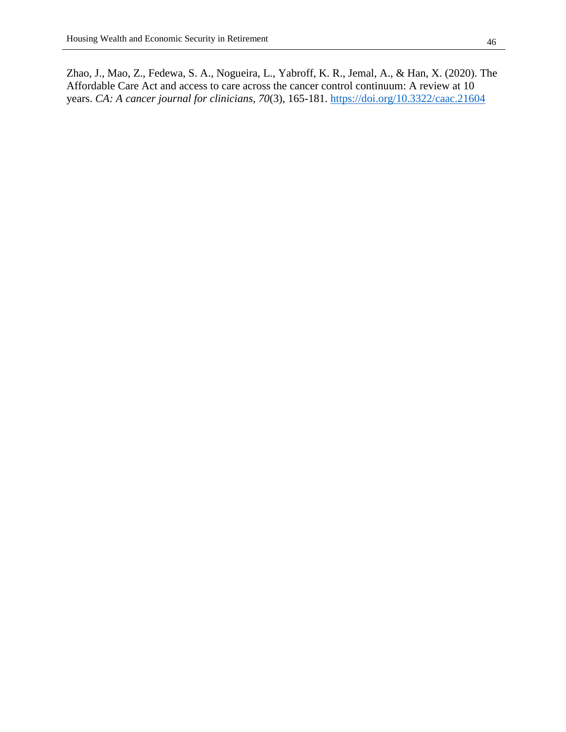Zhao, J., Mao, Z., Fedewa, S. A., Nogueira, L., Yabroff, K. R., Jemal, A., & Han, X. (2020). The Affordable Care Act and access to care across the cancer control continuum: A review at 10 years. *CA: A cancer journal for clinicians*, *70*(3), 165-181. https://doi.org/10.3322/caac.21604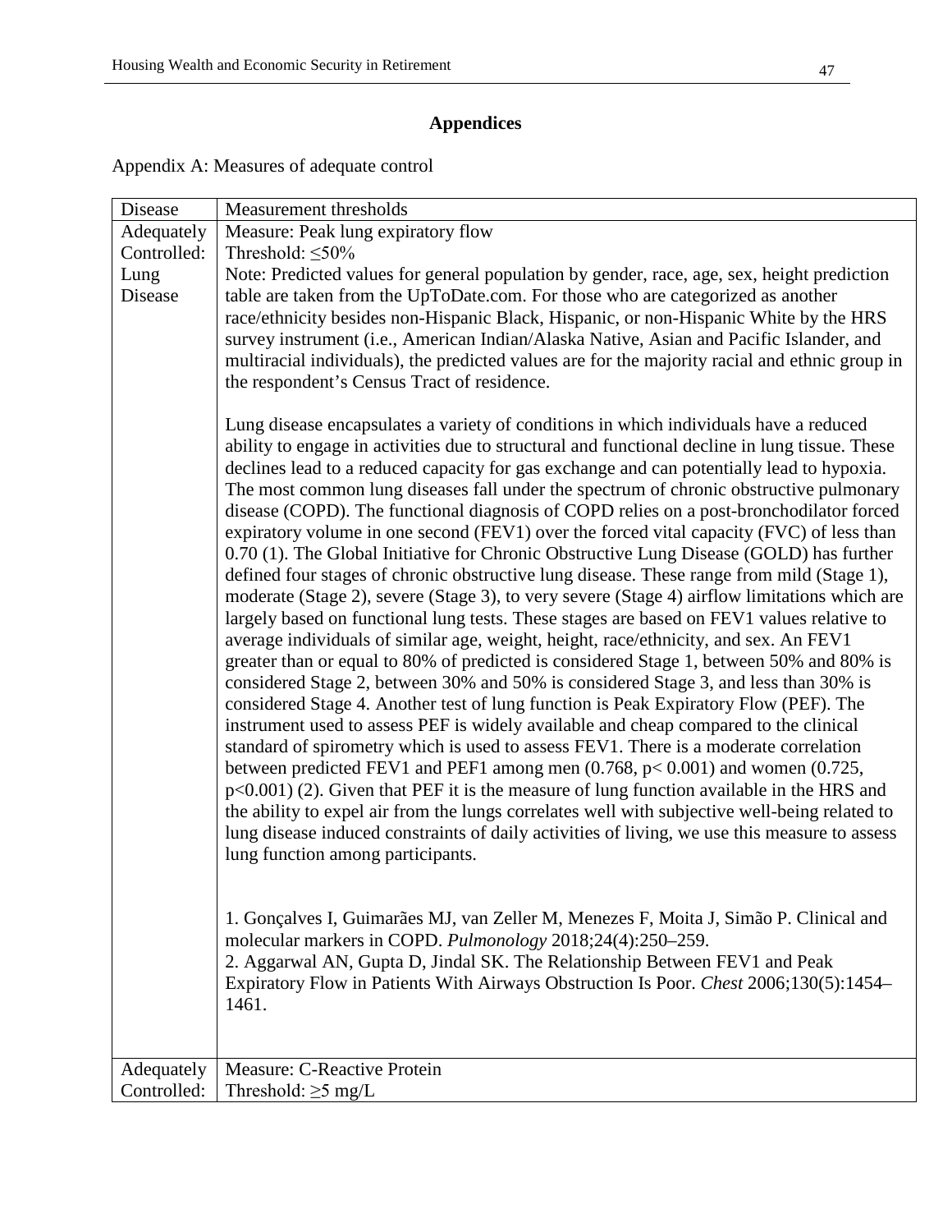## Appendices

Appendix A: Measures of adequate control

| Disease | Measurement thresholds |
|---|---|
| Adequately Controlled: Lung Disease | Measure: Peak lung expiratory flow<br>Threshold: ≤50%<br>Note: Predicted values for general population by gender, race, age, sex, height prediction table are taken from the UpToDate.com. For those who are categorized as another race/ethnicity besides non-Hispanic Black, Hispanic, or non-Hispanic White by the HRS survey instrument (i.e., American Indian/Alaska Native, Asian and Pacific Islander, and multiracial individuals), the predicted values are for the majority racial and ethnic group in the respondent's Census Tract of residence.<br><br>Lung disease encapsulates a variety of conditions in which individuals have a reduced ability to engage in activities due to structural and functional decline in lung tissue. These declines lead to a reduced capacity for gas exchange and can potentially lead to hypoxia. The most common lung diseases fall under the spectrum of chronic obstructive pulmonary disease (COPD). The functional diagnosis of COPD relies on a post-bronchodilator forced expiratory volume in one second (FEV1) over the forced vital capacity (FVC) of less than 0.70 (1). The Global Initiative for Chronic Obstructive Lung Disease (GOLD) has further defined four stages of chronic obstructive lung disease. These range from mild (Stage 1), moderate (Stage 2), severe (Stage 3), to very severe (Stage 4) airflow limitations which are largely based on functional lung tests. These stages are based on FEV1 values relative to average individuals of similar age, weight, height, race/ethnicity, and sex. An FEV1 greater than or equal to 80% of predicted is considered Stage 1, between 50% and 80% is considered Stage 2, between 30% and 50% is considered Stage 3, and less than 30% is considered Stage 4. Another test of lung function is Peak Expiratory Flow (PEF). The instrument used to assess PEF is widely available and cheap compared to the clinical standard of spirometry which is used to assess FEV1. There is a moderate correlation between predicted FEV1 and PEF1 among men (0.768, $p < 0.001$) and women (0.725, $p<0.001$) (2). Given that PEF it is the measure of lung function available in the HRS and the ability to expel air from the lungs correlates well with subjective well-being related to lung disease induced constraints of daily activities of living, we use this measure to assess lung function among participants.<br><br>1. Gonçalves I, Guimarães MJ, van Zeller M, Menezes F, Moita J, Simão P. Clinical and molecular markers in COPD. *Pulmonology* 2018;24(4):250–259.<br>2. Aggarwal AN, Gupta D, Jindal SK. The Relationship Between FEV1 and Peak Expiratory Flow in Patients With Airways Obstruction Is Poor. *Chest* 2006;130(5):1454–1461. |
| Adequately Controlled: | Measure: C-Reactive Protein<br>Threshold: ≥5 mg/L |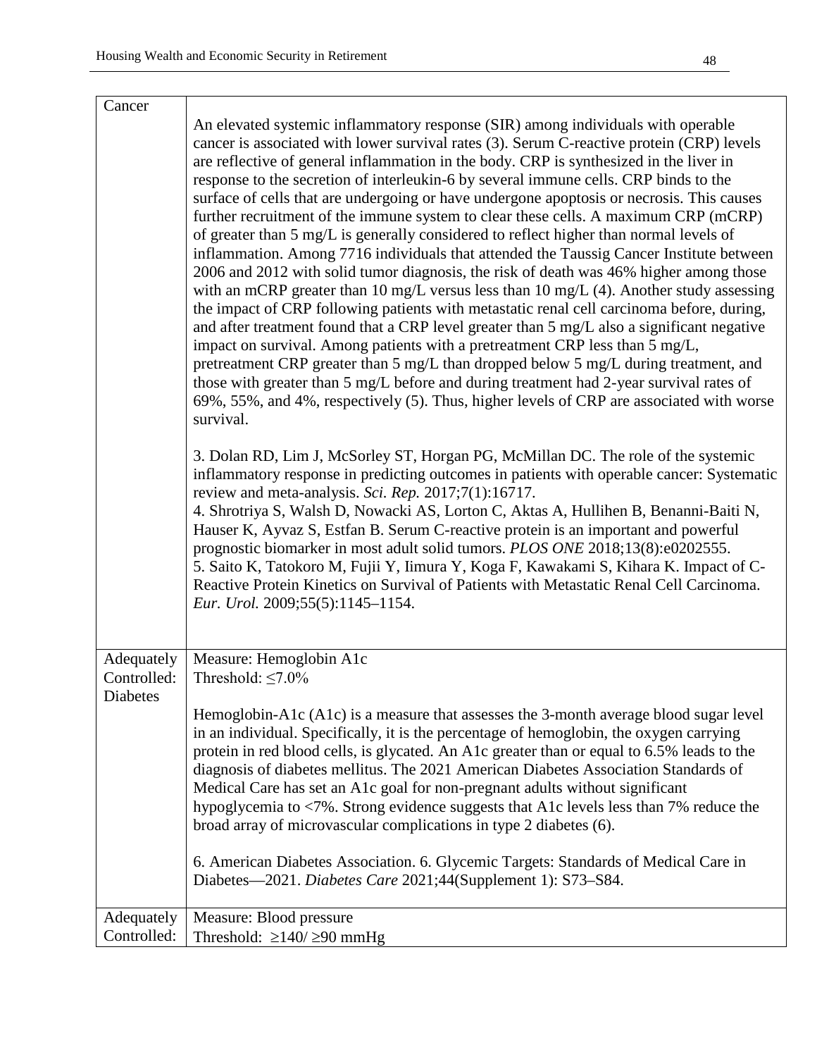| | |
|---|---|
| Cancer | An elevated systemic inflammatory response (SIR) among individuals with operable cancer is associated with lower survival rates (3). Serum C-reactive protein (CRP) levels are reflective of general inflammation in the body. CRP is synthesized in the liver in response to the secretion of interleukin-6 by several immune cells. CRP binds to the surface of cells that are undergoing or have undergone apoptosis or necrosis. This causes further recruitment of the immune system to clear these cells. A maximum CRP (mCRP) of greater than 5 mg/L is generally considered to reflect higher than normal levels of inflammation. Among 7716 individuals that attended the Taussig Cancer Institute between 2006 and 2012 with solid tumor diagnosis, the risk of death was 46% higher among those with an mCRP greater than 10 mg/L versus less than 10 mg/L (4). Another study assessing the impact of CRP following patients with metastatic renal cell carcinoma before, during, and after treatment found that a CRP level greater than 5 mg/L also a significant negative impact on survival. Among patients with a pretreatment CRP less than 5 mg/L, pretreatment CRP greater than 5 mg/L than dropped below 5 mg/L during treatment, and those with greater than 5 mg/L before and during treatment had 2-year survival rates of 69%, 55%, and 4%, respectively (5). Thus, higher levels of CRP are associated with worse survival.<br><br>3. Dolan RD, Lim J, McSorley ST, Horgan PG, McMillan DC. The role of the systemic inflammatory response in predicting outcomes in patients with operable cancer: Systematic review and meta-analysis. *Sci. Rep.* 2017;7(1):16717.<br>4. Shrotriya S, Walsh D, Nowacki AS, Lorton C, Aktas A, Hullihen B, Benanni-Baiti N, Hauser K, Ayvaz S, Estfan B. Serum C-reactive protein is an important and powerful prognostic biomarker in most adult solid tumors. *PLOS ONE* 2018;13(8):e0202555.<br>5. Saito K, Tatokoro M, Fujii Y, Iimura Y, Koga F, Kawakami S, Kihara K. Impact of C-Reactive Protein Kinetics on Survival of Patients with Metastatic Renal Cell Carcinoma. *Eur. Urol.* 2009;55(5):1145–1154. |
| Adequately Controlled: Diabetes | Measure: Hemoglobin A1c<br>Threshold: ≤7.0%<br><br>Hemoglobin-A1c (A1c) is a measure that assesses the 3-month average blood sugar level in an individual. Specifically, it is the percentage of hemoglobin, the oxygen carrying protein in red blood cells, is glycated. An A1c greater than or equal to 6.5% leads to the diagnosis of diabetes mellitus. The 2021 American Diabetes Association Standards of Medical Care has set an A1c goal for non-pregnant adults without significant hypoglycemia to <7%. Strong evidence suggests that A1c levels less than 7% reduce the broad array of microvascular complications in type 2 diabetes (6).<br><br>6. American Diabetes Association. 6. Glycemic Targets: Standards of Medical Care in Diabetes—2021. *Diabetes Care* 2021;44(Supplement 1): S73–S84. |
| Adequately Controlled: | Measure: Blood pressure<br>Threshold: ≥140/ ≥90 mmHg |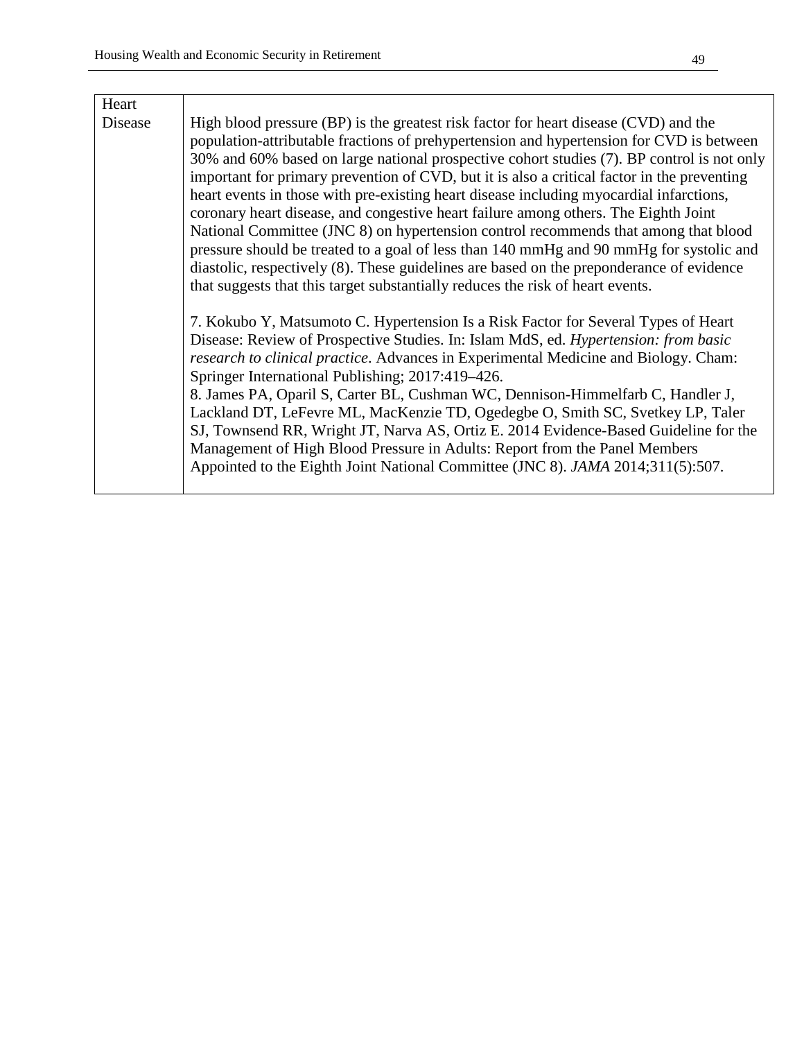| Heart Disease | High blood pressure (BP) is the greatest risk factor for heart disease (CVD) and the population-attributable fractions of prehypertension and hypertension for CVD is between 30% and 60% based on large national prospective cohort studies (7). BP control is not only important for primary prevention of CVD, but it is also a critical factor in the preventing heart events in those with pre-existing heart disease including myocardial infarctions, coronary heart disease, and congestive heart failure among others. The Eighth Joint National Committee (JNC 8) on hypertension control recommends that among that blood pressure should be treated to a goal of less than 140 mmHg and 90 mmHg for systolic and diastolic, respectively (8). These guidelines are based on the preponderance of evidence that suggests that this target substantially reduces the risk of heart events.<br><br>7. Kokubo Y, Matsumoto C. Hypertension Is a Risk Factor for Several Types of Heart Disease: Review of Prospective Studies. In: Islam MdS, ed. *Hypertension: from basic research to clinical practice*. Advances in Experimental Medicine and Biology. Cham: Springer International Publishing; 2017:419–426.<br>8. James PA, Oparil S, Carter BL, Cushman WC, Dennison-Himmelfarb C, Handler J, Lackland DT, LeFevre ML, MacKenzie TD, Ogedegbe O, Smith SC, Svetkey LP, Taler SJ, Townsend RR, Wright JT, Narva AS, Ortiz E. 2014 Evidence-Based Guideline for the Management of High Blood Pressure in Adults: Report from the Panel Members Appointed to the Eighth Joint National Committee (JNC 8). *JAMA* 2014;311(5):507. |
|---|---|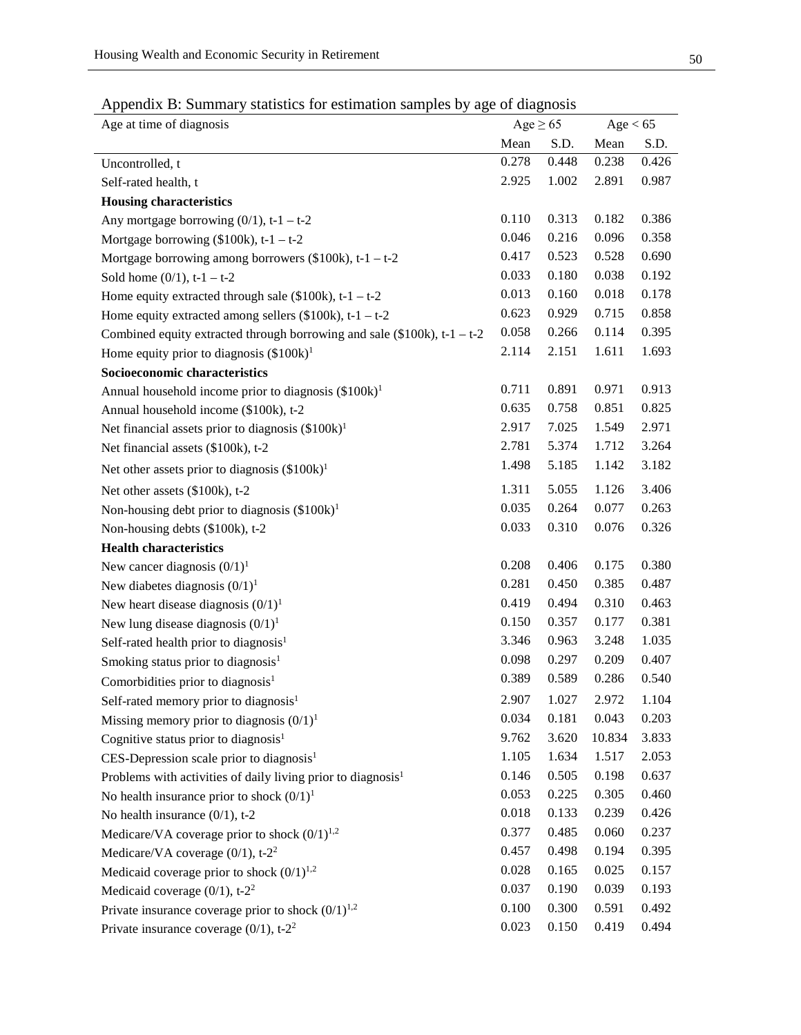Appendix B: Summary statistics for estimation samples by age of diagnosis

| Age at time of diagnosis | Age ≥ 65 | | Age < 65 | |
|---|---|---|---|---|
| | Mean | S.D. | Mean | S.D. |
| Uncontrolled, t | 0.278 | 0.448 | 0.238 | 0.426 |
| Self-rated health, t | 2.925 | 1.002 | 2.891 | 0.987 |
| **Housing characteristics** | | | | |
| Any mortgage borrowing (0/1), t-1 – t-2 | 0.110 | 0.313 | 0.182 | 0.386 |
| Mortgage borrowing ($100k), t-1 – t-2 | 0.046 | 0.216 | 0.096 | 0.358 |
| Mortgage borrowing among borrowers ($100k), t-1 – t-2 | 0.417 | 0.523 | 0.528 | 0.690 |
| Sold home (0/1), t-1 – t-2 | 0.033 | 0.180 | 0.038 | 0.192 |
| Home equity extracted through sale ($100k), t-1 – t-2 | 0.013 | 0.160 | 0.018 | 0.178 |
| Home equity extracted among sellers ($100k), t-1 – t-2 | 0.623 | 0.929 | 0.715 | 0.858 |
| Combined equity extracted through borrowing and sale ($100k), t-1 – t-2 | 0.058 | 0.266 | 0.114 | 0.395 |
| Home equity prior to diagnosis ($100k)[1] | 2.114 | 2.151 | 1.611 | 1.693 |
| **Socioeconomic characteristics** | | | | |
| Annual household income prior to diagnosis ($100k)[1] | 0.711 | 0.891 | 0.971 | 0.913 |
| Annual household income ($100k), t-2 | 0.635 | 0.758 | 0.851 | 0.825 |
| Net financial assets prior to diagnosis ($100k)[1] | 2.917 | 7.025 | 1.549 | 2.971 |
| Net financial assets ($100k), t-2 | 2.781 | 5.374 | 1.712 | 3.264 |
| Net other assets prior to diagnosis ($100k)[1] | 1.498 | 5.185 | 1.142 | 3.182 |
| Net other assets ($100k), t-2 | 1.311 | 5.055 | 1.126 | 3.406 |
| Non-housing debt prior to diagnosis ($100k)[1] | 0.035 | 0.264 | 0.077 | 0.263 |
| Non-housing debts ($100k), t-2 | 0.033 | 0.310 | 0.076 | 0.326 |
| **Health characteristics** | | | | |
| New cancer diagnosis (0/1)[1] | 0.208 | 0.406 | 0.175 | 0.380 |
| New diabetes diagnosis (0/1)[1] | 0.281 | 0.450 | 0.385 | 0.487 |
| New heart disease diagnosis (0/1)[1] | 0.419 | 0.494 | 0.310 | 0.463 |
| New lung disease diagnosis (0/1)[1] | 0.150 | 0.357 | 0.177 | 0.381 |
| Self-rated health prior to diagnosis[1] | 3.346 | 0.963 | 3.248 | 1.035 |
| Smoking status prior to diagnosis[1] | 0.098 | 0.297 | 0.209 | 0.407 |
| Comorbidities prior to diagnosis[1] | 0.389 | 0.589 | 0.286 | 0.540 |
| Self-rated memory prior to diagnosis[1] | 2.907 | 1.027 | 2.972 | 1.104 |
| Missing memory prior to diagnosis (0/1)[1] | 0.034 | 0.181 | 0.043 | 0.203 |
| Cognitive status prior to diagnosis[1] | 9.762 | 3.620 | 10.834 | 3.833 |
| CES-Depression scale prior to diagnosis[1] | 1.105 | 1.634 | 1.517 | 2.053 |
| Problems with activities of daily living prior to diagnosis[1] | 0.146 | 0.505 | 0.198 | 0.637 |
| No health insurance prior to shock (0/1)[1] | 0.053 | 0.225 | 0.305 | 0.460 |
| No health insurance (0/1), t-2 | 0.018 | 0.133 | 0.239 | 0.426 |
| Medicare/VA coverage prior to shock (0/1)[1,2] | 0.377 | 0.485 | 0.060 | 0.237 |
| Medicare/VA coverage (0/1), t-2[2] | 0.457 | 0.498 | 0.194 | 0.395 |
| Medicaid coverage prior to shock (0/1)[1,2] | 0.028 | 0.165 | 0.025 | 0.157 |
| Medicaid coverage (0/1), t-2[2] | 0.037 | 0.190 | 0.039 | 0.193 |
| Private insurance coverage prior to shock (0/1)[1,2] | 0.100 | 0.300 | 0.591 | 0.492 |
| Private insurance coverage (0/1), t-2[2] | 0.023 | 0.150 | 0.419 | 0.494 |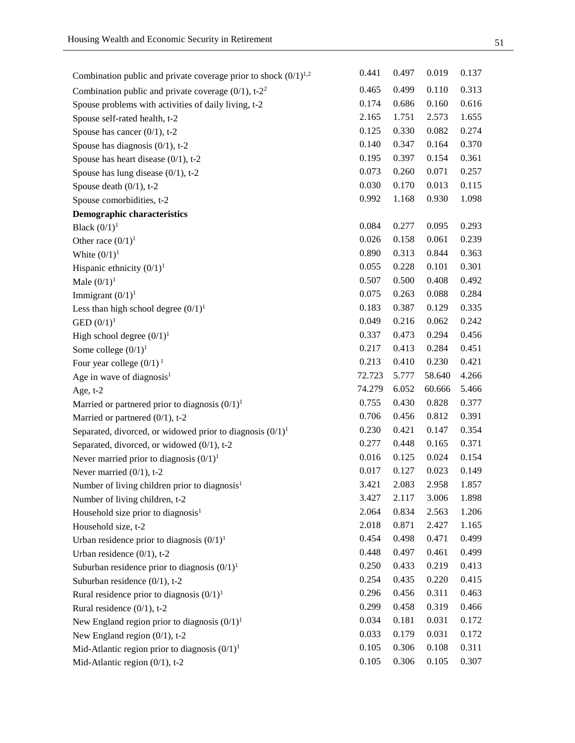| | | | | |
|---|---|---|---|---|
| Combination public and private coverage prior to shock (0/1)[1,2] | 0.441 | 0.497 | 0.019 | 0.137 |
| Combination public and private coverage (0/1), t-2[2] | 0.465 | 0.499 | 0.110 | 0.313 |
| Spouse problems with activities of daily living, t-2 | 0.174 | 0.686 | 0.160 | 0.616 |
| Spouse self-rated health, t-2 | 2.165 | 1.751 | 2.573 | 1.655 |
| Spouse has cancer (0/1), t-2 | 0.125 | 0.330 | 0.082 | 0.274 |
| Spouse has diagnosis (0/1), t-2 | 0.140 | 0.347 | 0.164 | 0.370 |
| Spouse has heart disease (0/1), t-2 | 0.195 | 0.397 | 0.154 | 0.361 |
| Spouse has lung disease (0/1), t-2 | 0.073 | 0.260 | 0.071 | 0.257 |
| Spouse death (0/1), t-2 | 0.030 | 0.170 | 0.013 | 0.115 |
| Spouse comorbidities, t-2 | 0.992 | 1.168 | 0.930 | 1.098 |
| **Demographic characteristics** | | | | |
| Black (0/1)[1] | 0.084 | 0.277 | 0.095 | 0.293 |
| Other race (0/1)[1] | 0.026 | 0.158 | 0.061 | 0.239 |
| White (0/1)[1] | 0.890 | 0.313 | 0.844 | 0.363 |
| Hispanic ethnicity (0/1)[1] | 0.055 | 0.228 | 0.101 | 0.301 |
| Male (0/1)[1] | 0.507 | 0.500 | 0.408 | 0.492 |
| Immigrant (0/1)[1] | 0.075 | 0.263 | 0.088 | 0.284 |
| Less than high school degree (0/1)[1] | 0.183 | 0.387 | 0.129 | 0.335 |
| GED (0/1)[1] | 0.049 | 0.216 | 0.062 | 0.242 |
| High school degree (0/1)[1] | 0.337 | 0.473 | 0.294 | 0.456 |
| Some college (0/1)[1] | 0.217 | 0.413 | 0.284 | 0.451 |
| Four year college (0/1)[1] | 0.213 | 0.410 | 0.230 | 0.421 |
| Age in wave of diagnosis[1] | 72.723 | 5.777 | 58.640 | 4.266 |
| Age, t-2 | 74.279 | 6.052 | 60.666 | 5.466 |
| Married or partnered prior to diagnosis (0/1)[1] | 0.755 | 0.430 | 0.828 | 0.377 |
| Married or partnered (0/1), t-2 | 0.706 | 0.456 | 0.812 | 0.391 |
| Separated, divorced, or widowed prior to diagnosis (0/1)[1] | 0.230 | 0.421 | 0.147 | 0.354 |
| Separated, divorced, or widowed (0/1), t-2 | 0.277 | 0.448 | 0.165 | 0.371 |
| Never married prior to diagnosis (0/1)[1] | 0.016 | 0.125 | 0.024 | 0.154 |
| Never married (0/1), t-2 | 0.017 | 0.127 | 0.023 | 0.149 |
| Number of living children prior to diagnosis[1] | 3.421 | 2.083 | 2.958 | 1.857 |
| Number of living children, t-2 | 3.427 | 2.117 | 3.006 | 1.898 |
| Household size prior to diagnosis[1] | 2.064 | 0.834 | 2.563 | 1.206 |
| Household size, t-2 | 2.018 | 0.871 | 2.427 | 1.165 |
| Urban residence prior to diagnosis (0/1)[1] | 0.454 | 0.498 | 0.471 | 0.499 |
| Urban residence (0/1), t-2 | 0.448 | 0.497 | 0.461 | 0.499 |
| Suburban residence prior to diagnosis (0/1)[1] | 0.250 | 0.433 | 0.219 | 0.413 |
| Suburban residence (0/1), t-2 | 0.254 | 0.435 | 0.220 | 0.415 |
| Rural residence prior to diagnosis (0/1)[1] | 0.296 | 0.456 | 0.311 | 0.463 |
| Rural residence (0/1), t-2 | 0.299 | 0.458 | 0.319 | 0.466 |
| New England region prior to diagnosis (0/1)[1] | 0.034 | 0.181 | 0.031 | 0.172 |
| New England region (0/1), t-2 | 0.033 | 0.179 | 0.031 | 0.172 |
| Mid-Atlantic region prior to diagnosis (0/1)[1] | 0.105 | 0.306 | 0.108 | 0.311 |
| Mid-Atlantic region (0/1), t-2 | 0.105 | 0.306 | 0.105 | 0.307 |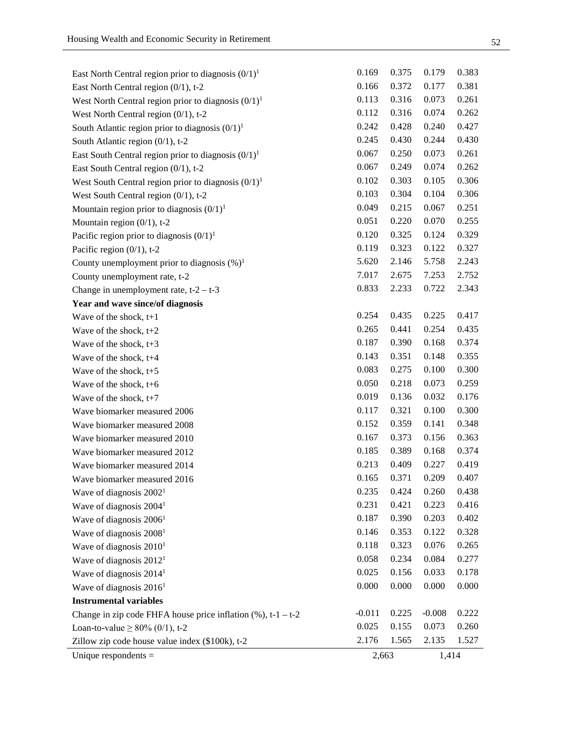| | | | | |
|---|---|---|---|---|
| East North Central region prior to diagnosis (0/1)[1] | 0.169 | 0.375 | 0.179 | 0.383 |
| East North Central region (0/1), t-2 | 0.166 | 0.372 | 0.177 | 0.381 |
| West North Central region prior to diagnosis (0/1)[1] | 0.113 | 0.316 | 0.073 | 0.261 |
| West North Central region (0/1), t-2 | 0.112 | 0.316 | 0.074 | 0.262 |
| South Atlantic region prior to diagnosis (0/1)[1] | 0.242 | 0.428 | 0.240 | 0.427 |
| South Atlantic region (0/1), t-2 | 0.245 | 0.430 | 0.244 | 0.430 |
| East South Central region prior to diagnosis (0/1)[1] | 0.067 | 0.250 | 0.073 | 0.261 |
| East South Central region (0/1), t-2 | 0.067 | 0.249 | 0.074 | 0.262 |
| West South Central region prior to diagnosis (0/1)[1] | 0.102 | 0.303 | 0.105 | 0.306 |
| West South Central region (0/1), t-2 | 0.103 | 0.304 | 0.104 | 0.306 |
| Mountain region prior to diagnosis (0/1)[1] | 0.049 | 0.215 | 0.067 | 0.251 |
| Mountain region (0/1), t-2 | 0.051 | 0.220 | 0.070 | 0.255 |
| Pacific region prior to diagnosis (0/1)[1] | 0.120 | 0.325 | 0.124 | 0.329 |
| Pacific region (0/1), t-2 | 0.119 | 0.323 | 0.122 | 0.327 |
| County unemployment prior to diagnosis (%)[1] | 5.620 | 2.146 | 5.758 | 2.243 |
| County unemployment rate, t-2 | 7.017 | 2.675 | 7.253 | 2.752 |
| Change in unemployment rate, t-2 – t-3 | 0.833 | 2.233 | 0.722 | 2.343 |
| **Year and wave since/of diagnosis** | | | | |
| Wave of the shock, t+1 | 0.254 | 0.435 | 0.225 | 0.417 |
| Wave of the shock, t+2 | 0.265 | 0.441 | 0.254 | 0.435 |
| Wave of the shock, t+3 | 0.187 | 0.390 | 0.168 | 0.374 |
| Wave of the shock, t+4 | 0.143 | 0.351 | 0.148 | 0.355 |
| Wave of the shock, t+5 | 0.083 | 0.275 | 0.100 | 0.300 |
| Wave of the shock, t+6 | 0.050 | 0.218 | 0.073 | 0.259 |
| Wave of the shock, t+7 | 0.019 | 0.136 | 0.032 | 0.176 |
| Wave biomarker measured 2006 | 0.117 | 0.321 | 0.100 | 0.300 |
| Wave biomarker measured 2008 | 0.152 | 0.359 | 0.141 | 0.348 |
| Wave biomarker measured 2010 | 0.167 | 0.373 | 0.156 | 0.363 |
| Wave biomarker measured 2012 | 0.185 | 0.389 | 0.168 | 0.374 |
| Wave biomarker measured 2014 | 0.213 | 0.409 | 0.227 | 0.419 |
| Wave biomarker measured 2016 | 0.165 | 0.371 | 0.209 | 0.407 |
| Wave of diagnosis 2002[1] | 0.235 | 0.424 | 0.260 | 0.438 |
| Wave of diagnosis 2004[1] | 0.231 | 0.421 | 0.223 | 0.416 |
| Wave of diagnosis 2006[1] | 0.187 | 0.390 | 0.203 | 0.402 |
| Wave of diagnosis 2008[1] | 0.146 | 0.353 | 0.122 | 0.328 |
| Wave of diagnosis 2010[1] | 0.118 | 0.323 | 0.076 | 0.265 |
| Wave of diagnosis 2012[1] | 0.058 | 0.234 | 0.084 | 0.277 |
| Wave of diagnosis 2014[1] | 0.025 | 0.156 | 0.033 | 0.178 |
| Wave of diagnosis 2016[1] | 0.000 | 0.000 | 0.000 | 0.000 |
| **Instrumental variables** | | | | |
| Change in zip code FHFA house price inflation (%), t-1 – t-2 | -0.011 | 0.225 | -0.008 | 0.222 |
| Loan-to-value ≥ 80% (0/1), t-2 | 0.025 | 0.155 | 0.073 | 0.260 |
| Zillow zip code house value index ($100k), t-2 | 2.176 | 1.565 | 2.135 | 1.527 |
| Unique respondents = | 2,663 | | 1,414 | |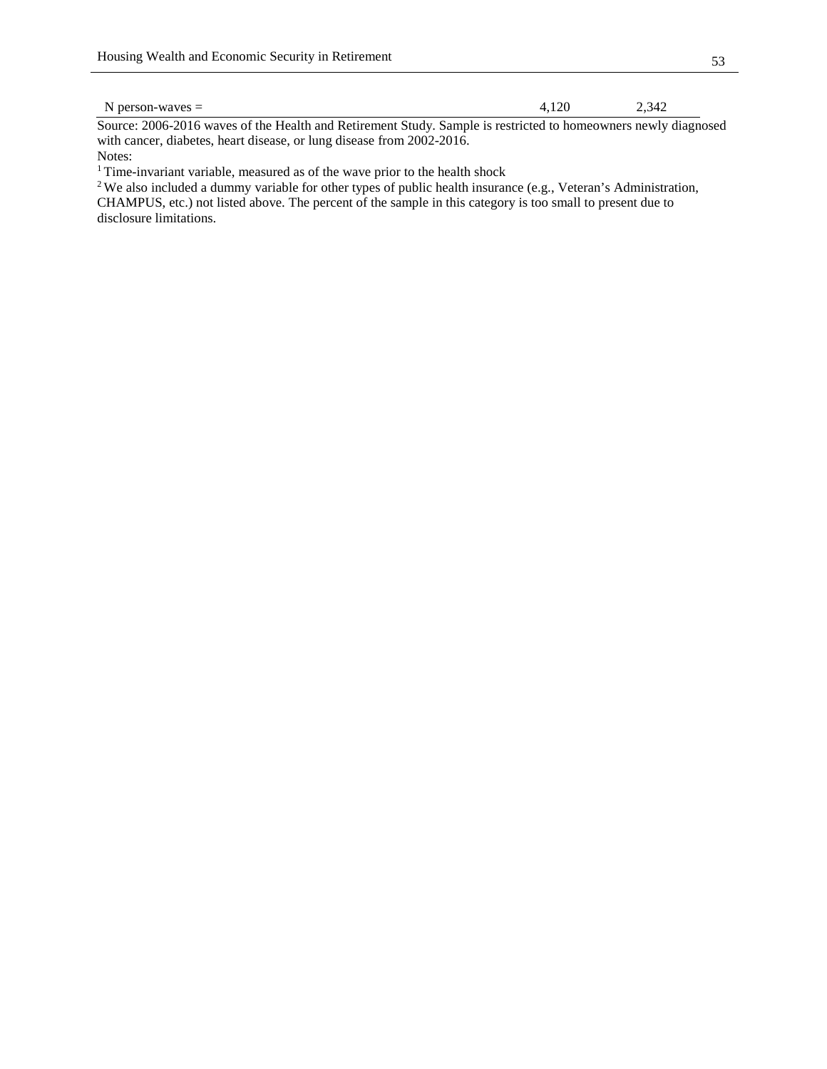| | | |
|---|---|---|
| N person-waves = | 4,120 | 2,342 |

Source: 2006-2016 waves of the Health and Retirement Study. Sample is restricted to homeowners newly diagnosed with cancer, diabetes, heart disease, or lung disease from 2002-2016.

Notes:

[1] Time-invariant variable, measured as of the wave prior to the health shock

[2] We also included a dummy variable for other types of public health insurance (e.g., Veteran's Administration, CHAMPUS, etc.) not listed above. The percent of the sample in this category is too small to present due to disclosure limitations.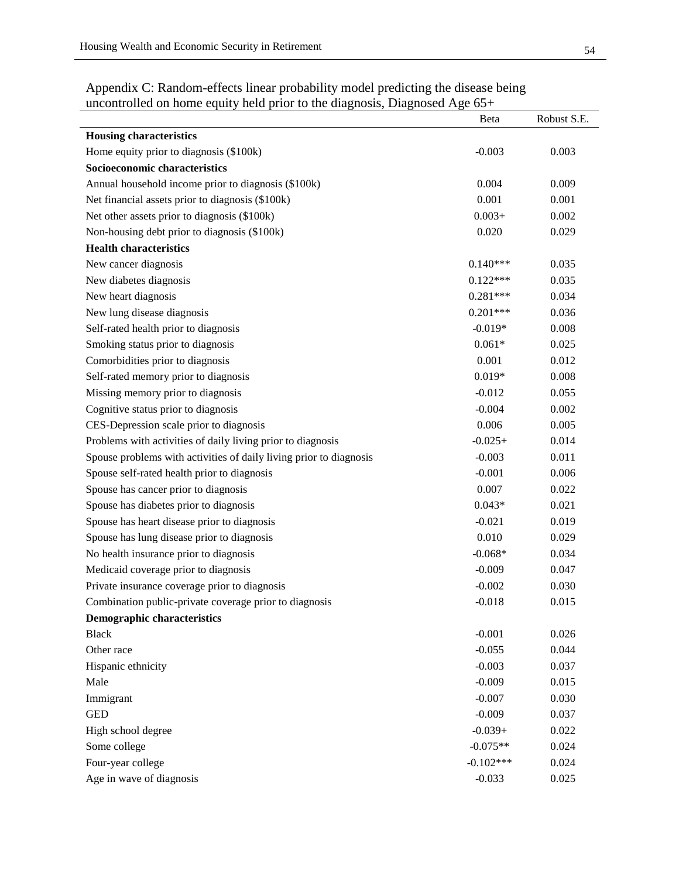Appendix C: Random-effects linear probability model predicting the disease being uncontrolled on home equity held prior to the diagnosis, Diagnosed Age 65+

| | Beta | Robust S.E. |
|---|---|---|
| **Housing characteristics** | | |
| Home equity prior to diagnosis ($100k) | -0.003 | 0.003 |
| **Socioeconomic characteristics** | | |
| Annual household income prior to diagnosis ($100k) | 0.004 | 0.009 |
| Net financial assets prior to diagnosis ($100k) | 0.001 | 0.001 |
| Net other assets prior to diagnosis ($100k) | 0.003+ | 0.002 |
| Non-housing debt prior to diagnosis ($100k) | 0.020 | 0.029 |
| **Health characteristics** | | |
| New cancer diagnosis | 0.140*** | 0.035 |
| New diabetes diagnosis | 0.122*** | 0.035 |
| New heart diagnosis | 0.281*** | 0.034 |
| New lung disease diagnosis | 0.201*** | 0.036 |
| Self-rated health prior to diagnosis | -0.019* | 0.008 |
| Smoking status prior to diagnosis | 0.061* | 0.025 |
| Comorbidities prior to diagnosis | 0.001 | 0.012 |
| Self-rated memory prior to diagnosis | 0.019* | 0.008 |
| Missing memory prior to diagnosis | -0.012 | 0.055 |
| Cognitive status prior to diagnosis | -0.004 | 0.002 |
| CES-Depression scale prior to diagnosis | 0.006 | 0.005 |
| Problems with activities of daily living prior to diagnosis | -0.025+ | 0.014 |
| Spouse problems with activities of daily living prior to diagnosis | -0.003 | 0.011 |
| Spouse self-rated health prior to diagnosis | -0.001 | 0.006 |
| Spouse has cancer prior to diagnosis | 0.007 | 0.022 |
| Spouse has diabetes prior to diagnosis | 0.043* | 0.021 |
| Spouse has heart disease prior to diagnosis | -0.021 | 0.019 |
| Spouse has lung disease prior to diagnosis | 0.010 | 0.029 |
| No health insurance prior to diagnosis | -0.068* | 0.034 |
| Medicaid coverage prior to diagnosis | -0.009 | 0.047 |
| Private insurance coverage prior to diagnosis | -0.002 | 0.030 |
| Combination public-private coverage prior to diagnosis | -0.018 | 0.015 |
| **Demographic characteristics** | | |
| Black | -0.001 | 0.026 |
| Other race | -0.055 | 0.044 |
| Hispanic ethnicity | -0.003 | 0.037 |
| Male | -0.009 | 0.015 |
| Immigrant | -0.007 | 0.030 |
| GED | -0.009 | 0.037 |
| High school degree | -0.039+ | 0.022 |
| Some college | -0.075** | 0.024 |
| Four-year college | -0.102*** | 0.024 |
| Age in wave of diagnosis | -0.033 | 0.025 |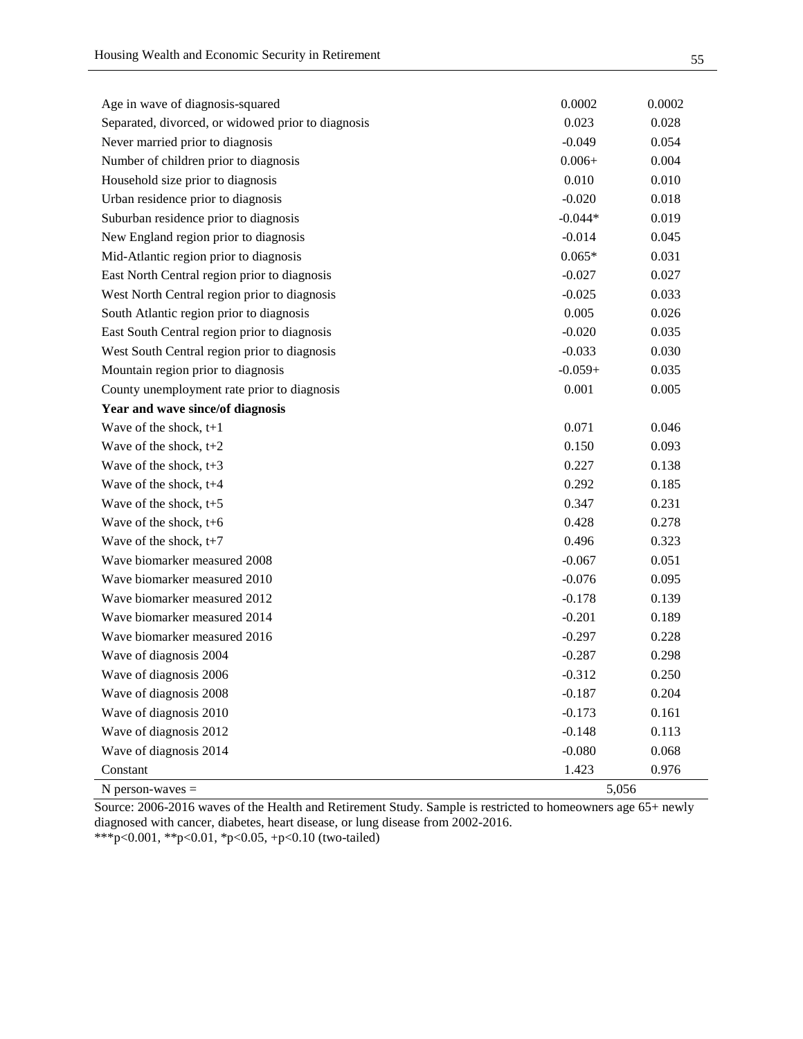| | | |
|---|---|---|
| Age in wave of diagnosis-squared | 0.0002 | 0.0002 |
| Separated, divorced, or widowed prior to diagnosis | 0.023 | 0.028 |
| Never married prior to diagnosis | -0.049 | 0.054 |
| Number of children prior to diagnosis | 0.006+ | 0.004 |
| Household size prior to diagnosis | 0.010 | 0.010 |
| Urban residence prior to diagnosis | -0.020 | 0.018 |
| Suburban residence prior to diagnosis | -0.044* | 0.019 |
| New England region prior to diagnosis | -0.014 | 0.045 |
| Mid-Atlantic region prior to diagnosis | 0.065* | 0.031 |
| East North Central region prior to diagnosis | -0.027 | 0.027 |
| West North Central region prior to diagnosis | -0.025 | 0.033 |
| South Atlantic region prior to diagnosis | 0.005 | 0.026 |
| East South Central region prior to diagnosis | -0.020 | 0.035 |
| West South Central region prior to diagnosis | -0.033 | 0.030 |
| Mountain region prior to diagnosis | -0.059+ | 0.035 |
| County unemployment rate prior to diagnosis | 0.001 | 0.005 |
| **Year and wave since/of diagnosis** | | |
| Wave of the shock, t+1 | 0.071 | 0.046 |
| Wave of the shock, t+2 | 0.150 | 0.093 |
| Wave of the shock, t+3 | 0.227 | 0.138 |
| Wave of the shock, t+4 | 0.292 | 0.185 |
| Wave of the shock, t+5 | 0.347 | 0.231 |
| Wave of the shock, t+6 | 0.428 | 0.278 |
| Wave of the shock, t+7 | 0.496 | 0.323 |
| Wave biomarker measured 2008 | -0.067 | 0.051 |
| Wave biomarker measured 2010 | -0.076 | 0.095 |
| Wave biomarker measured 2012 | -0.178 | 0.139 |
| Wave biomarker measured 2014 | -0.201 | 0.189 |
| Wave biomarker measured 2016 | -0.297 | 0.228 |
| Wave of diagnosis 2004 | -0.287 | 0.298 |
| Wave of diagnosis 2006 | -0.312 | 0.250 |
| Wave of diagnosis 2008 | -0.187 | 0.204 |
| Wave of diagnosis 2010 | -0.173 | 0.161 |
| Wave of diagnosis 2012 | -0.148 | 0.113 |
| Wave of diagnosis 2014 | -0.080 | 0.068 |
| Constant | 1.423 | 0.976 |
| N person-waves = | 5,056 | |

Source: 2006-2016 waves of the Health and Retirement Study. Sample is restricted to homeowners age 65+ newly diagnosed with cancer, diabetes, heart disease, or lung disease from 2002-2016.
***p<0.001, **p<0.01, *p<0.05, +p<0.10 (two-tailed)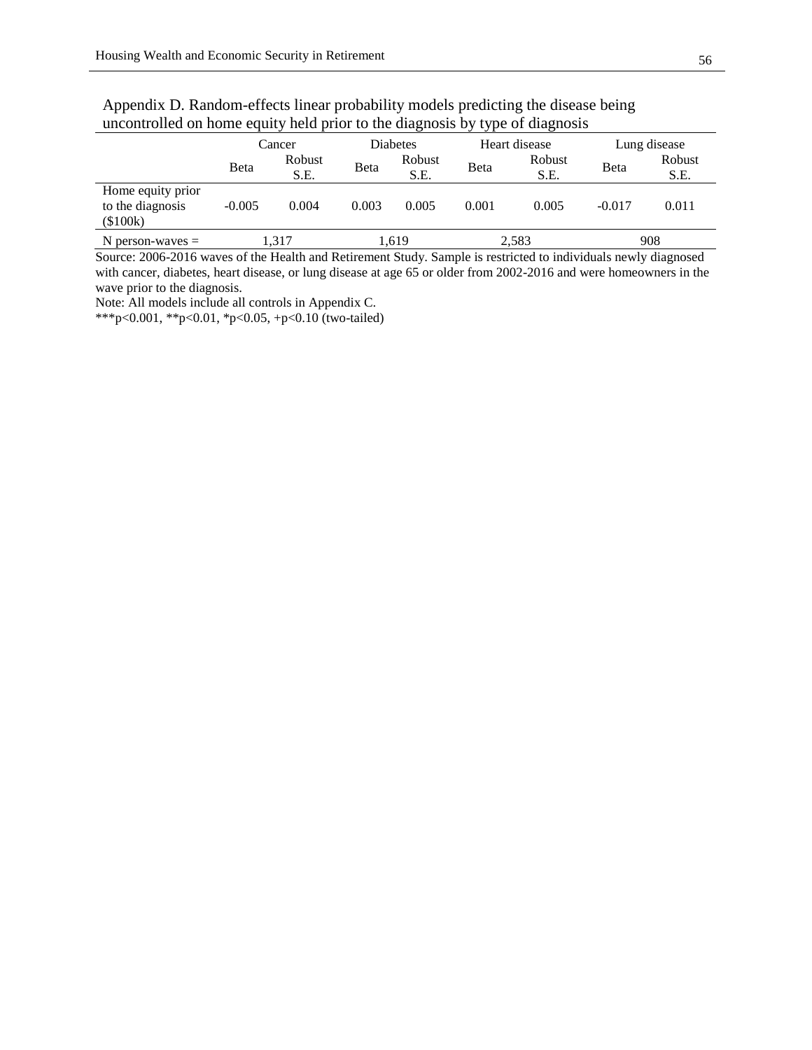Appendix D. Random-effects linear probability models predicting the disease being uncontrolled on home equity held prior to the diagnosis by type of diagnosis

| | Cancer | | Diabetes | | Heart disease | | Lung disease | |
|---|---|---|---|---|---|---|---|---|
| | Beta | Robust S.E. | Beta | Robust S.E. | Beta | Robust S.E. | Beta | Robust S.E. |
| Home equity prior to the diagnosis ($100k) | -0.005 | 0.004 | 0.003 | 0.005 | 0.001 | 0.005 | -0.017 | 0.011 |
| N person-waves = | 1,317 | | 1,619 | | 2,583 | | 908 | |

Source: 2006-2016 waves of the Health and Retirement Study. Sample is restricted to individuals newly diagnosed with cancer, diabetes, heart disease, or lung disease at age 65 or older from 2002-2016 and were homeowners in the wave prior to the diagnosis.

Note: All models include all controls in Appendix C.

***p<0.001, **p<0.01, *p<0.05, +p<0.10 (two-tailed)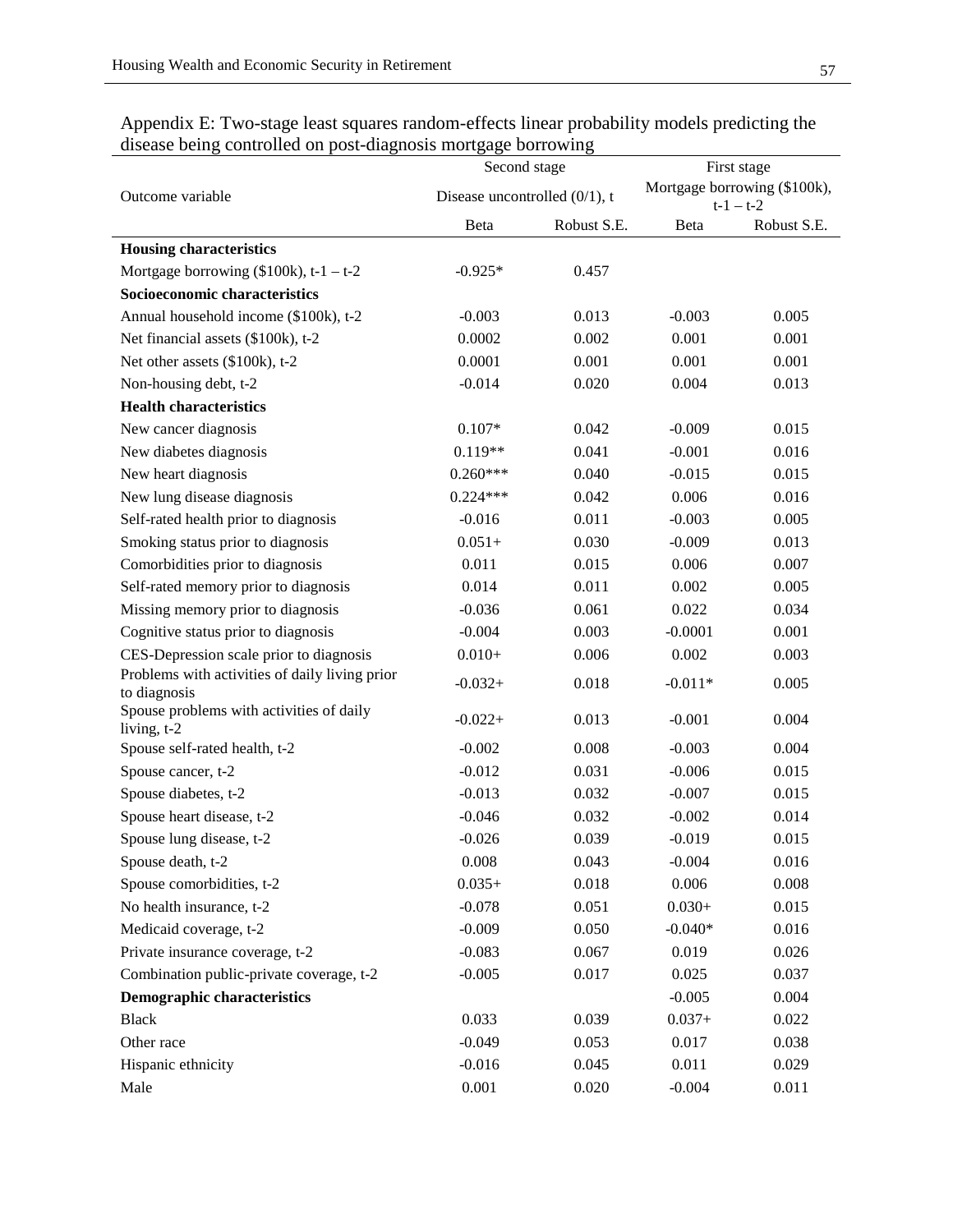Appendix E: Two-stage least squares random-effects linear probability models predicting the disease being controlled on post-diagnosis mortgage borrowing

| | Second stage | | First stage | |
|---|---|---|---|---|
| Outcome variable | Disease uncontrolled (0/1), t | | Mortgage borrowing ($100k), t-1 – t-2 | |
| | Beta | Robust S.E. | Beta | Robust S.E. |
| **Housing characteristics** | | | | |
| Mortgage borrowing ($100k), t-1 – t-2 | -0.925* | 0.457 | | |
| **Socioeconomic characteristics** | | | | |
| Annual household income ($100k), t-2 | -0.003 | 0.013 | -0.003 | 0.005 |
| Net financial assets ($100k), t-2 | 0.0002 | 0.002 | 0.001 | 0.001 |
| Net other assets ($100k), t-2 | 0.0001 | 0.001 | 0.001 | 0.001 |
| Non-housing debt, t-2 | -0.014 | 0.020 | 0.004 | 0.013 |
| **Health characteristics** | | | | |
| New cancer diagnosis | 0.107* | 0.042 | -0.009 | 0.015 |
| New diabetes diagnosis | 0.119** | 0.041 | -0.001 | 0.016 |
| New heart diagnosis | 0.260*** | 0.040 | -0.015 | 0.015 |
| New lung disease diagnosis | 0.224*** | 0.042 | 0.006 | 0.016 |
| Self-rated health prior to diagnosis | -0.016 | 0.011 | -0.003 | 0.005 |
| Smoking status prior to diagnosis | 0.051+ | 0.030 | -0.009 | 0.013 |
| Comorbidities prior to diagnosis | 0.011 | 0.015 | 0.006 | 0.007 |
| Self-rated memory prior to diagnosis | 0.014 | 0.011 | 0.002 | 0.005 |
| Missing memory prior to diagnosis | -0.036 | 0.061 | 0.022 | 0.034 |
| Cognitive status prior to diagnosis | -0.004 | 0.003 | -0.0001 | 0.001 |
| CES-Depression scale prior to diagnosis | 0.010+ | 0.006 | 0.002 | 0.003 |
| Problems with activities of daily living prior to diagnosis | -0.032+ | 0.018 | -0.011* | 0.005 |
| Spouse problems with activities of daily living, t-2 | -0.022+ | 0.013 | -0.001 | 0.004 |
| Spouse self-rated health, t-2 | -0.002 | 0.008 | -0.003 | 0.004 |
| Spouse cancer, t-2 | -0.012 | 0.031 | -0.006 | 0.015 |
| Spouse diabetes, t-2 | -0.013 | 0.032 | -0.007 | 0.015 |
| Spouse heart disease, t-2 | -0.046 | 0.032 | -0.002 | 0.014 |
| Spouse lung disease, t-2 | -0.026 | 0.039 | -0.019 | 0.015 |
| Spouse death, t-2 | 0.008 | 0.043 | -0.004 | 0.016 |
| Spouse comorbidities, t-2 | 0.035+ | 0.018 | 0.006 | 0.008 |
| No health insurance, t-2 | -0.078 | 0.051 | 0.030+ | 0.015 |
| Medicaid coverage, t-2 | -0.009 | 0.050 | -0.040* | 0.016 |
| Private insurance coverage, t-2 | -0.083 | 0.067 | 0.019 | 0.026 |
| Combination public-private coverage, t-2 | -0.005 | 0.017 | 0.025 | 0.037 |
| **Demographic characteristics** | | | -0.005 | 0.004 |
| Black | 0.033 | 0.039 | 0.037+ | 0.022 |
| Other race | -0.049 | 0.053 | 0.017 | 0.038 |
| Hispanic ethnicity | -0.016 | 0.045 | 0.011 | 0.029 |
| Male | 0.001 | 0.020 | -0.004 | 0.011 |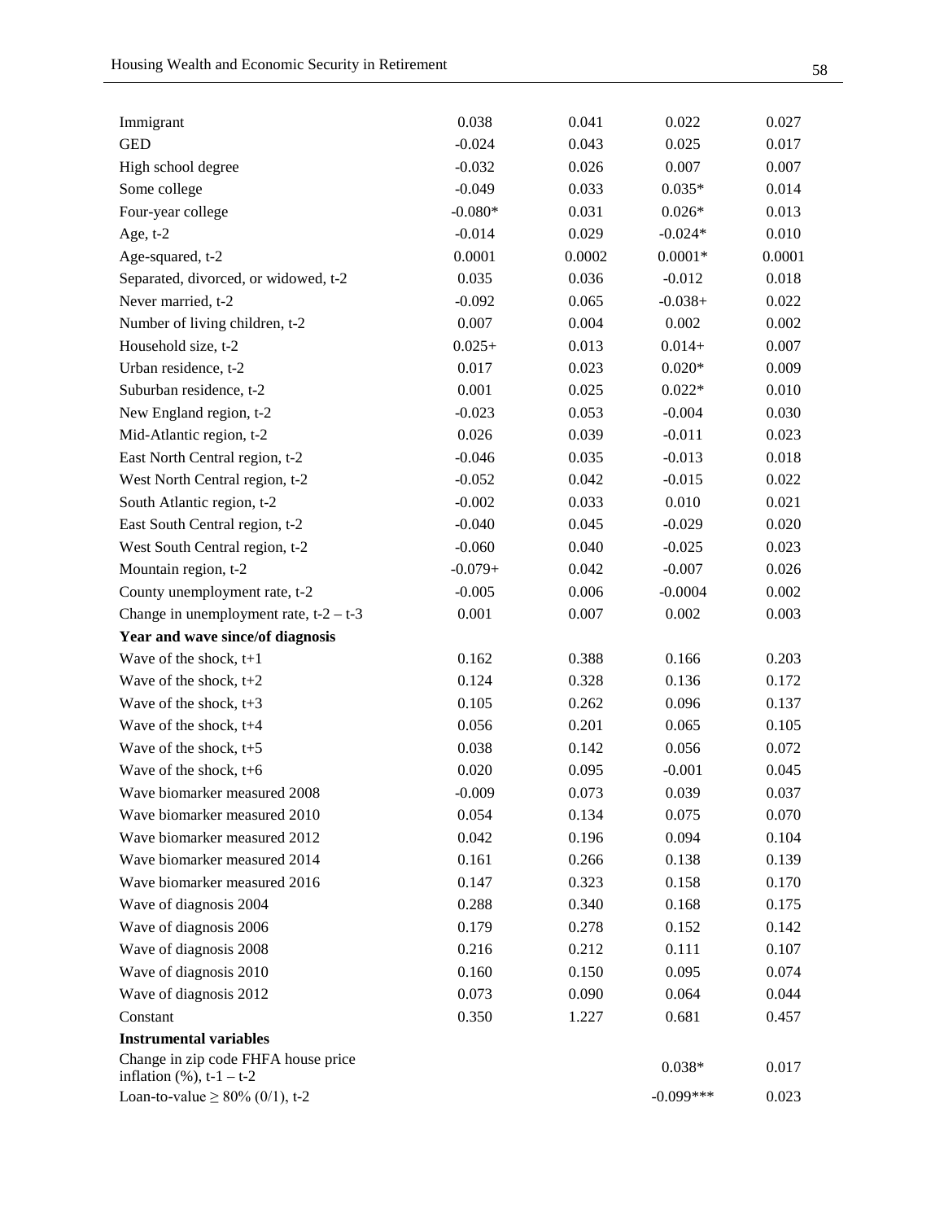| | | | | |
|---|---|---|---|---|
| Immigrant | 0.038 | 0.041 | 0.022 | 0.027 |
| GED | -0.024 | 0.043 | 0.025 | 0.017 |
| High school degree | -0.032 | 0.026 | 0.007 | 0.007 |
| Some college | -0.049 | 0.033 | 0.035* | 0.014 |
| Four-year college | -0.080* | 0.031 | 0.026* | 0.013 |
| Age, t-2 | -0.014 | 0.029 | -0.024* | 0.010 |
| Age-squared, t-2 | 0.0001 | 0.0002 | 0.0001* | 0.0001 |
| Separated, divorced, or widowed, t-2 | 0.035 | 0.036 | -0.012 | 0.018 |
| Never married, t-2 | -0.092 | 0.065 | -0.038+ | 0.022 |
| Number of living children, t-2 | 0.007 | 0.004 | 0.002 | 0.002 |
| Household size, t-2 | 0.025+ | 0.013 | 0.014+ | 0.007 |
| Urban residence, t-2 | 0.017 | 0.023 | 0.020* | 0.009 |
| Suburban residence, t-2 | 0.001 | 0.025 | 0.022* | 0.010 |
| New England region, t-2 | -0.023 | 0.053 | -0.004 | 0.030 |
| Mid-Atlantic region, t-2 | 0.026 | 0.039 | -0.011 | 0.023 |
| East North Central region, t-2 | -0.046 | 0.035 | -0.013 | 0.018 |
| West North Central region, t-2 | -0.052 | 0.042 | -0.015 | 0.022 |
| South Atlantic region, t-2 | -0.002 | 0.033 | 0.010 | 0.021 |
| East South Central region, t-2 | -0.040 | 0.045 | -0.029 | 0.020 |
| West South Central region, t-2 | -0.060 | 0.040 | -0.025 | 0.023 |
| Mountain region, t-2 | -0.079+ | 0.042 | -0.007 | 0.026 |
| County unemployment rate, t-2 | -0.005 | 0.006 | -0.0004 | 0.002 |
| Change in unemployment rate, t-2 – t-3 | 0.001 | 0.007 | 0.002 | 0.003 |
| **Year and wave since/of diagnosis** | | | | |
| Wave of the shock, t+1 | 0.162 | 0.388 | 0.166 | 0.203 |
| Wave of the shock, t+2 | 0.124 | 0.328 | 0.136 | 0.172 |
| Wave of the shock, t+3 | 0.105 | 0.262 | 0.096 | 0.137 |
| Wave of the shock, t+4 | 0.056 | 0.201 | 0.065 | 0.105 |
| Wave of the shock, t+5 | 0.038 | 0.142 | 0.056 | 0.072 |
| Wave of the shock, t+6 | 0.020 | 0.095 | -0.001 | 0.045 |
| Wave biomarker measured 2008 | -0.009 | 0.073 | 0.039 | 0.037 |
| Wave biomarker measured 2010 | 0.054 | 0.134 | 0.075 | 0.070 |
| Wave biomarker measured 2012 | 0.042 | 0.196 | 0.094 | 0.104 |
| Wave biomarker measured 2014 | 0.161 | 0.266 | 0.138 | 0.139 |
| Wave biomarker measured 2016 | 0.147 | 0.323 | 0.158 | 0.170 |
| Wave of diagnosis 2004 | 0.288 | 0.340 | 0.168 | 0.175 |
| Wave of diagnosis 2006 | 0.179 | 0.278 | 0.152 | 0.142 |
| Wave of diagnosis 2008 | 0.216 | 0.212 | 0.111 | 0.107 |
| Wave of diagnosis 2010 | 0.160 | 0.150 | 0.095 | 0.074 |
| Wave of diagnosis 2012 | 0.073 | 0.090 | 0.064 | 0.044 |
| Constant | 0.350 | 1.227 | 0.681 | 0.457 |
| **Instrumental variables** | | | | |
| Change in zip code FHFA house price inflation (%), t-1 – t-2 | | | 0.038* | 0.017 |
| Loan-to-value ≥ 80% (0/1), t-2 | | | -0.099*** | 0.023 |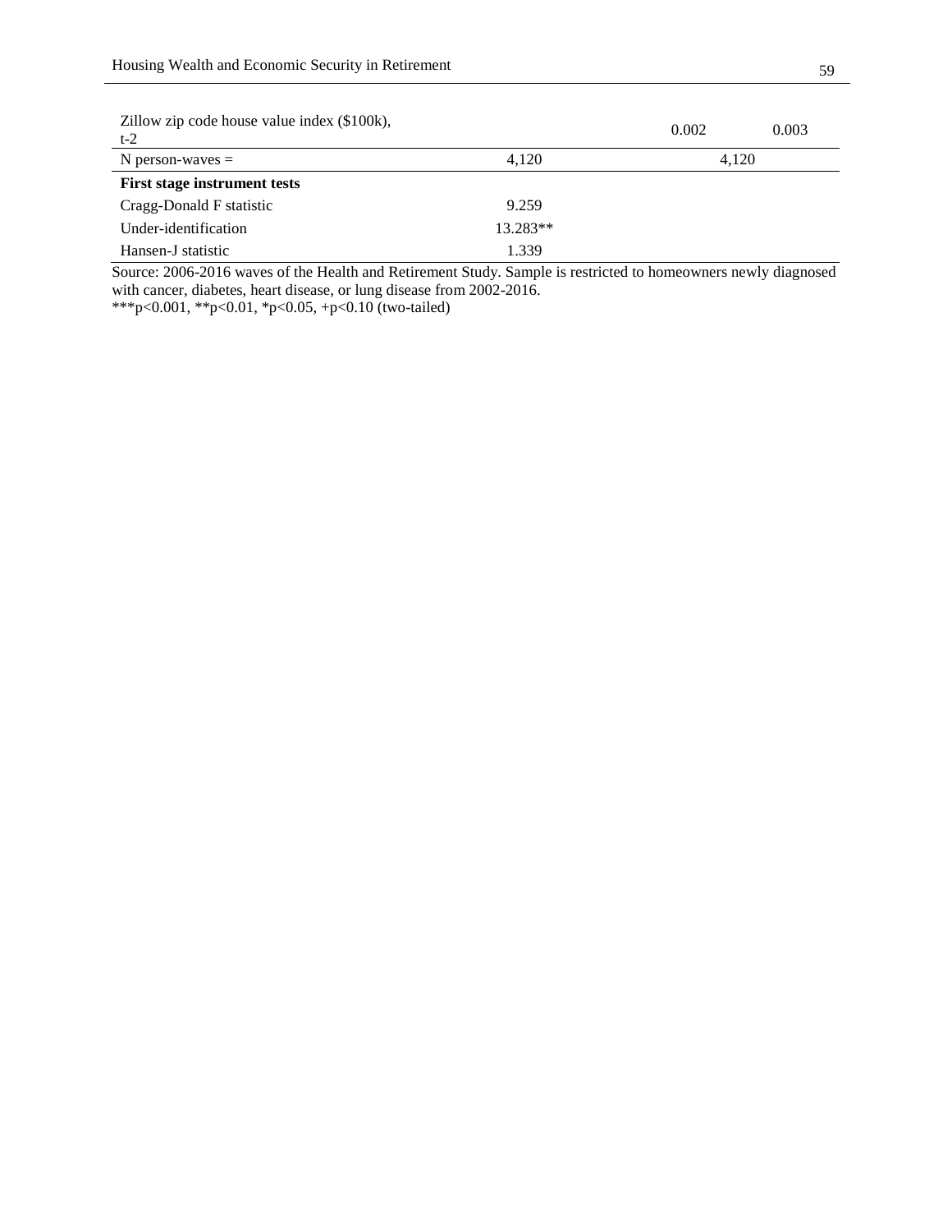| | | | |
|---|---|---|---|
| Zillow zip code house value index ($100k), t-2 | | 0.002 | 0.003 |
| N person-waves = | 4,120 | 4,120 | |
| **First stage instrument tests** | | | |
| Cragg-Donald F statistic | 9.259 | | |
| Under-identification | 13.283** | | |
| Hansen-J statistic | 1.339 | | |

Source: 2006-2016 waves of the Health and Retirement Study. Sample is restricted to homeowners newly diagnosed with cancer, diabetes, heart disease, or lung disease from 2002-2016.
***p<0.001, **p<0.01, *p<0.05, +p<0.10 (two-tailed)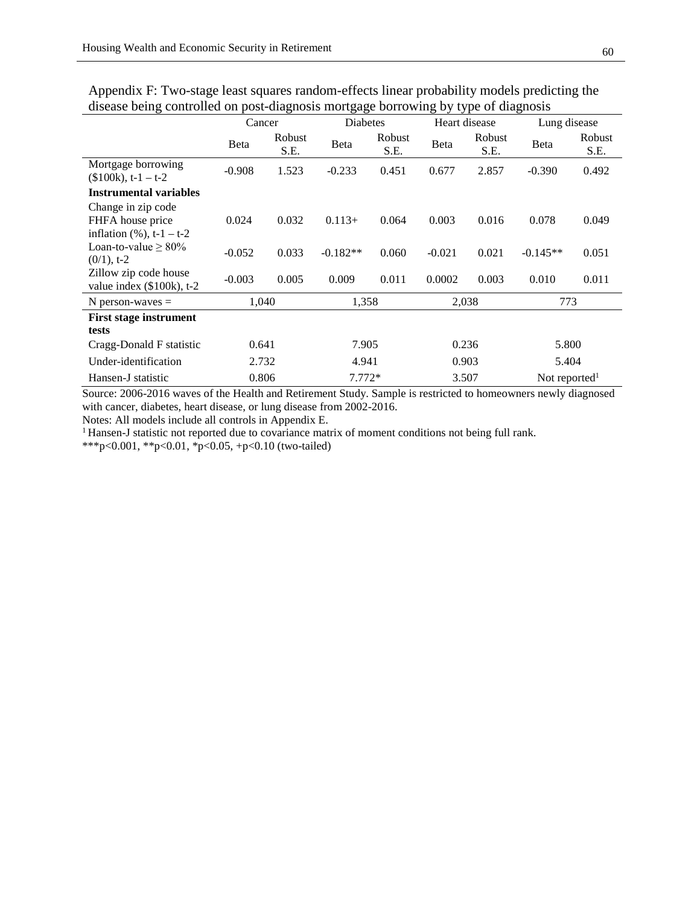Appendix F: Two-stage least squares random-effects linear probability models predicting the disease being controlled on post-diagnosis mortgage borrowing by type of diagnosis

| | Cancer | | Diabetes | | Heart disease | | Lung disease | |
|---|---|---|---|---|---|---|---|---|
| | Beta | Robust S.E. | Beta | Robust S.E. | Beta | Robust S.E. | Beta | Robust S.E. |
| Mortgage borrowing ($100k), t-1 – t-2 | -0.908 | 1.523 | -0.233 | 0.451 | 0.677 | 2.857 | -0.390 | 0.492 |
| **Instrumental variables** | | | | | | | | |
| Change in zip code FHFA house price inflation (%), t-1 – t-2 | 0.024 | 0.032 | 0.113+ | 0.064 | 0.003 | 0.016 | 0.078 | 0.049 |
| Loan-to-value ≥ 80% (0/1), t-2 | -0.052 | 0.033 | -0.182** | 0.060 | -0.021 | 0.021 | -0.145** | 0.051 |
| Zillow zip code house value index ($100k), t-2 | -0.003 | 0.005 | 0.009 | 0.011 | 0.0002 | 0.003 | 0.010 | 0.011 |
| N person-waves = | 1,040 | | 1,358 | | 2,038 | | 773 | |
| **First stage instrument tests** | | | | | | | | |
| Cragg-Donald F statistic | 0.641 | | 7.905 | | 0.236 | | 5.800 | |
| Under-identification | 2.732 | | 4.941 | | 0.903 | | 5.404 | |
| Hansen-J statistic | 0.806 | | 7.772* | | 3.507 | | Not reported[1] | |

Source: 2006-2016 waves of the Health and Retirement Study. Sample is restricted to homeowners newly diagnosed with cancer, diabetes, heart disease, or lung disease from 2002-2016.

Notes: All models include all controls in Appendix E.

[1] Hansen-J statistic not reported due to covariance matrix of moment conditions not being full rank.

***p<0.001, **p<0.01, *p<0.05, +p<0.10 (two-tailed)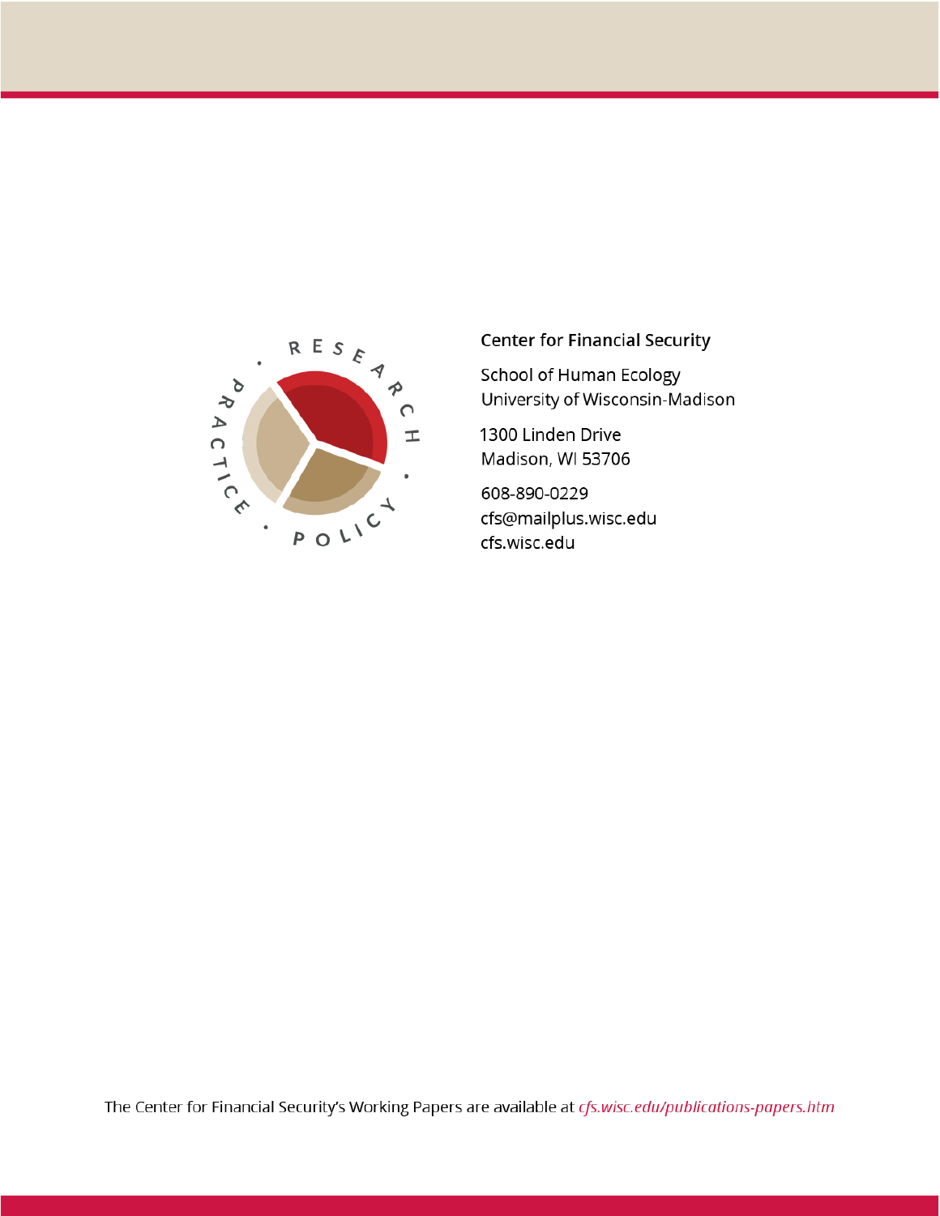RESEARCH · POLICY · PRACTICE

**Center for Financial Security**

School of Human Ecology
University of Wisconsin-Madison

1300 Linden Drive
Madison, WI 53706

608-890-0229
cfs@mailplus.wisc.edu
cfs.wisc.edu

The Center for Financial Security's Working Papers are available at *cfs.wisc.edu/publications-papers.htm*